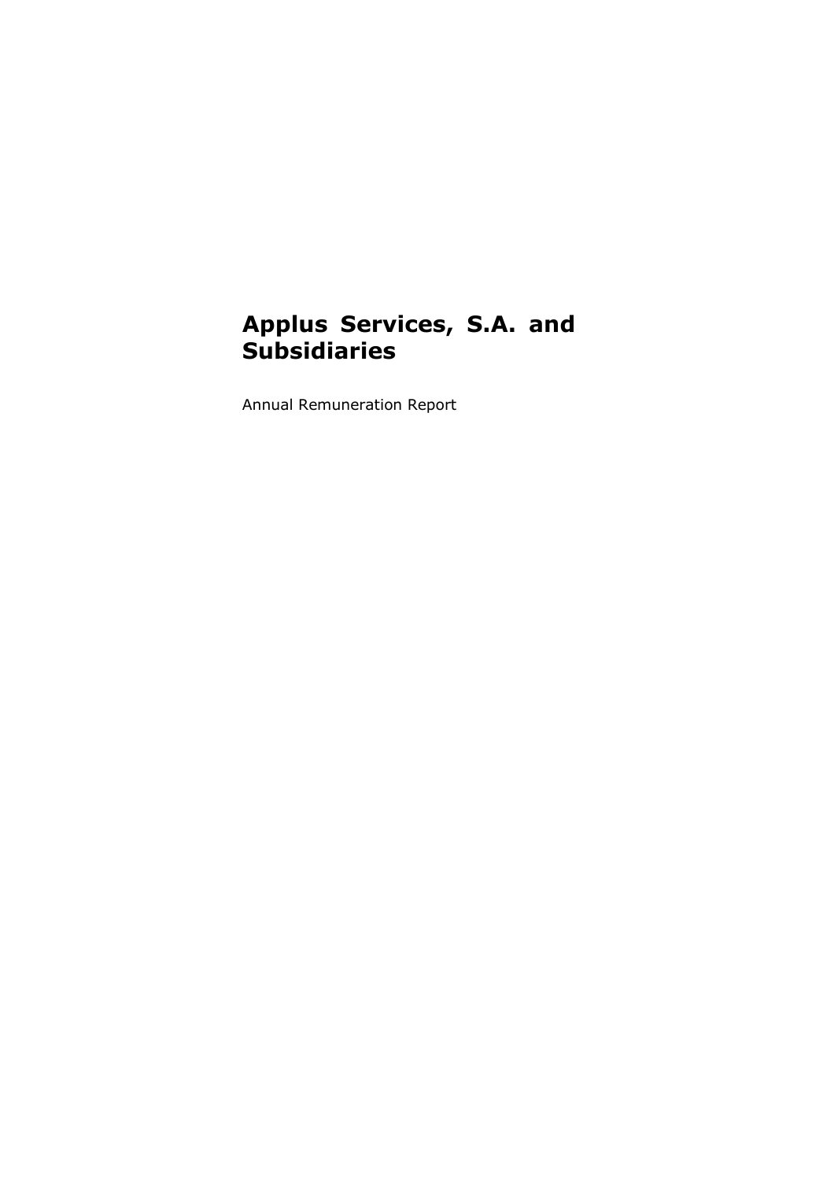# Applus Services, S.A. and Subsidiaries

Annual Remuneration Report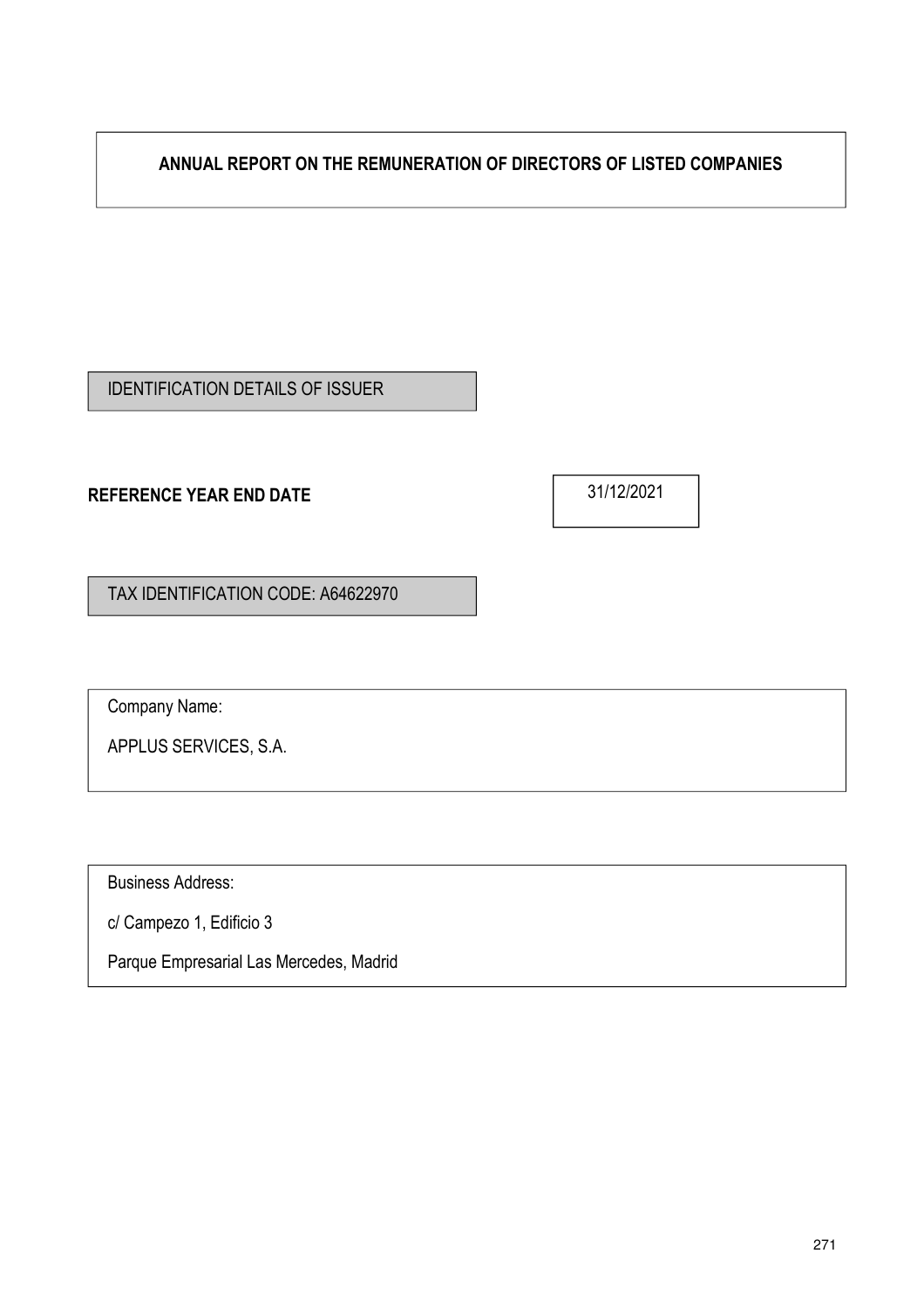# ANNUAL REPORT ON THE REMUNERATION OF DIRECTORS OF LISTED COMPANIES

IDENTIFICATION DETAILS OF ISSUER

**REFERENCE YEAR END DATE** 31/12/2021

TAX IDENTIFICATION CODE: A64622970

Company Name:

APPLUS SERVICES, S.A.

Business Address:

c/ Campezo 1, Edificio 3

Parque Empresarial Las Mercedes, Madrid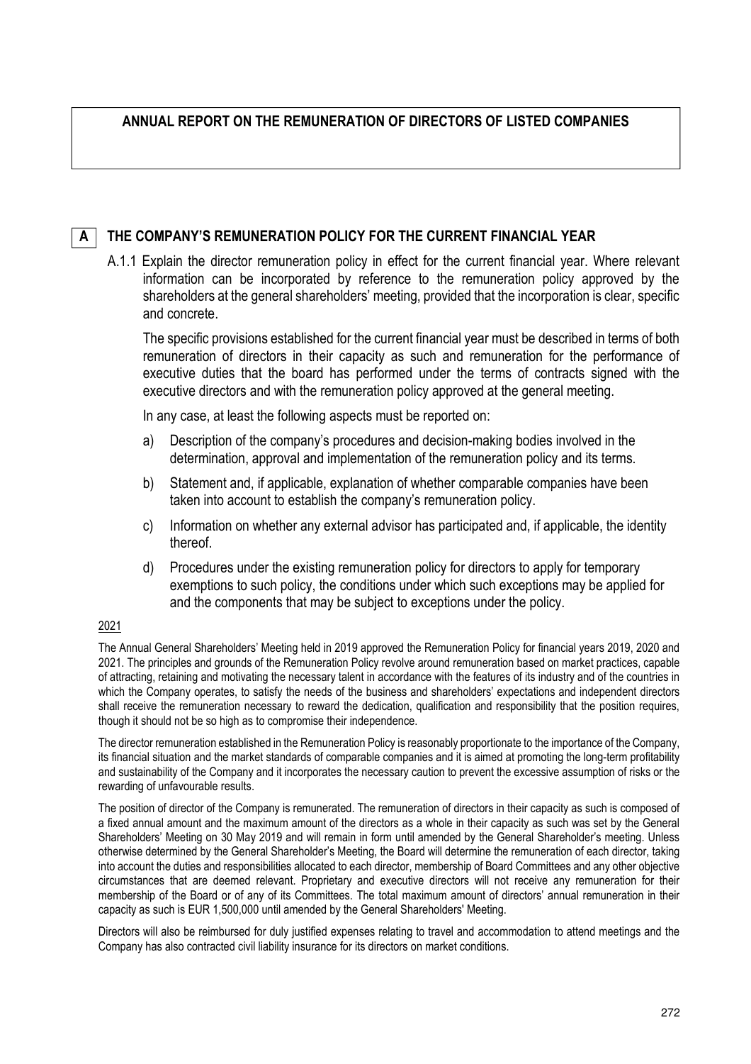# ANNUAL REPORT ON THE REMUNERATION OF DIRECTORS OF LISTED COMPANIES

## A THE COMPANY'S REMUNERATION POLICY FOR THE CURRENT FINANCIAL YEAR

A.1.1 Explain the director remuneration policy in effect for the current financial year. Where relevant information can be incorporated by reference to the remuneration policy approved by the shareholders at the general shareholders' meeting, provided that the incorporation is clear, specific and concrete.

The specific provisions established for the current financial year must be described in terms of both remuneration of directors in their capacity as such and remuneration for the performance of executive duties that the board has performed under the terms of contracts signed with the executive directors and with the remuneration policy approved at the general meeting.

In any case, at least the following aspects must be reported on:

a) Description of the company's procedures and decision-making bodies involved in the determination, approval and implementation of the remuneration policy and its terms.

b) Statement and, if applicable, explanation of whether comparable companies have been taken into account to establish the company's remuneration policy.

c) Information on whether any external advisor has participated and, if applicable, the identity thereof.

d) Procedures under the existing remuneration policy for directors to apply for temporary exemptions to such policy, the conditions under which such exceptions may be applied for and the components that may be subject to exceptions under the policy.

2021

The Annual General Shareholders' Meeting held in 2019 approved the Remuneration Policy for financial years 2019, 2020 and 2021. The principles and grounds of the Remuneration Policy revolve around remuneration based on market practices, capable of attracting, retaining and motivating the necessary talent in accordance with the features of its industry and of the countries in which the Company operates, to satisfy the needs of the business and shareholders' expectations and independent directors shall receive the remuneration necessary to reward the dedication, qualification and responsibility that the position requires, though it should not be so high as to compromise their independence.

The director remuneration established in the Remuneration Policy is reasonably proportionate to the importance of the Company, its financial situation and the market standards of comparable companies and it is aimed at promoting the long-term profitability and sustainability of the Company and it incorporates the necessary caution to prevent the excessive assumption of risks or the rewarding of unfavourable results.

The position of director of the Company is remunerated. The remuneration of directors in their capacity as such is composed of a fixed annual amount and the maximum amount of the directors as a whole in their capacity as such was set by the General Shareholders' Meeting on 30 May 2019 and will remain in form until amended by the General Shareholder's meeting. Unless otherwise determined by the General Shareholder's Meeting, the Board will determine the remuneration of each director, taking into account the duties and responsibilities allocated to each director, membership of Board Committees and any other objective circumstances that are deemed relevant. Proprietary and executive directors will not receive any remuneration for their membership of the Board or of any of its Committees. The total maximum amount of directors' annual remuneration in their capacity as such is EUR 1,500,000 until amended by the General Shareholders' Meeting.

Directors will also be reimbursed for duly justified expenses relating to travel and accommodation to attend meetings and the Company has also contracted civil liability insurance for its directors on market conditions.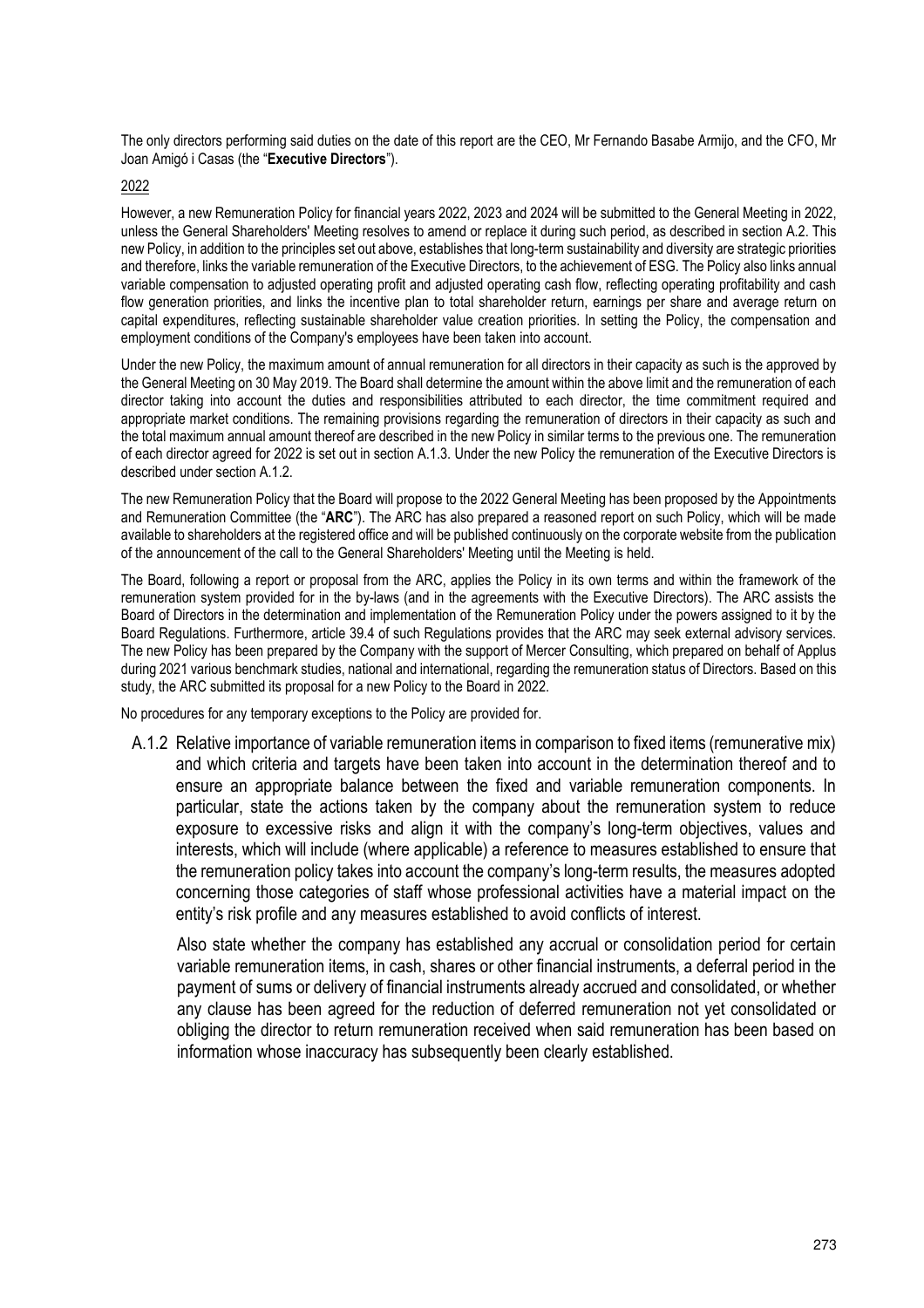The only directors performing said duties on the date of this report are the CEO, Mr Fernando Basabe Armijo, and the CFO, Mr Joan Amigó i Casas (the "**Executive Directors**").

2022

However, a new Remuneration Policy for financial years 2022, 2023 and 2024 will be submitted to the General Meeting in 2022, unless the General Shareholders' Meeting resolves to amend or replace it during such period, as described in section A.2. This new Policy, in addition to the principles set out above, establishes that long-term sustainability and diversity are strategic priorities and therefore, links the variable remuneration of the Executive Directors, to the achievement of ESG. The Policy also links annual variable compensation to adjusted operating profit and adjusted operating cash flow, reflecting operating profitability and cash flow generation priorities, and links the incentive plan to total shareholder return, earnings per share and average return on capital expenditures, reflecting sustainable shareholder value creation priorities. In setting the Policy, the compensation and employment conditions of the Company's employees have been taken into account.

Under the new Policy, the maximum amount of annual remuneration for all directors in their capacity as such is the approved by the General Meeting on 30 May 2019. The Board shall determine the amount within the above limit and the remuneration of each director taking into account the duties and responsibilities attributed to each director, the time commitment required and appropriate market conditions. The remaining provisions regarding the remuneration of directors in their capacity as such and the total maximum annual amount thereof are described in the new Policy in similar terms to the previous one. The remuneration of each director agreed for 2022 is set out in section A.1.3. Under the new Policy the remuneration of the Executive Directors is described under section A.1.2.

The new Remuneration Policy that the Board will propose to the 2022 General Meeting has been proposed by the Appointments and Remuneration Committee (the "**ARC**"). The ARC has also prepared a reasoned report on such Policy, which will be made available to shareholders at the registered office and will be published continuously on the corporate website from the publication of the announcement of the call to the General Shareholders' Meeting until the Meeting is held.

The Board, following a report or proposal from the ARC, applies the Policy in its own terms and within the framework of the remuneration system provided for in the by-laws (and in the agreements with the Executive Directors). The ARC assists the Board of Directors in the determination and implementation of the Remuneration Policy under the powers assigned to it by the Board Regulations. Furthermore, article 39.4 of such Regulations provides that the ARC may seek external advisory services. The new Policy has been prepared by the Company with the support of Mercer Consulting, which prepared on behalf of Applus during 2021 various benchmark studies, national and international, regarding the remuneration status of Directors. Based on this study, the ARC submitted its proposal for a new Policy to the Board in 2022.

No procedures for any temporary exceptions to the Policy are provided for.

A.1.2 Relative importance of variable remuneration items in comparison to fixed items (remunerative mix) and which criteria and targets have been taken into account in the determination thereof and to ensure an appropriate balance between the fixed and variable remuneration components. In particular, state the actions taken by the company about the remuneration system to reduce exposure to excessive risks and align it with the company's long-term objectives, values and interests, which will include (where applicable) a reference to measures established to ensure that the remuneration policy takes into account the company's long-term results, the measures adopted concerning those categories of staff whose professional activities have a material impact on the entity's risk profile and any measures established to avoid conflicts of interest.

Also state whether the company has established any accrual or consolidation period for certain variable remuneration items, in cash, shares or other financial instruments, a deferral period in the payment of sums or delivery of financial instruments already accrued and consolidated, or whether any clause has been agreed for the reduction of deferred remuneration not yet consolidated or obliging the director to return remuneration received when said remuneration has been based on information whose inaccuracy has subsequently been clearly established.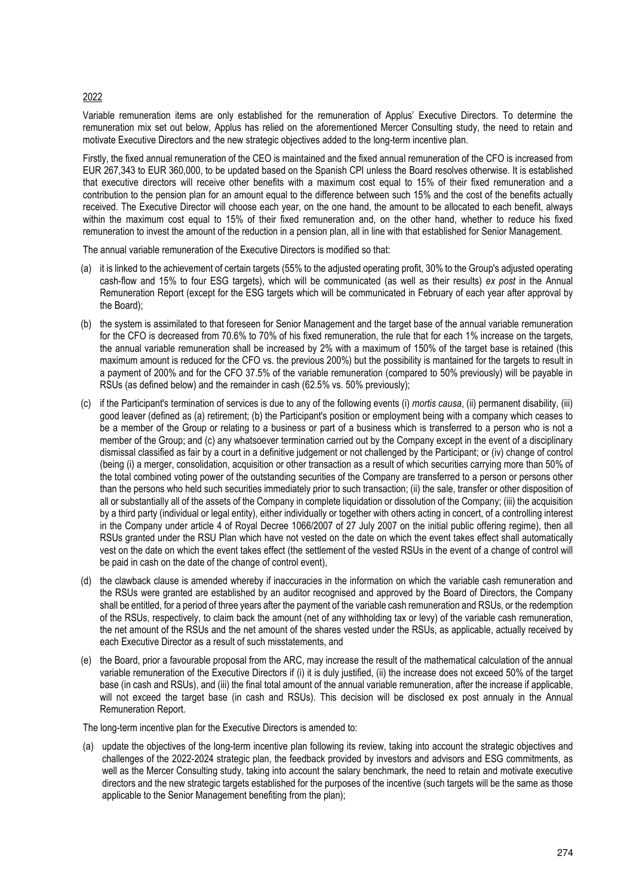2022

Variable remuneration items are only established for the remuneration of Applus' Executive Directors. To determine the remuneration mix set out below, Applus has relied on the aforementioned Mercer Consulting study, the need to retain and motivate Executive Directors and the new strategic objectives added to the long-term incentive plan.

Firstly, the fixed annual remuneration of the CEO is maintained and the fixed annual remuneration of the CFO is increased from EUR 267,343 to EUR 360,000, to be updated based on the Spanish CPI unless the Board resolves otherwise. It is established that executive directors will receive other benefits with a maximum cost equal to 15% of their fixed remuneration and a contribution to the pension plan for an amount equal to the difference between such 15% and the cost of the benefits actually received. The Executive Director will choose each year, on the one hand, the amount to be allocated to each benefit, always within the maximum cost equal to 15% of their fixed remuneration and, on the other hand, whether to reduce his fixed remuneration to invest the amount of the reduction in a pension plan, all in line with that established for Senior Management.

The annual variable remuneration of the Executive Directors is modified so that:

(a) it is linked to the achievement of certain targets (55% to the adjusted operating profit, 30% to the Group's adjusted operating cash-flow and 15% to four ESG targets), which will be communicated (as well as their results) *ex post* in the Annual Remuneration Report (except for the ESG targets which will be communicated in February of each year after approval by the Board);

(b) the system is assimilated to that foreseen for Senior Management and the target base of the annual variable remuneration for the CFO is decreased from 70.6% to 70% of his fixed remuneration, the rule that for each 1% increase on the targets, the annual variable remuneration shall be increased by 2% with a maximum of 150% of the target base is retained (this maximum amount is reduced for the CFO vs. the previous 200%) but the possibility is mantained for the targets to result in a payment of 200% and for the CFO 37.5% of the variable remuneration (compared to 50% previously) will be payable in RSUs (as defined below) and the remainder in cash (62.5% vs. 50% previously);

(c) if the Participant's termination of services is due to any of the following events (i) *mortis causa*, (ii) permanent disability, (iii) good leaver (defined as (a) retirement; (b) the Participant's position or employment being with a company which ceases to be a member of the Group or relating to a business or part of a business which is transferred to a person who is not a member of the Group; and (c) any whatsoever termination carried out by the Company except in the event of a disciplinary dismissal classified as fair by a court in a definitive judgement or not challenged by the Participant; or (iv) change of control (being (i) a merger, consolidation, acquisition or other transaction as a result of which securities carrying more than 50% of the total combined voting power of the outstanding securities of the Company are transferred to a person or persons other than the persons who held such securities immediately prior to such transaction; (ii) the sale, transfer or other disposition of all or substantially all of the assets of the Company in complete liquidation or dissolution of the Company; (iii) the acquisition by a third party (individual or legal entity), either individually or together with others acting in concert, of a controlling interest in the Company under article 4 of Royal Decree 1066/2007 of 27 July 2007 on the initial public offering regime), then all RSUs granted under the RSU Plan which have not vested on the date on which the event takes effect shall automatically vest on the date on which the event takes effect (the settlement of the vested RSUs in the event of a change of control will be paid in cash on the date of the change of control event),

(d) the clawback clause is amended whereby if inaccuracies in the information on which the variable cash remuneration and the RSUs were granted are established by an auditor recognised and approved by the Board of Directors, the Company shall be entitled, for a period of three years after the payment of the variable cash remuneration and RSUs, or the redemption of the RSUs, respectively, to claim back the amount (net of any withholding tax or levy) of the variable cash remuneration, the net amount of the RSUs and the net amount of the shares vested under the RSUs, as applicable, actually received by each Executive Director as a result of such misstatements, and

(e) the Board, prior a favourable proposal from the ARC, may increase the result of the mathematical calculation of the annual variable remuneration of the Executive Directors if (i) it is duly justified, (ii) the increase does not exceed 50% of the target base (in cash and RSUs), and (iii) the final total amount of the annual variable remuneration, after the increase if applicable, will not exceed the target base (in cash and RSUs). This decision will be disclosed ex post annualy in the Annual Remuneration Report.

The long-term incentive plan for the Executive Directors is amended to:

(a) update the objectives of the long-term incentive plan following its review, taking into account the strategic objectives and challenges of the 2022-2024 strategic plan, the feedback provided by investors and advisors and ESG commitments, as well as the Mercer Consulting study, taking into account the salary benchmark, the need to retain and motivate executive directors and the new strategic targets established for the purposes of the incentive (such targets will be the same as those applicable to the Senior Management benefiting from the plan);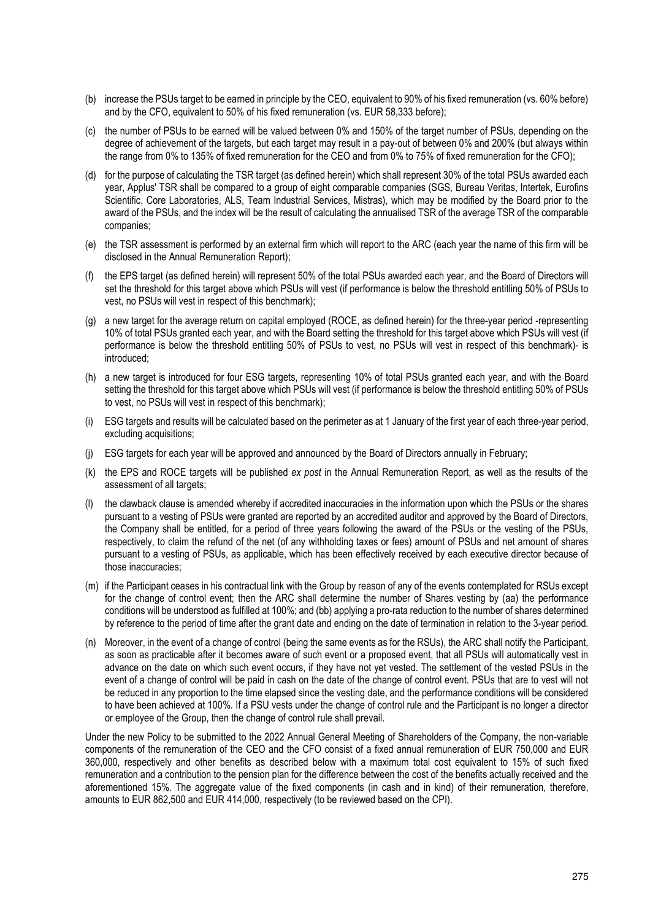(b) increase the PSUs target to be earned in principle by the CEO, equivalent to 90% of his fixed remuneration (vs. 60% before) and by the CFO, equivalent to 50% of his fixed remuneration (vs. EUR 58,333 before);

(c) the number of PSUs to be earned will be valued between 0% and 150% of the target number of PSUs, depending on the degree of achievement of the targets, but each target may result in a pay-out of between 0% and 200% (but always within the range from 0% to 135% of fixed remuneration for the CEO and from 0% to 75% of fixed remuneration for the CFO);

(d) for the purpose of calculating the TSR target (as defined herein) which shall represent 30% of the total PSUs awarded each year, Applus' TSR shall be compared to a group of eight comparable companies (SGS, Bureau Veritas, Intertek, Eurofins Scientific, Core Laboratories, ALS, Team Industrial Services, Mistras), which may be modified by the Board prior to the award of the PSUs, and the index will be the result of calculating the annualised TSR of the average TSR of the comparable companies;

(e) the TSR assessment is performed by an external firm which will report to the ARC (each year the name of this firm will be disclosed in the Annual Remuneration Report);

(f) the EPS target (as defined herein) will represent 50% of the total PSUs awarded each year, and the Board of Directors will set the threshold for this target above which PSUs will vest (if performance is below the threshold entitling 50% of PSUs to vest, no PSUs will vest in respect of this benchmark);

(g) a new target for the average return on capital employed (ROCE, as defined herein) for the three-year period -representing 10% of total PSUs granted each year, and with the Board setting the threshold for this target above which PSUs will vest (if performance is below the threshold entitling 50% of PSUs to vest, no PSUs will vest in respect of this benchmark)- is introduced;

(h) a new target is introduced for four ESG targets, representing 10% of total PSUs granted each year, and with the Board setting the threshold for this target above which PSUs will vest (if performance is below the threshold entitling 50% of PSUs to vest, no PSUs will vest in respect of this benchmark);

(i) ESG targets and results will be calculated based on the perimeter as at 1 January of the first year of each three-year period, excluding acquisitions;

(j) ESG targets for each year will be approved and announced by the Board of Directors annually in February;

(k) the EPS and ROCE targets will be published *ex post* in the Annual Remuneration Report, as well as the results of the assessment of all targets;

(l) the clawback clause is amended whereby if accredited inaccuracies in the information upon which the PSUs or the shares pursuant to a vesting of PSUs were granted are reported by an accredited auditor and approved by the Board of Directors, the Company shall be entitled, for a period of three years following the award of the PSUs or the vesting of the PSUs, respectively, to claim the refund of the net (of any withholding taxes or fees) amount of PSUs and net amount of shares pursuant to a vesting of PSUs, as applicable, which has been effectively received by each executive director because of those inaccuracies;

(m) if the Participant ceases in his contractual link with the Group by reason of any of the events contemplated for RSUs except for the change of control event; then the ARC shall determine the number of Shares vesting by (aa) the performance conditions will be understood as fulfilled at 100%; and (bb) applying a pro-rata reduction to the number of shares determined by reference to the period of time after the grant date and ending on the date of termination in relation to the 3-year period.

(n) Moreover, in the event of a change of control (being the same events as for the RSUs), the ARC shall notify the Participant, as soon as practicable after it becomes aware of such event or a proposed event, that all PSUs will automatically vest in advance on the date on which such event occurs, if they have not yet vested. The settlement of the vested PSUs in the event of a change of control will be paid in cash on the date of the change of control event. PSUs that are to vest will not be reduced in any proportion to the time elapsed since the vesting date, and the performance conditions will be considered to have been achieved at 100%. If a PSU vests under the change of control rule and the Participant is no longer a director or employee of the Group, then the change of control rule shall prevail.

Under the new Policy to be submitted to the 2022 Annual General Meeting of Shareholders of the Company, the non-variable components of the remuneration of the CEO and the CFO consist of a fixed annual remuneration of EUR 750,000 and EUR 360,000, respectively and other benefits as described below with a maximum total cost equivalent to 15% of such fixed remuneration and a contribution to the pension plan for the difference between the cost of the benefits actually received and the aforementioned 15%. The aggregate value of the fixed components (in cash and in kind) of their remuneration, therefore, amounts to EUR 862,500 and EUR 414,000, respectively (to be reviewed based on the CPI).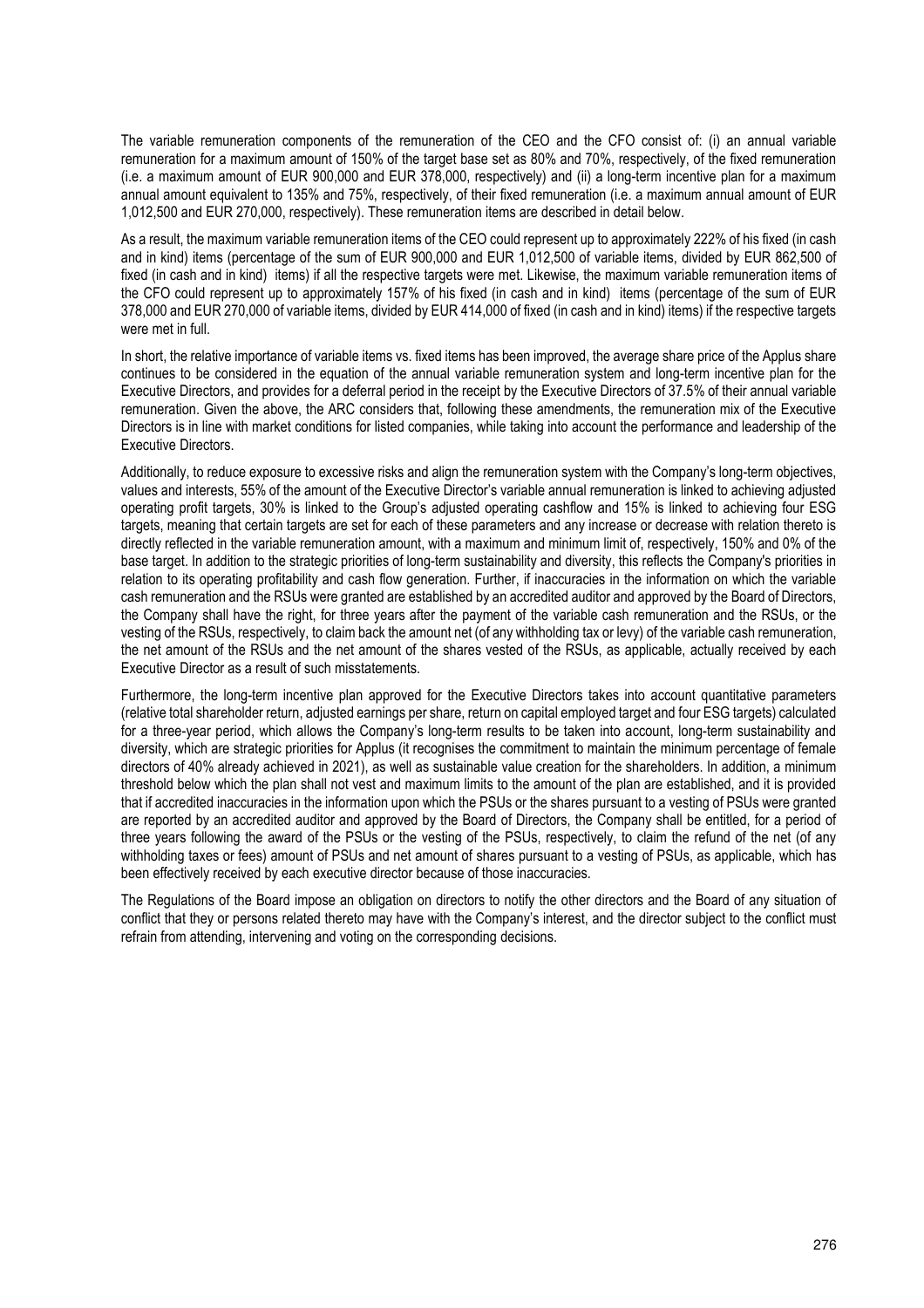The variable remuneration components of the remuneration of the CEO and the CFO consist of: (i) an annual variable remuneration for a maximum amount of 150% of the target base set as 80% and 70%, respectively, of the fixed remuneration (i.e. a maximum amount of EUR 900,000 and EUR 378,000, respectively) and (ii) a long-term incentive plan for a maximum annual amount equivalent to 135% and 75%, respectively, of their fixed remuneration (i.e. a maximum annual amount of EUR 1,012,500 and EUR 270,000, respectively). These remuneration items are described in detail below.

As a result, the maximum variable remuneration items of the CEO could represent up to approximately 222% of his fixed (in cash and in kind) items (percentage of the sum of EUR 900,000 and EUR 1,012,500 of variable items, divided by EUR 862,500 of fixed (in cash and in kind) items) if all the respective targets were met. Likewise, the maximum variable remuneration items of the CFO could represent up to approximately 157% of his fixed (in cash and in kind) items (percentage of the sum of EUR 378,000 and EUR 270,000 of variable items, divided by EUR 414,000 of fixed (in cash and in kind) items) if the respective targets were met in full.

In short, the relative importance of variable items vs. fixed items has been improved, the average share price of the Applus share continues to be considered in the equation of the annual variable remuneration system and long-term incentive plan for the Executive Directors, and provides for a deferral period in the receipt by the Executive Directors of 37.5% of their annual variable remuneration. Given the above, the ARC considers that, following these amendments, the remuneration mix of the Executive Directors is in line with market conditions for listed companies, while taking into account the performance and leadership of the Executive Directors.

Additionally, to reduce exposure to excessive risks and align the remuneration system with the Company's long-term objectives, values and interests, 55% of the amount of the Executive Director's variable annual remuneration is linked to achieving adjusted operating profit targets, 30% is linked to the Group's adjusted operating cashflow and 15% is linked to achieving four ESG targets, meaning that certain targets are set for each of these parameters and any increase or decrease with relation thereto is directly reflected in the variable remuneration amount, with a maximum and minimum limit of, respectively, 150% and 0% of the base target. In addition to the strategic priorities of long-term sustainability and diversity, this reflects the Company's priorities in relation to its operating profitability and cash flow generation. Further, if inaccuracies in the information on which the variable cash remuneration and the RSUs were granted are established by an accredited auditor and approved by the Board of Directors, the Company shall have the right, for three years after the payment of the variable cash remuneration and the RSUs, or the vesting of the RSUs, respectively, to claim back the amount net (of any withholding tax or levy) of the variable cash remuneration, the net amount of the RSUs and the net amount of the shares vested of the RSUs, as applicable, actually received by each Executive Director as a result of such misstatements.

Furthermore, the long-term incentive plan approved for the Executive Directors takes into account quantitative parameters (relative total shareholder return, adjusted earnings per share, return on capital employed target and four ESG targets) calculated for a three-year period, which allows the Company's long-term results to be taken into account, long-term sustainability and diversity, which are strategic priorities for Applus (it recognises the commitment to maintain the minimum percentage of female directors of 40% already achieved in 2021), as well as sustainable value creation for the shareholders. In addition, a minimum threshold below which the plan shall not vest and maximum limits to the amount of the plan are established, and it is provided that if accredited inaccuracies in the information upon which the PSUs or the shares pursuant to a vesting of PSUs were granted are reported by an accredited auditor and approved by the Board of Directors, the Company shall be entitled, for a period of three years following the award of the PSUs or the vesting of the PSUs, respectively, to claim the refund of the net (of any withholding taxes or fees) amount of PSUs and net amount of shares pursuant to a vesting of PSUs, as applicable, which has been effectively received by each executive director because of those inaccuracies.

The Regulations of the Board impose an obligation on directors to notify the other directors and the Board of any situation of conflict that they or persons related thereto may have with the Company's interest, and the director subject to the conflict must refrain from attending, intervening and voting on the corresponding decisions.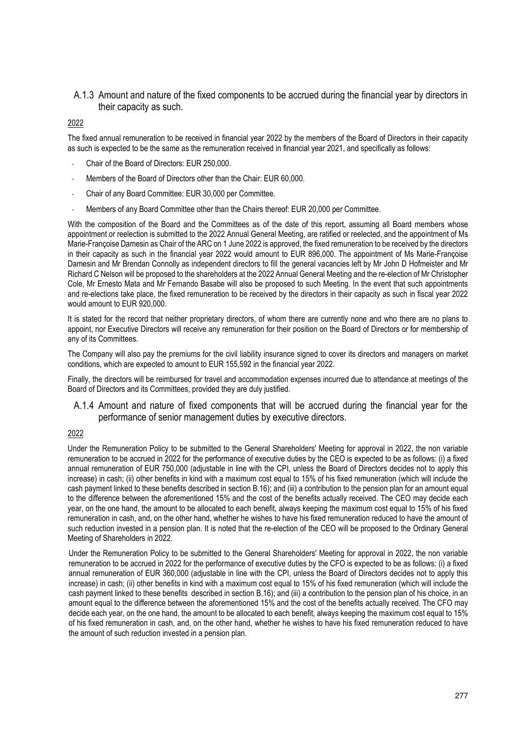### A.1.3 Amount and nature of the fixed components to be accrued during the financial year by directors in their capacity as such.

2022

The fixed annual remuneration to be received in financial year 2022 by the members of the Board of Directors in their capacity as such is expected to be the same as the remuneration received in financial year 2021, and specifically as follows:

- Chair of the Board of Directors: EUR 250,000.
- Members of the Board of Directors other than the Chair: EUR 60,000.
- Chair of any Board Committee: EUR 30,000 per Committee.
- Members of any Board Committee other than the Chairs thereof: EUR 20,000 per Committee.

With the composition of the Board and the Committees as of the date of this report, assuming all Board members whose appointment or reelection is submitted to the 2022 Annual General Meeting, are ratified or reelected, and the appointment of Ms Marie-Françoise Damesin as Chair of the ARC on 1 June 2022 is approved, the fixed remuneration to be received by the directors in their capacity as such in the financial year 2022 would amount to EUR 896,000. The appointment of Ms Marie-Françoise Damesin and Mr Brendan Connolly as independent directors to fill the general vacancies left by Mr John D Hofmeister and Mr Richard C Nelson will be proposed to the shareholders at the 2022 Annual General Meeting and the re-election of Mr Christopher Cole, Mr Ernesto Mata and Mr Fernando Basabe will also be proposed to such Meeting. In the event that such appointments and re-elections take place, the fixed remuneration to be received by the directors in their capacity as such in fiscal year 2022 would amount to EUR 920,000.

It is stated for the record that neither proprietary directors, of whom there are currently none and who there are no plans to appoint, nor Executive Directors will receive any remuneration for their position on the Board of Directors or for membership of any of its Committees.

The Company will also pay the premiums for the civil liability insurance signed to cover its directors and managers on market conditions, which are expected to amount to EUR 155,592 in the financial year 2022.

Finally, the directors will be reimbursed for travel and accommodation expenses incurred due to attendance at meetings of the Board of Directors and its Committees, provided they are duly justified.

### A.1.4 Amount and nature of fixed components that will be accrued during the financial year for the performance of senior management duties by executive directors.

2022

Under the Remuneration Policy to be submitted to the General Shareholders' Meeting for approval in 2022, the non variable remuneration to be accrued in 2022 for the performance of executive duties by the CEO is expected to be as follows: (i) a fixed annual remuneration of EUR 750,000 (adjustable in line with the CPI, unless the Board of Directors decides not to apply this increase) in cash; (ii) other benefits in kind with a maximum cost equal to 15% of his fixed remuneration (which will include the cash payment linked to these benefits described in section B.16); and (iii) a contribution to the pension plan for an amount equal to the difference between the aforementioned 15% and the cost of the benefits actually received. The CEO may decide each year, on the one hand, the amount to be allocated to each benefit, always keeping the maximum cost equal to 15% of his fixed remuneration in cash, and, on the other hand, whether he wishes to have his fixed remuneration reduced to have the amount of such reduction invested in a pension plan. It is noted that the re-election of the CEO will be proposed to the Ordinary General Meeting of Shareholders in 2022.

Under the Remuneration Policy to be submitted to the General Shareholders' Meeting for approval in 2022, the non variable remuneration to be accrued in 2022 for the performance of executive duties by the CFO is expected to be as follows: (i) a fixed annual remuneration of EUR 360,000 (adjustable in line with the CPI, unless the Board of Directors decides not to apply this increase) in cash; (ii) other benefits in kind with a maximum cost equal to 15% of his fixed remuneration (which will include the cash payment linked to these benefits described in section B.16); and (iii) a contribution to the pension plan of his choice, in an amount equal to the difference between the aforementioned 15% and the cost of the benefits actually received. The CFO may decide each year, on the one hand, the amount to be allocated to each benefit, always keeping the maximum cost equal to 15% of his fixed remuneration in cash, and, on the other hand, whether he wishes to have his fixed remuneration reduced to have the amount of such reduction invested in a pension plan.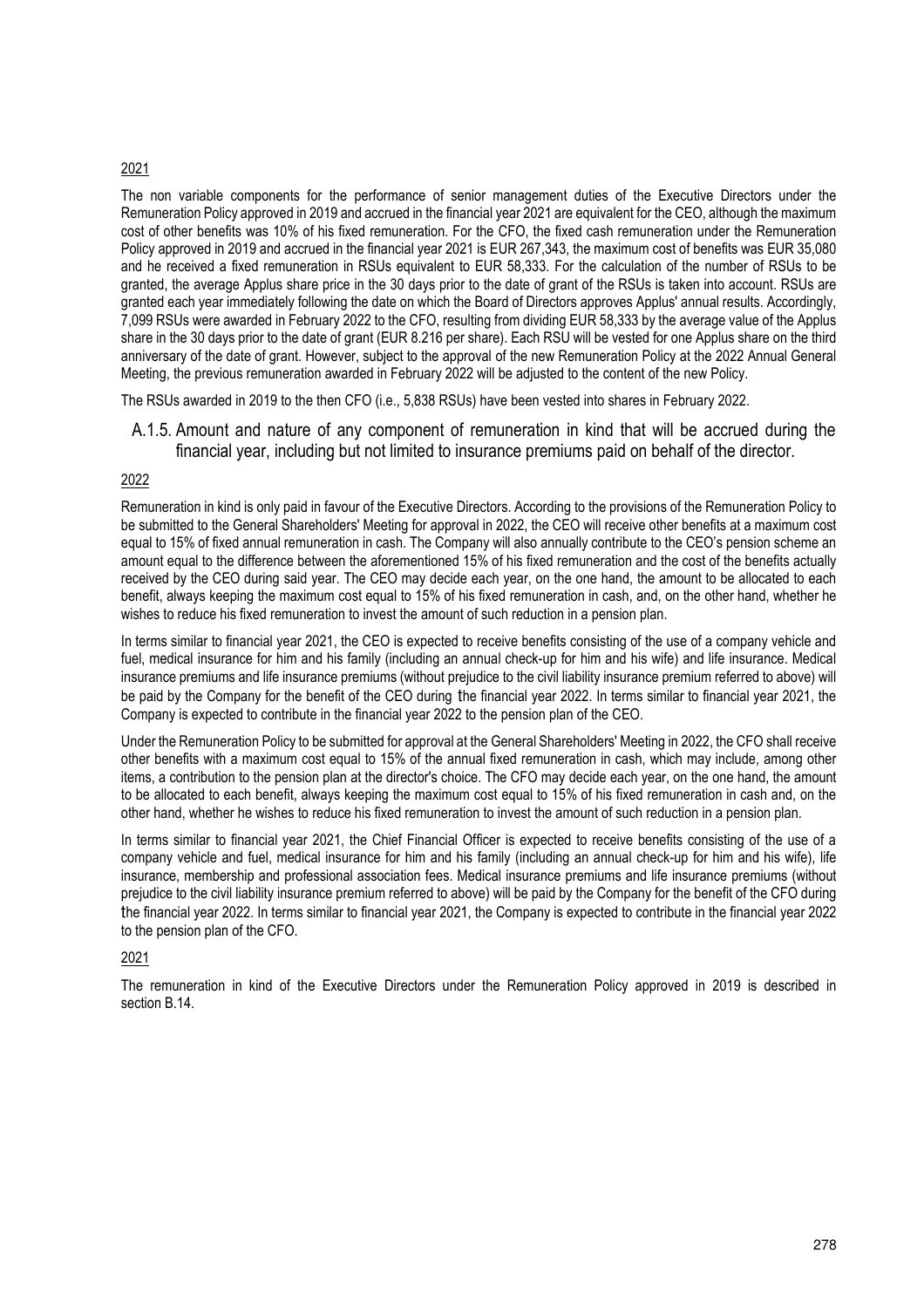2021

The non variable components for the performance of senior management duties of the Executive Directors under the Remuneration Policy approved in 2019 and accrued in the financial year 2021 are equivalent for the CEO, although the maximum cost of other benefits was 10% of his fixed remuneration. For the CFO, the fixed cash remuneration under the Remuneration Policy approved in 2019 and accrued in the financial year 2021 is EUR 267,343, the maximum cost of benefits was EUR 35,080 and he received a fixed remuneration in RSUs equivalent to EUR 58,333. For the calculation of the number of RSUs to be granted, the average Applus share price in the 30 days prior to the date of grant of the RSUs is taken into account. RSUs are granted each year immediately following the date on which the Board of Directors approves Applus' annual results. Accordingly, 7,099 RSUs were awarded in February 2022 to the CFO, resulting from dividing EUR 58,333 by the average value of the Applus share in the 30 days prior to the date of grant (EUR 8.216 per share). Each RSU will be vested for one Applus share on the third anniversary of the date of grant. However, subject to the approval of the new Remuneration Policy at the 2022 Annual General Meeting, the previous remuneration awarded in February 2022 will be adjusted to the content of the new Policy.

The RSUs awarded in 2019 to the then CFO (i.e., 5,838 RSUs) have been vested into shares in February 2022.

### A.1.5. Amount and nature of any component of remuneration in kind that will be accrued during the financial year, including but not limited to insurance premiums paid on behalf of the director.

2022

Remuneration in kind is only paid in favour of the Executive Directors. According to the provisions of the Remuneration Policy to be submitted to the General Shareholders' Meeting for approval in 2022, the CEO will receive other benefits at a maximum cost equal to 15% of fixed annual remuneration in cash. The Company will also annually contribute to the CEO's pension scheme an amount equal to the difference between the aforementioned 15% of his fixed remuneration and the cost of the benefits actually received by the CEO during said year. The CEO may decide each year, on the one hand, the amount to be allocated to each benefit, always keeping the maximum cost equal to 15% of his fixed remuneration in cash, and, on the other hand, whether he wishes to reduce his fixed remuneration to invest the amount of such reduction in a pension plan.

In terms similar to financial year 2021, the CEO is expected to receive benefits consisting of the use of a company vehicle and fuel, medical insurance for him and his family (including an annual check-up for him and his wife) and life insurance. Medical insurance premiums and life insurance premiums (without prejudice to the civil liability insurance premium referred to above) will be paid by the Company for the benefit of the CEO during the financial year 2022. In terms similar to financial year 2021, the Company is expected to contribute in the financial year 2022 to the pension plan of the CEO.

Under the Remuneration Policy to be submitted for approval at the General Shareholders' Meeting in 2022, the CFO shall receive other benefits with a maximum cost equal to 15% of the annual fixed remuneration in cash, which may include, among other items, a contribution to the pension plan at the director's choice. The CFO may decide each year, on the one hand, the amount to be allocated to each benefit, always keeping the maximum cost equal to 15% of his fixed remuneration in cash and, on the other hand, whether he wishes to reduce his fixed remuneration to invest the amount of such reduction in a pension plan.

In terms similar to financial year 2021, the Chief Financial Officer is expected to receive benefits consisting of the use of a company vehicle and fuel, medical insurance for him and his family (including an annual check-up for him and his wife), life insurance, membership and professional association fees. Medical insurance premiums and life insurance premiums (without prejudice to the civil liability insurance premium referred to above) will be paid by the Company for the benefit of the CFO during the financial year 2022. In terms similar to financial year 2021, the Company is expected to contribute in the financial year 2022 to the pension plan of the CFO.

2021

The remuneration in kind of the Executive Directors under the Remuneration Policy approved in 2019 is described in section B.14.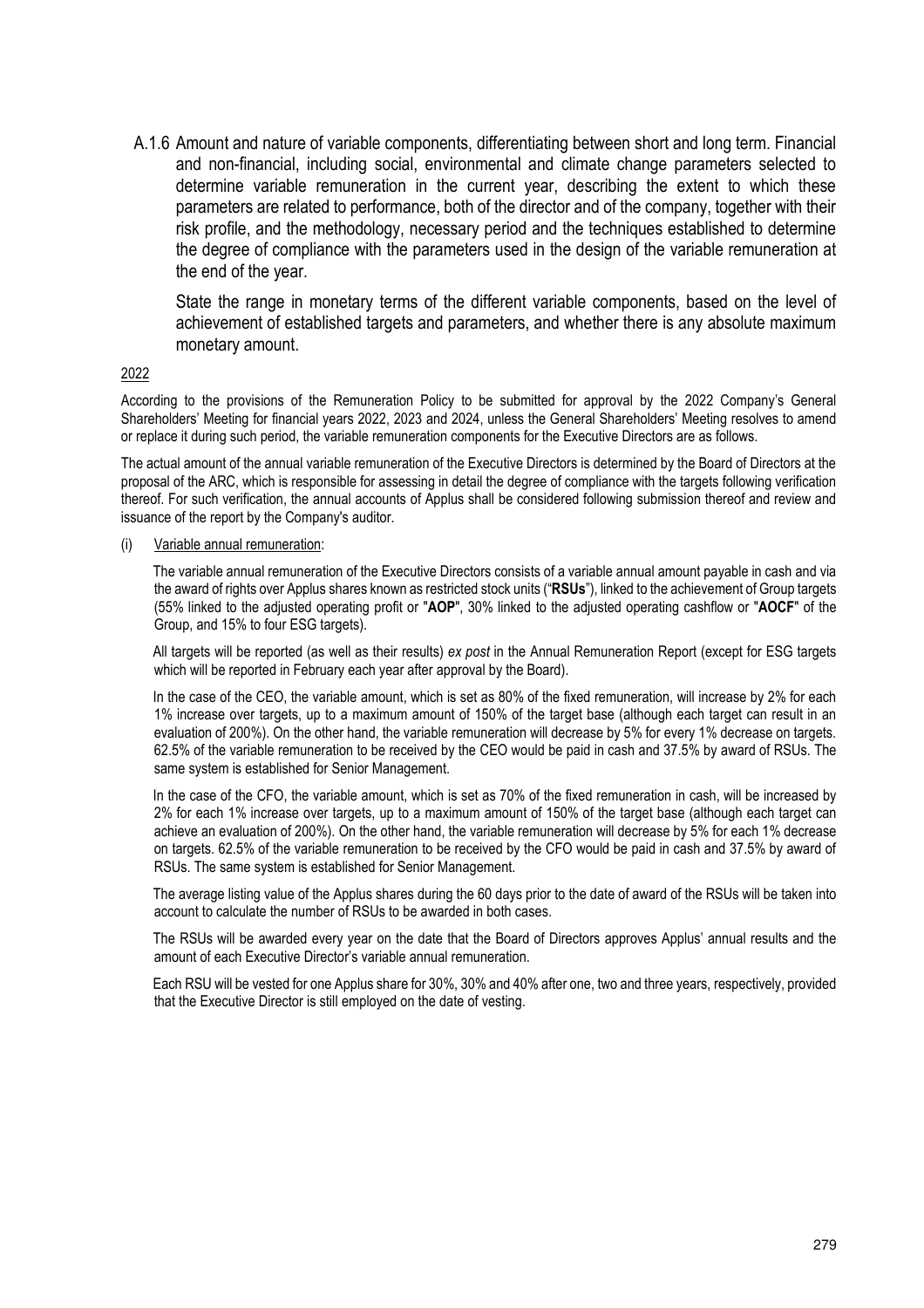A.1.6 Amount and nature of variable components, differentiating between short and long term. Financial and non-financial, including social, environmental and climate change parameters selected to determine variable remuneration in the current year, describing the extent to which these parameters are related to performance, both of the director and of the company, together with their risk profile, and the methodology, necessary period and the techniques established to determine the degree of compliance with the parameters used in the design of the variable remuneration at the end of the year.

State the range in monetary terms of the different variable components, based on the level of achievement of established targets and parameters, and whether there is any absolute maximum monetary amount.

2022

According to the provisions of the Remuneration Policy to be submitted for approval by the 2022 Company's General Shareholders' Meeting for financial years 2022, 2023 and 2024, unless the General Shareholders' Meeting resolves to amend or replace it during such period, the variable remuneration components for the Executive Directors are as follows.

The actual amount of the annual variable remuneration of the Executive Directors is determined by the Board of Directors at the proposal of the ARC, which is responsible for assessing in detail the degree of compliance with the targets following verification thereof. For such verification, the annual accounts of Applus shall be considered following submission thereof and review and issuance of the report by the Company's auditor.

(i) Variable annual remuneration:

The variable annual remuneration of the Executive Directors consists of a variable annual amount payable in cash and via the award of rights over Applus shares known as restricted stock units ("**RSUs**"), linked to the achievement of Group targets (55% linked to the adjusted operating profit or "**AOP**", 30% linked to the adjusted operating cashflow or "**AOCF**" of the Group, and 15% to four ESG targets).

All targets will be reported (as well as their results) *ex post* in the Annual Remuneration Report (except for ESG targets which will be reported in February each year after approval by the Board).

In the case of the CEO, the variable amount, which is set as 80% of the fixed remuneration, will increase by 2% for each 1% increase over targets, up to a maximum amount of 150% of the target base (although each target can result in an evaluation of 200%). On the other hand, the variable remuneration will decrease by 5% for every 1% decrease on targets. 62.5% of the variable remuneration to be received by the CEO would be paid in cash and 37.5% by award of RSUs. The same system is established for Senior Management.

In the case of the CFO, the variable amount, which is set as 70% of the fixed remuneration in cash, will be increased by 2% for each 1% increase over targets, up to a maximum amount of 150% of the target base (although each target can achieve an evaluation of 200%). On the other hand, the variable remuneration will decrease by 5% for each 1% decrease on targets. 62.5% of the variable remuneration to be received by the CFO would be paid in cash and 37.5% by award of RSUs. The same system is established for Senior Management.

The average listing value of the Applus shares during the 60 days prior to the date of award of the RSUs will be taken into account to calculate the number of RSUs to be awarded in both cases.

The RSUs will be awarded every year on the date that the Board of Directors approves Applus' annual results and the amount of each Executive Director's variable annual remuneration.

Each RSU will be vested for one Applus share for 30%, 30% and 40% after one, two and three years, respectively, provided that the Executive Director is still employed on the date of vesting.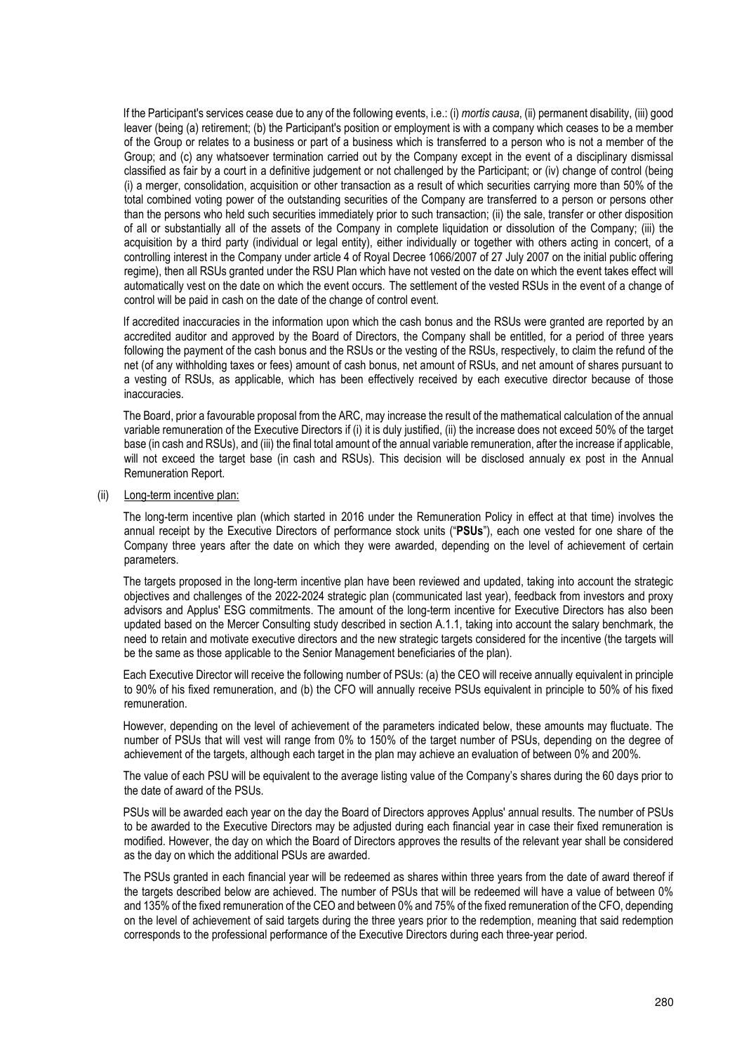If the Participant's services cease due to any of the following events, i.e.: (i) *mortis causa*, (ii) permanent disability, (iii) good leaver (being (a) retirement; (b) the Participant's position or employment is with a company which ceases to be a member of the Group or relates to a business or part of a business which is transferred to a person who is not a member of the Group; and (c) any whatsoever termination carried out by the Company except in the event of a disciplinary dismissal classified as fair by a court in a definitive judgement or not challenged by the Participant; or (iv) change of control (being (i) a merger, consolidation, acquisition or other transaction as a result of which securities carrying more than 50% of the total combined voting power of the outstanding securities of the Company are transferred to a person or persons other than the persons who held such securities immediately prior to such transaction; (ii) the sale, transfer or other disposition of all or substantially all of the assets of the Company in complete liquidation or dissolution of the Company; (iii) the acquisition by a third party (individual or legal entity), either individually or together with others acting in concert, of a controlling interest in the Company under article 4 of Royal Decree 1066/2007 of 27 July 2007 on the initial public offering regime), then all RSUs granted under the RSU Plan which have not vested on the date on which the event takes effect will automatically vest on the date on which the event occurs. The settlement of the vested RSUs in the event of a change of control will be paid in cash on the date of the change of control event.

If accredited inaccuracies in the information upon which the cash bonus and the RSUs were granted are reported by an accredited auditor and approved by the Board of Directors, the Company shall be entitled, for a period of three years following the payment of the cash bonus and the RSUs or the vesting of the RSUs, respectively, to claim the refund of the net (of any withholding taxes or fees) amount of cash bonus, net amount of RSUs, and net amount of shares pursuant to a vesting of RSUs, as applicable, which has been effectively received by each executive director because of those inaccuracies.

The Board, prior a favourable proposal from the ARC, may increase the result of the mathematical calculation of the annual variable remuneration of the Executive Directors if (i) it is duly justified, (ii) the increase does not exceed 50% of the target base (in cash and RSUs), and (iii) the final total amount of the annual variable remuneration, after the increase if applicable, will not exceed the target base (in cash and RSUs). This decision will be disclosed annualy ex post in the Annual Remuneration Report.

(ii) Long-term incentive plan:

The long-term incentive plan (which started in 2016 under the Remuneration Policy in effect at that time) involves the annual receipt by the Executive Directors of performance stock units ("**PSUs**"), each one vested for one share of the Company three years after the date on which they were awarded, depending on the level of achievement of certain parameters.

The targets proposed in the long-term incentive plan have been reviewed and updated, taking into account the strategic objectives and challenges of the 2022-2024 strategic plan (communicated last year), feedback from investors and proxy advisors and Applus' ESG commitments. The amount of the long-term incentive for Executive Directors has also been updated based on the Mercer Consulting study described in section A.1.1, taking into account the salary benchmark, the need to retain and motivate executive directors and the new strategic targets considered for the incentive (the targets will be the same as those applicable to the Senior Management beneficiaries of the plan).

Each Executive Director will receive the following number of PSUs: (a) the CEO will receive annually equivalent in principle to 90% of his fixed remuneration, and (b) the CFO will annually receive PSUs equivalent in principle to 50% of his fixed remuneration.

However, depending on the level of achievement of the parameters indicated below, these amounts may fluctuate. The number of PSUs that will vest will range from 0% to 150% of the target number of PSUs, depending on the degree of achievement of the targets, although each target in the plan may achieve an evaluation of between 0% and 200%.

The value of each PSU will be equivalent to the average listing value of the Company's shares during the 60 days prior to the date of award of the PSUs.

PSUs will be awarded each year on the day the Board of Directors approves Applus' annual results. The number of PSUs to be awarded to the Executive Directors may be adjusted during each financial year in case their fixed remuneration is modified. However, the day on which the Board of Directors approves the results of the relevant year shall be considered as the day on which the additional PSUs are awarded.

The PSUs granted in each financial year will be redeemed as shares within three years from the date of award thereof if the targets described below are achieved. The number of PSUs that will be redeemed will have a value of between 0% and 135% of the fixed remuneration of the CEO and between 0% and 75% of the fixed remuneration of the CFO, depending on the level of achievement of said targets during the three years prior to the redemption, meaning that said redemption corresponds to the professional performance of the Executive Directors during each three-year period.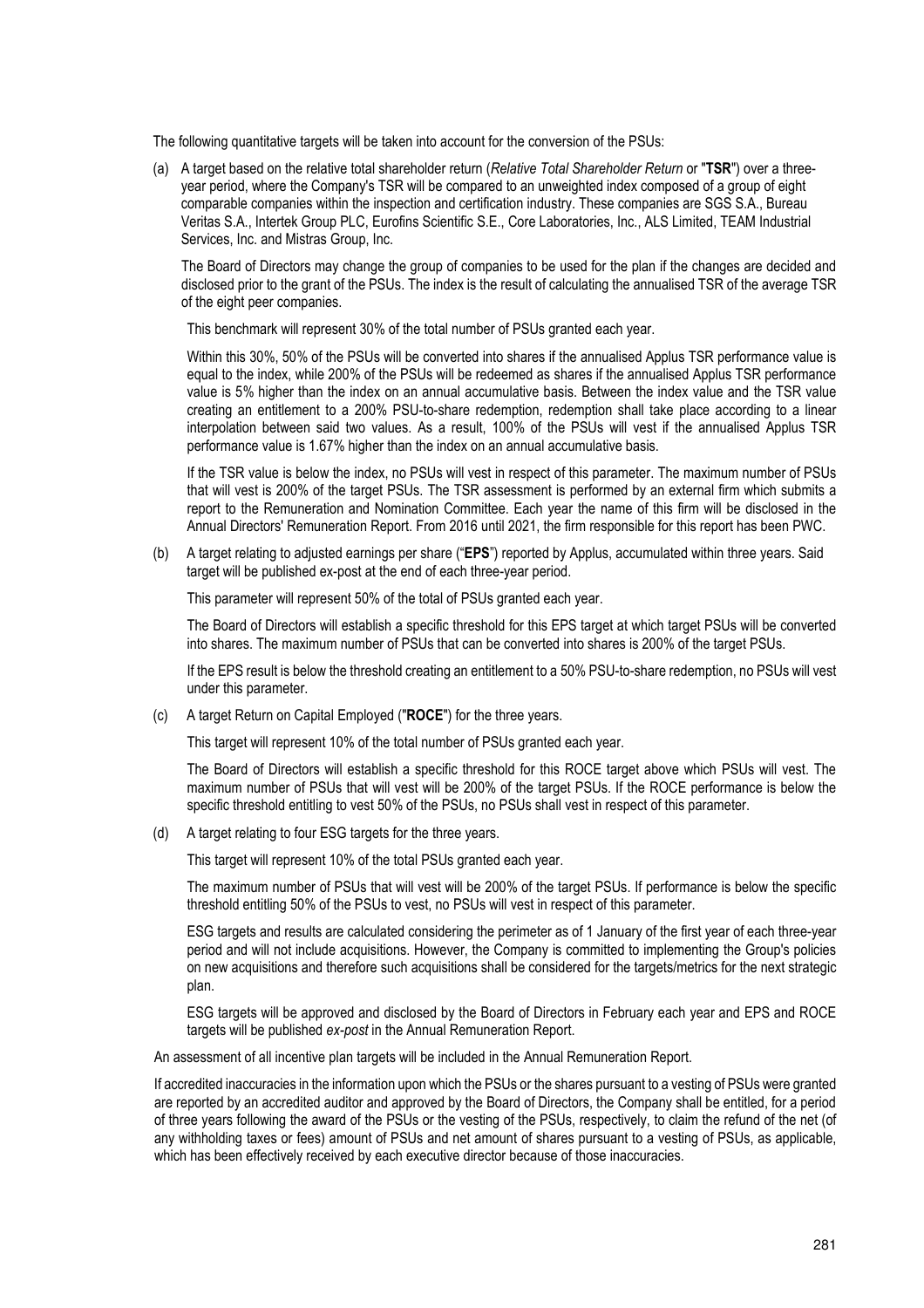The following quantitative targets will be taken into account for the conversion of the PSUs:

(a) A target based on the relative total shareholder return (*Relative Total Shareholder Return* or "**TSR**") over a three-year period, where the Company's TSR will be compared to an unweighted index composed of a group of eight comparable companies within the inspection and certification industry. These companies are SGS S.A., Bureau Veritas S.A., Intertek Group PLC, Eurofins Scientific S.E., Core Laboratories, Inc., ALS Limited, TEAM Industrial Services, Inc. and Mistras Group, Inc.

The Board of Directors may change the group of companies to be used for the plan if the changes are decided and disclosed prior to the grant of the PSUs. The index is the result of calculating the annualised TSR of the average TSR of the eight peer companies.

This benchmark will represent 30% of the total number of PSUs granted each year.

Within this 30%, 50% of the PSUs will be converted into shares if the annualised Applus TSR performance value is equal to the index, while 200% of the PSUs will be redeemed as shares if the annualised Applus TSR performance value is 5% higher than the index on an annual accumulative basis. Between the index value and the TSR value creating an entitlement to a 200% PSU-to-share redemption, redemption shall take place according to a linear interpolation between said two values. As a result, 100% of the PSUs will vest if the annualised Applus TSR performance value is 1.67% higher than the index on an annual accumulative basis.

If the TSR value is below the index, no PSUs will vest in respect of this parameter. The maximum number of PSUs that will vest is 200% of the target PSUs. The TSR assessment is performed by an external firm which submits a report to the Remuneration and Nomination Committee. Each year the name of this firm will be disclosed in the Annual Directors' Remuneration Report. From 2016 until 2021, the firm responsible for this report has been PWC.

(b) A target relating to adjusted earnings per share ("**EPS**") reported by Applus, accumulated within three years. Said target will be published ex-post at the end of each three-year period.

This parameter will represent 50% of the total of PSUs granted each year.

The Board of Directors will establish a specific threshold for this EPS target at which target PSUs will be converted into shares. The maximum number of PSUs that can be converted into shares is 200% of the target PSUs.

If the EPS result is below the threshold creating an entitlement to a 50% PSU-to-share redemption, no PSUs will vest under this parameter.

(c) A target Return on Capital Employed ("**ROCE**") for the three years.

This target will represent 10% of the total number of PSUs granted each year.

The Board of Directors will establish a specific threshold for this ROCE target above which PSUs will vest. The maximum number of PSUs that will vest will be 200% of the target PSUs. If the ROCE performance is below the specific threshold entitling to vest 50% of the PSUs, no PSUs shall vest in respect of this parameter.

(d) A target relating to four ESG targets for the three years.

This target will represent 10% of the total PSUs granted each year.

The maximum number of PSUs that will vest will be 200% of the target PSUs. If performance is below the specific threshold entitling 50% of the PSUs to vest, no PSUs will vest in respect of this parameter.

ESG targets and results are calculated considering the perimeter as of 1 January of the first year of each three-year period and will not include acquisitions. However, the Company is committed to implementing the Group's policies on new acquisitions and therefore such acquisitions shall be considered for the targets/metrics for the next strategic plan.

ESG targets will be approved and disclosed by the Board of Directors in February each year and EPS and ROCE targets will be published *ex-post* in the Annual Remuneration Report.

An assessment of all incentive plan targets will be included in the Annual Remuneration Report.

If accredited inaccuracies in the information upon which the PSUs or the shares pursuant to a vesting of PSUs were granted are reported by an accredited auditor and approved by the Board of Directors, the Company shall be entitled, for a period of three years following the award of the PSUs or the vesting of the PSUs, respectively, to claim the refund of the net (of any withholding taxes or fees) amount of PSUs and net amount of shares pursuant to a vesting of PSUs, as applicable, which has been effectively received by each executive director because of those inaccuracies.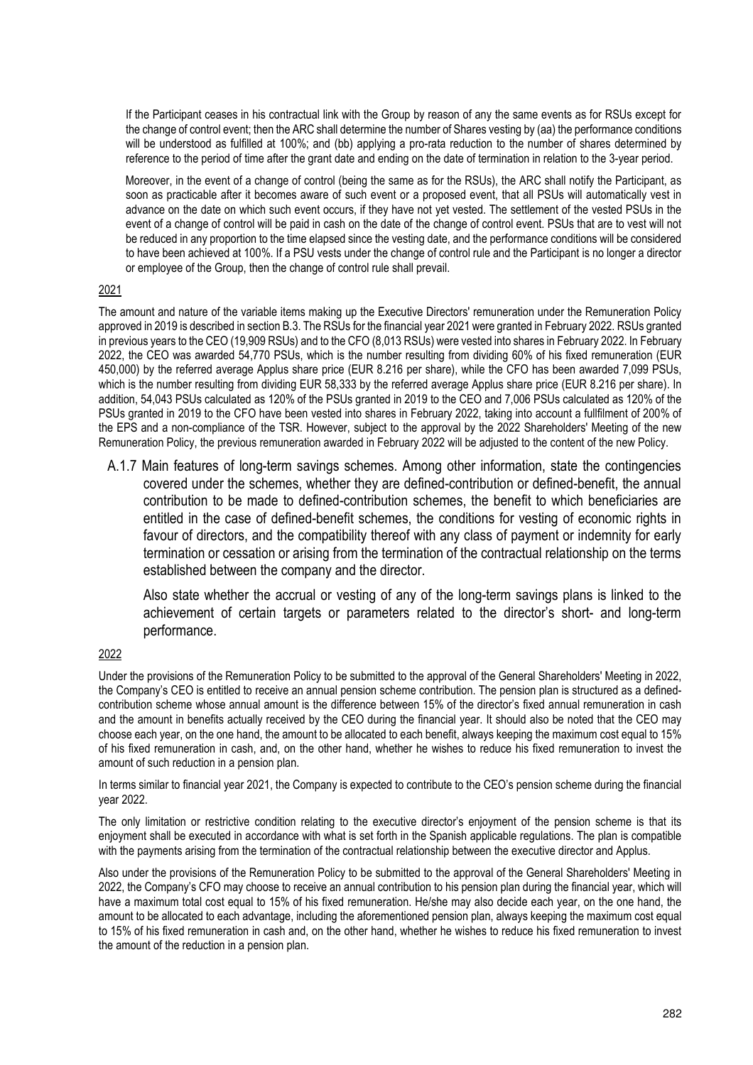If the Participant ceases in his contractual link with the Group by reason of any the same events as for RSUs except for the change of control event; then the ARC shall determine the number of Shares vesting by (aa) the performance conditions will be understood as fulfilled at 100%; and (bb) applying a pro-rata reduction to the number of shares determined by reference to the period of time after the grant date and ending on the date of termination in relation to the 3-year period.

Moreover, in the event of a change of control (being the same as for the RSUs), the ARC shall notify the Participant, as soon as practicable after it becomes aware of such event or a proposed event, that all PSUs will automatically vest in advance on the date on which such event occurs, if they have not yet vested. The settlement of the vested PSUs in the event of a change of control will be paid in cash on the date of the change of control event. PSUs that are to vest will not be reduced in any proportion to the time elapsed since the vesting date, and the performance conditions will be considered to have been achieved at 100%. If a PSU vests under the change of control rule and the Participant is no longer a director or employee of the Group, then the change of control rule shall prevail.

2021

The amount and nature of the variable items making up the Executive Directors' remuneration under the Remuneration Policy approved in 2019 is described in section B.3. The RSUs for the financial year 2021 were granted in February 2022. RSUs granted in previous years to the CEO (19,909 RSUs) and to the CFO (8,013 RSUs) were vested into shares in February 2022. In February 2022, the CEO was awarded 54,770 PSUs, which is the number resulting from dividing 60% of his fixed remuneration (EUR 450,000) by the referred average Applus share price (EUR 8.216 per share), while the CFO has been awarded 7,099 PSUs, which is the number resulting from dividing EUR 58,333 by the referred average Applus share price (EUR 8.216 per share). In addition, 54,043 PSUs calculated as 120% of the PSUs granted in 2019 to the CEO and 7,006 PSUs calculated as 120% of the PSUs granted in 2019 to the CFO have been vested into shares in February 2022, taking into account a fullfilment of 200% of the EPS and a non-compliance of the TSR. However, subject to the approval by the 2022 Shareholders' Meeting of the new Remuneration Policy, the previous remuneration awarded in February 2022 will be adjusted to the content of the new Policy.

A.1.7 Main features of long-term savings schemes. Among other information, state the contingencies covered under the schemes, whether they are defined-contribution or defined-benefit, the annual contribution to be made to defined-contribution schemes, the benefit to which beneficiaries are entitled in the case of defined-benefit schemes, the conditions for vesting of economic rights in favour of directors, and the compatibility thereof with any class of payment or indemnity for early termination or cessation or arising from the termination of the contractual relationship on the terms established between the company and the director.

Also state whether the accrual or vesting of any of the long-term savings plans is linked to the achievement of certain targets or parameters related to the director's short- and long-term performance.

2022

Under the provisions of the Remuneration Policy to be submitted to the approval of the General Shareholders' Meeting in 2022, the Company's CEO is entitled to receive an annual pension scheme contribution. The pension plan is structured as a defined-contribution scheme whose annual amount is the difference between 15% of the director's fixed annual remuneration in cash and the amount in benefits actually received by the CEO during the financial year. It should also be noted that the CEO may choose each year, on the one hand, the amount to be allocated to each benefit, always keeping the maximum cost equal to 15% of his fixed remuneration in cash, and, on the other hand, whether he wishes to reduce his fixed remuneration to invest the amount of such reduction in a pension plan.

In terms similar to financial year 2021, the Company is expected to contribute to the CEO's pension scheme during the financial year 2022.

The only limitation or restrictive condition relating to the executive director's enjoyment of the pension scheme is that its enjoyment shall be executed in accordance with what is set forth in the Spanish applicable regulations. The plan is compatible with the payments arising from the termination of the contractual relationship between the executive director and Applus.

Also under the provisions of the Remuneration Policy to be submitted to the approval of the General Shareholders' Meeting in 2022, the Company's CFO may choose to receive an annual contribution to his pension plan during the financial year, which will have a maximum total cost equal to 15% of his fixed remuneration. He/she may also decide each year, on the one hand, the amount to be allocated to each advantage, including the aforementioned pension plan, always keeping the maximum cost equal to 15% of his fixed remuneration in cash and, on the other hand, whether he wishes to reduce his fixed remuneration to invest the amount of the reduction in a pension plan.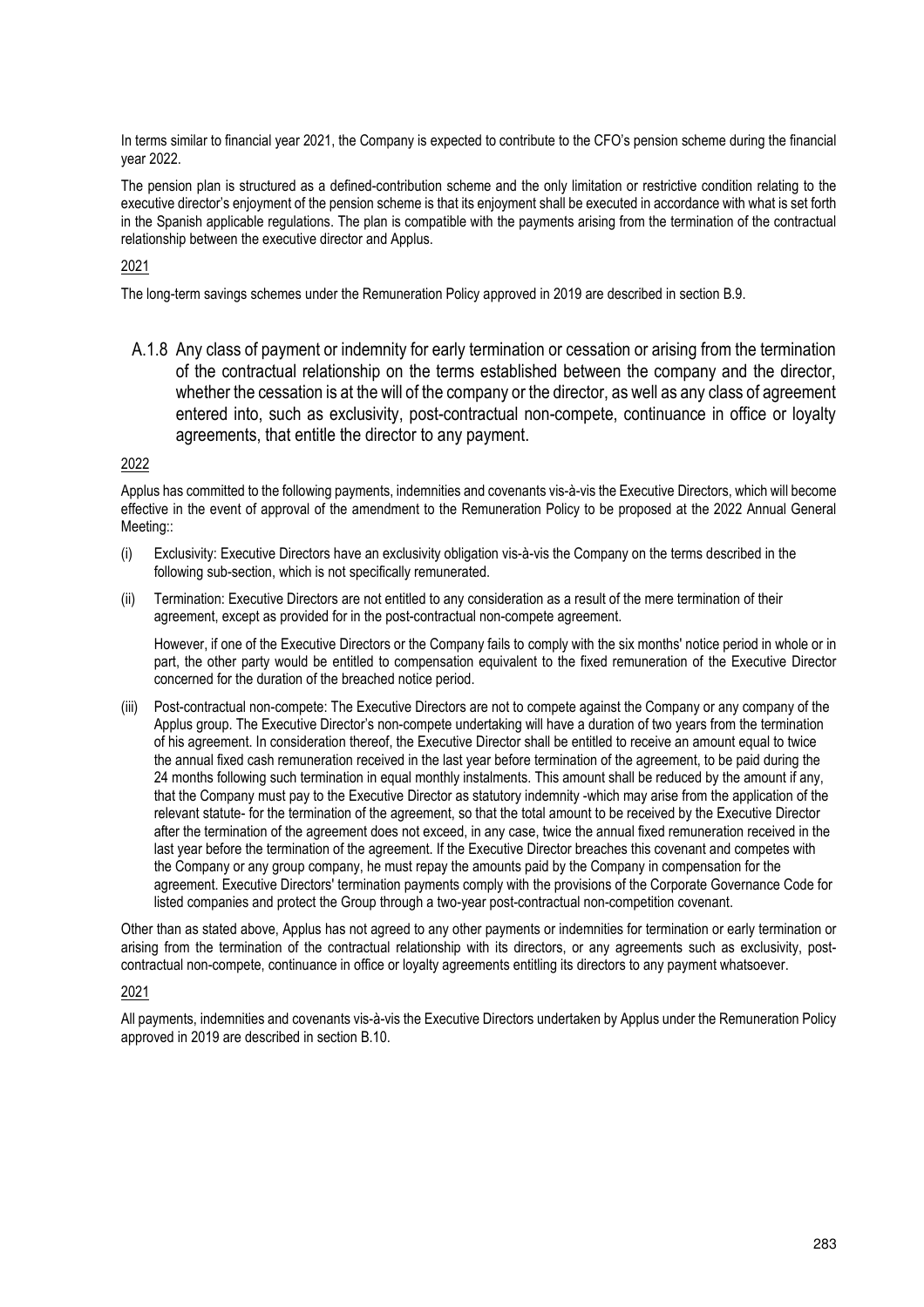In terms similar to financial year 2021, the Company is expected to contribute to the CFO's pension scheme during the financial year 2022.

The pension plan is structured as a defined-contribution scheme and the only limitation or restrictive condition relating to the executive director's enjoyment of the pension scheme is that its enjoyment shall be executed in accordance with what is set forth in the Spanish applicable regulations. The plan is compatible with the payments arising from the termination of the contractual relationship between the executive director and Applus.

2021

The long-term savings schemes under the Remuneration Policy approved in 2019 are described in section B.9.

### A.1.8 Any class of payment or indemnity for early termination or cessation or arising from the termination of the contractual relationship on the terms established between the company and the director, whether the cessation is at the will of the company or the director, as well as any class of agreement entered into, such as exclusivity, post-contractual non-compete, continuance in office or loyalty agreements, that entitle the director to any payment.

2022

Applus has committed to the following payments, indemnities and covenants vis-à-vis the Executive Directors, which will become effective in the event of approval of the amendment to the Remuneration Policy to be proposed at the 2022 Annual General Meeting::

(i) Exclusivity: Executive Directors have an exclusivity obligation vis-à-vis the Company on the terms described in the following sub-section, which is not specifically remunerated.

(ii) Termination: Executive Directors are not entitled to any consideration as a result of the mere termination of their agreement, except as provided for in the post-contractual non-compete agreement.

However, if one of the Executive Directors or the Company fails to comply with the six months' notice period in whole or in part, the other party would be entitled to compensation equivalent to the fixed remuneration of the Executive Director concerned for the duration of the breached notice period.

(iii) Post-contractual non-compete: The Executive Directors are not to compete against the Company or any company of the Applus group. The Executive Director's non-compete undertaking will have a duration of two years from the termination of his agreement. In consideration thereof, the Executive Director shall be entitled to receive an amount equal to twice the annual fixed cash remuneration received in the last year before termination of the agreement, to be paid during the 24 months following such termination in equal monthly instalments. This amount shall be reduced by the amount if any, that the Company must pay to the Executive Director as statutory indemnity -which may arise from the application of the relevant statute- for the termination of the agreement, so that the total amount to be received by the Executive Director after the termination of the agreement does not exceed, in any case, twice the annual fixed remuneration received in the last year before the termination of the agreement. If the Executive Director breaches this covenant and competes with the Company or any group company, he must repay the amounts paid by the Company in compensation for the agreement. Executive Directors' termination payments comply with the provisions of the Corporate Governance Code for listed companies and protect the Group through a two-year post-contractual non-competition covenant.

Other than as stated above, Applus has not agreed to any other payments or indemnities for termination or early termination or arising from the termination of the contractual relationship with its directors, or any agreements such as exclusivity, post-contractual non-compete, continuance in office or loyalty agreements entitling its directors to any payment whatsoever.

2021

All payments, indemnities and covenants vis-à-vis the Executive Directors undertaken by Applus under the Remuneration Policy approved in 2019 are described in section B.10.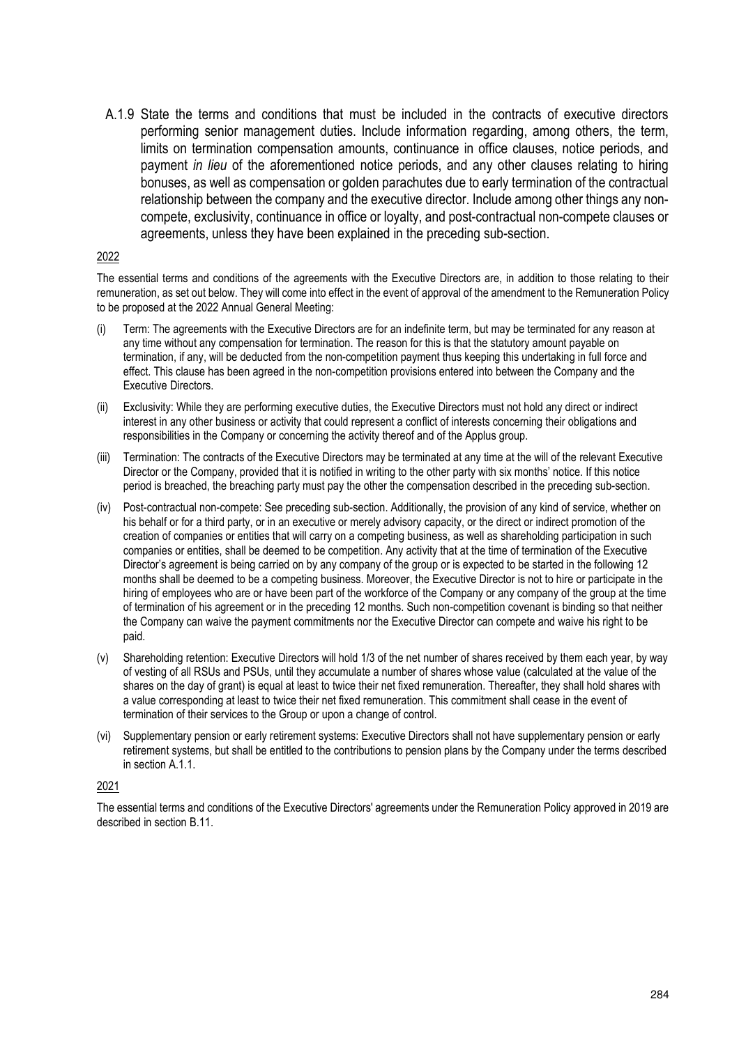A.1.9 State the terms and conditions that must be included in the contracts of executive directors performing senior management duties. Include information regarding, among others, the term, limits on termination compensation amounts, continuance in office clauses, notice periods, and payment *in lieu* of the aforementioned notice periods, and any other clauses relating to hiring bonuses, as well as compensation or golden parachutes due to early termination of the contractual relationship between the company and the executive director. Include among other things any non-compete, exclusivity, continuance in office or loyalty, and post-contractual non-compete clauses or agreements, unless they have been explained in the preceding sub-section.

2022

The essential terms and conditions of the agreements with the Executive Directors are, in addition to those relating to their remuneration, as set out below. They will come into effect in the event of approval of the amendment to the Remuneration Policy to be proposed at the 2022 Annual General Meeting:

(i) Term: The agreements with the Executive Directors are for an indefinite term, but may be terminated for any reason at any time without any compensation for termination. The reason for this is that the statutory amount payable on termination, if any, will be deducted from the non-competition payment thus keeping this undertaking in full force and effect. This clause has been agreed in the non-competition provisions entered into between the Company and the Executive Directors.

(ii) Exclusivity: While they are performing executive duties, the Executive Directors must not hold any direct or indirect interest in any other business or activity that could represent a conflict of interests concerning their obligations and responsibilities in the Company or concerning the activity thereof and of the Applus group.

(iii) Termination: The contracts of the Executive Directors may be terminated at any time at the will of the relevant Executive Director or the Company, provided that it is notified in writing to the other party with six months' notice. If this notice period is breached, the breaching party must pay the other the compensation described in the preceding sub-section.

(iv) Post-contractual non-compete: See preceding sub-section. Additionally, the provision of any kind of service, whether on his behalf or for a third party, or in an executive or merely advisory capacity, or the direct or indirect promotion of the creation of companies or entities that will carry on a competing business, as well as shareholding participation in such companies or entities, shall be deemed to be competition. Any activity that at the time of termination of the Executive Director's agreement is being carried on by any company of the group or is expected to be started in the following 12 months shall be deemed to be a competing business. Moreover, the Executive Director is not to hire or participate in the hiring of employees who are or have been part of the workforce of the Company or any company of the group at the time of termination of his agreement or in the preceding 12 months. Such non-competition covenant is binding so that neither the Company can waive the payment commitments nor the Executive Director can compete and waive his right to be paid.

(v) Shareholding retention: Executive Directors will hold 1/3 of the net number of shares received by them each year, by way of vesting of all RSUs and PSUs, until they accumulate a number of shares whose value (calculated at the value of the shares on the day of grant) is equal at least to twice their net fixed remuneration. Thereafter, they shall hold shares with a value corresponding at least to twice their net fixed remuneration. This commitment shall cease in the event of termination of their services to the Group or upon a change of control.

(vi) Supplementary pension or early retirement systems: Executive Directors shall not have supplementary pension or early retirement systems, but shall be entitled to the contributions to pension plans by the Company under the terms described in section A.1.1.

2021

The essential terms and conditions of the Executive Directors' agreements under the Remuneration Policy approved in 2019 are described in section B.11.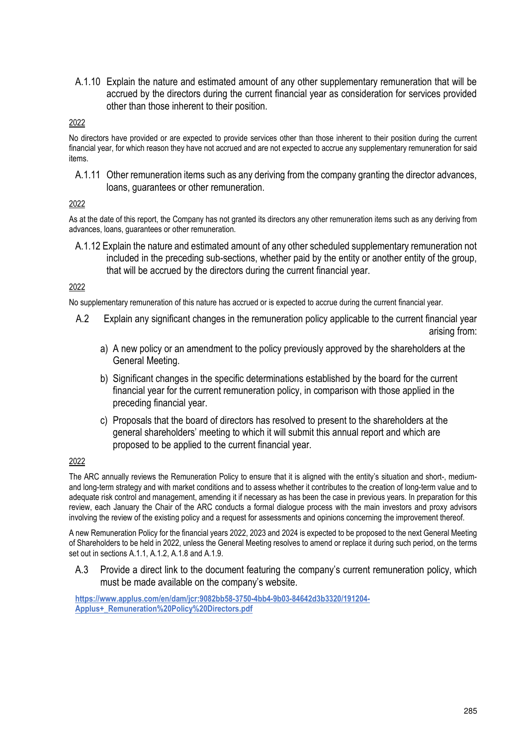A.1.10 Explain the nature and estimated amount of any other supplementary remuneration that will be accrued by the directors during the current financial year as consideration for services provided other than those inherent to their position.

2022

No directors have provided or are expected to provide services other than those inherent to their position during the current financial year, for which reason they have not accrued and are not expected to accrue any supplementary remuneration for said items.

A.1.11 Other remuneration items such as any deriving from the company granting the director advances, loans, guarantees or other remuneration.

2022

As at the date of this report, the Company has not granted its directors any other remuneration items such as any deriving from advances, loans, guarantees or other remuneration.

A.1.12 Explain the nature and estimated amount of any other scheduled supplementary remuneration not included in the preceding sub-sections, whether paid by the entity or another entity of the group, that will be accrued by the directors during the current financial year.

2022

No supplementary remuneration of this nature has accrued or is expected to accrue during the current financial year.

A.2 Explain any significant changes in the remuneration policy applicable to the current financial year arising from:

a) A new policy or an amendment to the policy previously approved by the shareholders at the General Meeting.

b) Significant changes in the specific determinations established by the board for the current financial year for the current remuneration policy, in comparison with those applied in the preceding financial year.

c) Proposals that the board of directors has resolved to present to the shareholders at the general shareholders' meeting to which it will submit this annual report and which are proposed to be applied to the current financial year.

2022

The ARC annually reviews the Remuneration Policy to ensure that it is aligned with the entity's situation and short-, medium- and long-term strategy and with market conditions and to assess whether it contributes to the creation of long-term value and to adequate risk control and management, amending it if necessary as has been the case in previous years. In preparation for this review, each January the Chair of the ARC conducts a formal dialogue process with the main investors and proxy advisors involving the review of the existing policy and a request for assessments and opinions concerning the improvement thereof.

A new Remuneration Policy for the financial years 2022, 2023 and 2024 is expected to be proposed to the next General Meeting of Shareholders to be held in 2022, unless the General Meeting resolves to amend or replace it during such period, on the terms set out in sections A.1.1, A.1.2, A.1.8 and A.1.9.

A.3 Provide a direct link to the document featuring the company's current remuneration policy, which must be made available on the company's website.

https://www.applus.com/en/dam/jcr:9082bb58-3750-4bb4-9b03-84642d3b3320/191204-Applus+_Remuneration%20Policy%20Directors.pdf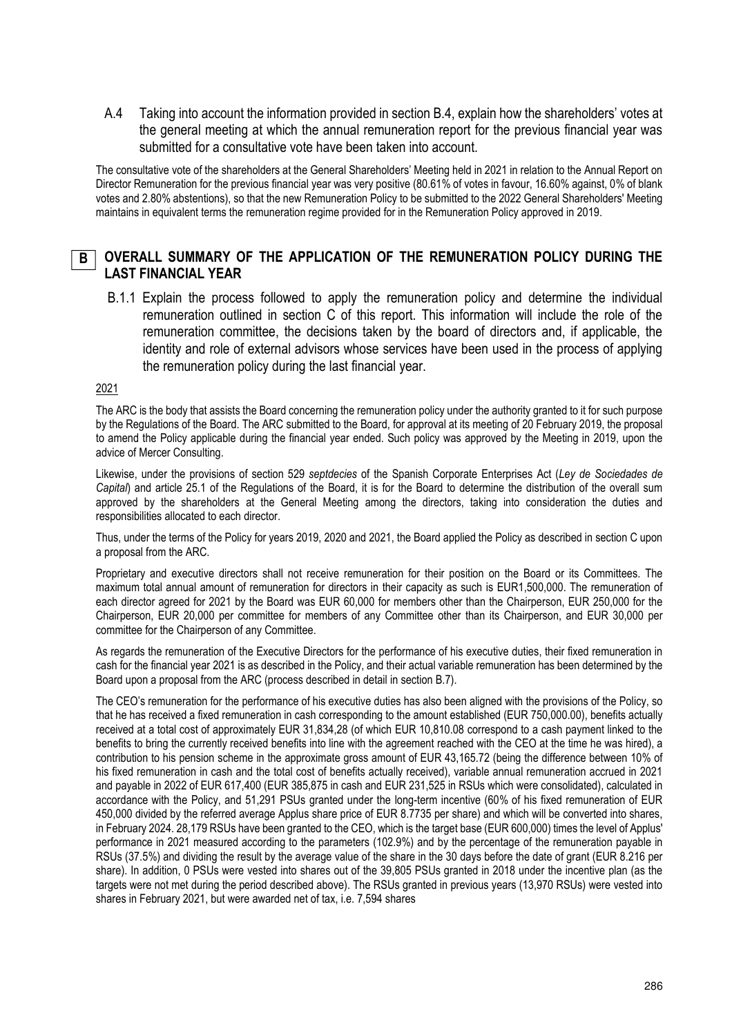A.4 Taking into account the information provided in section B.4, explain how the shareholders' votes at the general meeting at which the annual remuneration report for the previous financial year was submitted for a consultative vote have been taken into account.

The consultative vote of the shareholders at the General Shareholders' Meeting held in 2021 in relation to the Annual Report on Director Remuneration for the previous financial year was very positive (80.61% of votes in favour, 16.60% against, 0% of blank votes and 2.80% abstentions), so that the new Remuneration Policy to be submitted to the 2022 General Shareholders' Meeting maintains in equivalent terms the remuneration regime provided for in the Remuneration Policy approved in 2019.

## B OVERALL SUMMARY OF THE APPLICATION OF THE REMUNERATION POLICY DURING THE LAST FINANCIAL YEAR

B.1.1 Explain the process followed to apply the remuneration policy and determine the individual remuneration outlined in section C of this report. This information will include the role of the remuneration committee, the decisions taken by the board of directors and, if applicable, the identity and role of external advisors whose services have been used in the process of applying the remuneration policy during the last financial year.

2021

The ARC is the body that assists the Board concerning the remuneration policy under the authority granted to it for such purpose by the Regulations of the Board. The ARC submitted to the Board, for approval at its meeting of 20 February 2019, the proposal to amend the Policy applicable during the financial year ended. Such policy was approved by the Meeting in 2019, upon the advice of Mercer Consulting.

Likewise, under the provisions of section 529 *septdecies* of the Spanish Corporate Enterprises Act (*Ley de Sociedades de Capital*) and article 25.1 of the Regulations of the Board, it is for the Board to determine the distribution of the overall sum approved by the shareholders at the General Meeting among the directors, taking into consideration the duties and responsibilities allocated to each director.

Thus, under the terms of the Policy for years 2019, 2020 and 2021, the Board applied the Policy as described in section C upon a proposal from the ARC.

Proprietary and executive directors shall not receive remuneration for their position on the Board or its Committees. The maximum total annual amount of remuneration for directors in their capacity as such is EUR1,500,000. The remuneration of each director agreed for 2021 by the Board was EUR 60,000 for members other than the Chairperson, EUR 250,000 for the Chairperson, EUR 20,000 per committee for members of any Committee other than its Chairperson, and EUR 30,000 per committee for the Chairperson of any Committee.

As regards the remuneration of the Executive Directors for the performance of his executive duties, their fixed remuneration in cash for the financial year 2021 is as described in the Policy, and their actual variable remuneration has been determined by the Board upon a proposal from the ARC (process described in detail in section B.7).

The CEO's remuneration for the performance of his executive duties has also been aligned with the provisions of the Policy, so that he has received a fixed remuneration in cash corresponding to the amount established (EUR 750,000.00), benefits actually received at a total cost of approximately EUR 31,834,28 (of which EUR 10,810.08 correspond to a cash payment linked to the benefits to bring the currently received benefits into line with the agreement reached with the CEO at the time he was hired), a contribution to his pension scheme in the approximate gross amount of EUR 43,165.72 (being the difference between 10% of his fixed remuneration in cash and the total cost of benefits actually received), variable annual remuneration accrued in 2021 and payable in 2022 of EUR 617,400 (EUR 385,875 in cash and EUR 231,525 in RSUs which were consolidated), calculated in accordance with the Policy, and 51,291 PSUs granted under the long-term incentive (60% of his fixed remuneration of EUR 450,000 divided by the referred average Applus share price of EUR 8.7735 per share) and which will be converted into shares, in February 2024. 28,179 RSUs have been granted to the CEO, which is the target base (EUR 600,000) times the level of Applus' performance in 2021 measured according to the parameters (102.9%) and by the percentage of the remuneration payable in RSUs (37.5%) and dividing the result by the average value of the share in the 30 days before the date of grant (EUR 8.216 per share). In addition, 0 PSUs were vested into shares out of the 39,805 PSUs granted in 2018 under the incentive plan (as the targets were not met during the period described above). The RSUs granted in previous years (13,970 RSUs) were vested into shares in February 2021, but were awarded net of tax, i.e. 7,594 shares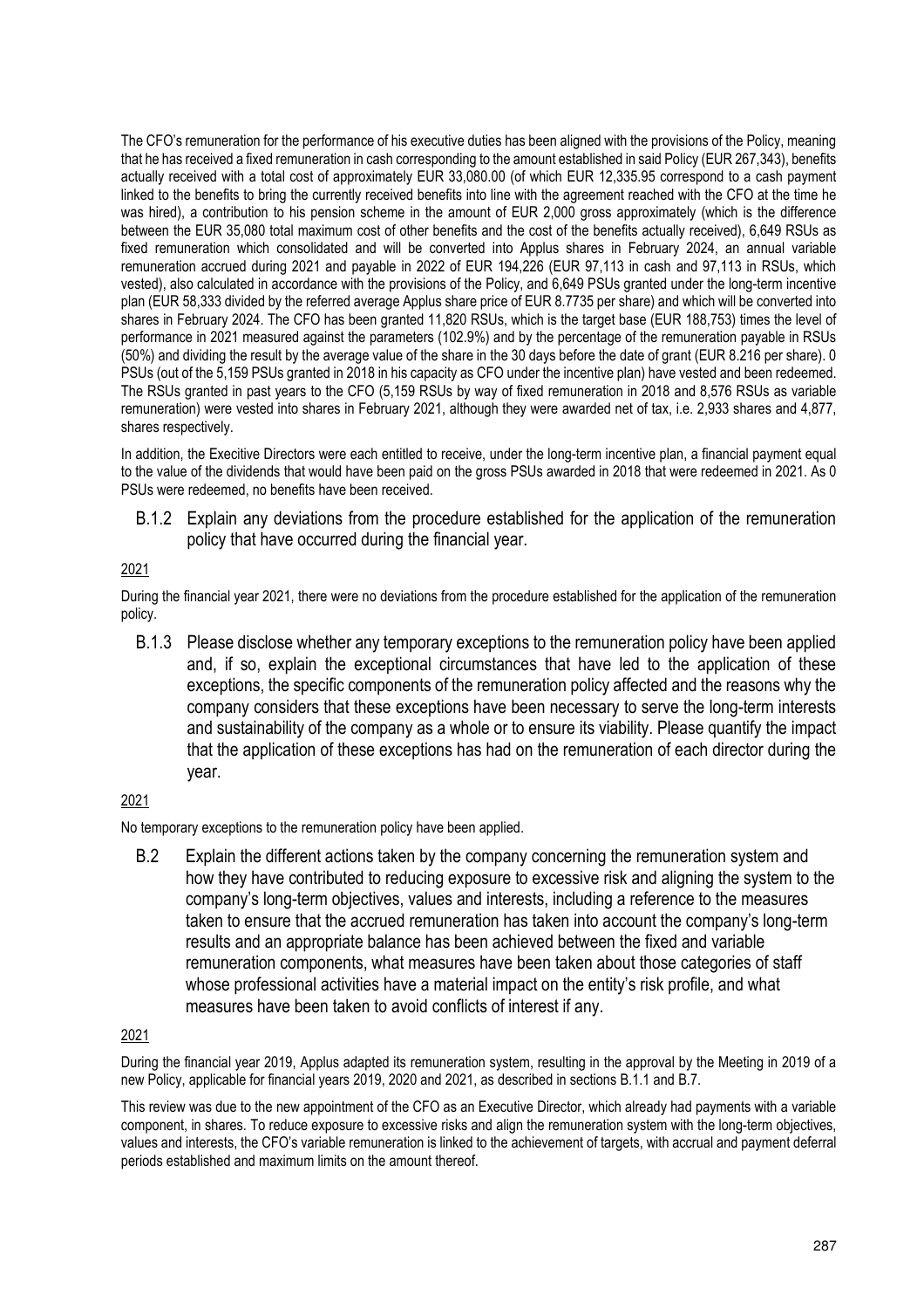The CFO's remuneration for the performance of his executive duties has been aligned with the provisions of the Policy, meaning that he has received a fixed remuneration in cash corresponding to the amount established in said Policy (EUR 267,343), benefits actually received with a total cost of approximately EUR 33,080.00 (of which EUR 12,335.95 correspond to a cash payment linked to the benefits to bring the currently received benefits into line with the agreement reached with the CFO at the time he was hired), a contribution to his pension scheme in the amount of EUR 2,000 gross approximately (which is the difference between the EUR 35,080 total maximum cost of other benefits and the cost of the benefits actually received), 6,649 RSUs as fixed remuneration which consolidated and will be converted into Applus shares in February 2024, an annual variable remuneration accrued during 2021 and payable in 2022 of EUR 194,226 (EUR 97,113 in cash and 97,113 in RSUs, which vested), also calculated in accordance with the provisions of the Policy, and 6,649 PSUs granted under the long-term incentive plan (EUR 58,333 divided by the referred average Applus share price of EUR 8.7735 per share) and which will be converted into shares in February 2024. The CFO has been granted 11,820 RSUs, which is the target base (EUR 188,753) times the level of performance in 2021 measured against the parameters (102.9%) and by the percentage of the remuneration payable in RSUs (50%) and dividing the result by the average value of the share in the 30 days before the date of grant (EUR 8.216 per share). 0 PSUs (out of the 5,159 PSUs granted in 2018 in his capacity as CFO under the incentive plan) have vested and been redeemed. The RSUs granted in past years to the CFO (5,159 RSUs by way of fixed remuneration in 2018 and 8,576 RSUs as variable remuneration) were vested into shares in February 2021, although they were awarded net of tax, i.e. 2,933 shares and 4,877, shares respectively.

In addition, the Execitive Directors were each entitled to receive, under the long-term incentive plan, a financial payment equal to the value of the dividends that would have been paid on the gross PSUs awarded in 2018 that were redeemed in 2021. As 0 PSUs were redeemed, no benefits have been received.

B.1.2 Explain any deviations from the procedure established for the application of the remuneration policy that have occurred during the financial year.

2021

During the financial year 2021, there were no deviations from the procedure established for the application of the remuneration policy.

B.1.3 Please disclose whether any temporary exceptions to the remuneration policy have been applied and, if so, explain the exceptional circumstances that have led to the application of these exceptions, the specific components of the remuneration policy affected and the reasons why the company considers that these exceptions have been necessary to serve the long-term interests and sustainability of the company as a whole or to ensure its viability. Please quantify the impact that the application of these exceptions has had on the remuneration of each director during the year.

2021

No temporary exceptions to the remuneration policy have been applied.

B.2 Explain the different actions taken by the company concerning the remuneration system and how they have contributed to reducing exposure to excessive risk and aligning the system to the company's long-term objectives, values and interests, including a reference to the measures taken to ensure that the accrued remuneration has taken into account the company's long-term results and an appropriate balance has been achieved between the fixed and variable remuneration components, what measures have been taken about those categories of staff whose professional activities have a material impact on the entity's risk profile, and what measures have been taken to avoid conflicts of interest if any.

2021

During the financial year 2019, Applus adapted its remuneration system, resulting in the approval by the Meeting in 2019 of a new Policy, applicable for financial years 2019, 2020 and 2021, as described in sections B.1.1 and B.7.

This review was due to the new appointment of the CFO as an Executive Director, which already had payments with a variable component, in shares. To reduce exposure to excessive risks and align the remuneration system with the long-term objectives, values and interests, the CFO's variable remuneration is linked to the achievement of targets, with accrual and payment deferral periods established and maximum limits on the amount thereof.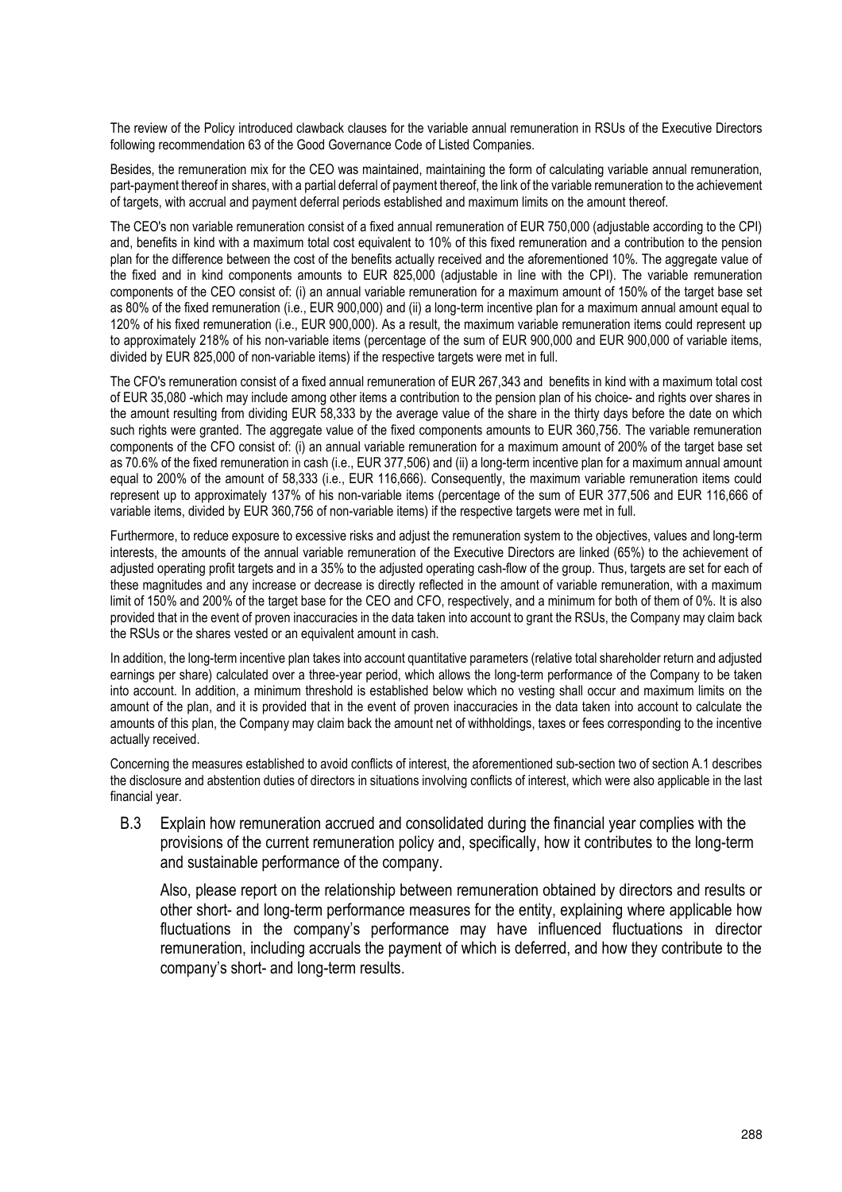The review of the Policy introduced clawback clauses for the variable annual remuneration in RSUs of the Executive Directors following recommendation 63 of the Good Governance Code of Listed Companies.

Besides, the remuneration mix for the CEO was maintained, maintaining the form of calculating variable annual remuneration, part-payment thereof in shares, with a partial deferral of payment thereof, the link of the variable remuneration to the achievement of targets, with accrual and payment deferral periods established and maximum limits on the amount thereof.

The CEO's non variable remuneration consist of a fixed annual remuneration of EUR 750,000 (adjustable according to the CPI) and, benefits in kind with a maximum total cost equivalent to 10% of this fixed remuneration and a contribution to the pension plan for the difference between the cost of the benefits actually received and the aforementioned 10%. The aggregate value of the fixed and in kind components amounts to EUR 825,000 (adjustable in line with the CPI). The variable remuneration components of the CEO consist of: (i) an annual variable remuneration for a maximum amount of 150% of the target base set as 80% of the fixed remuneration (i.e., EUR 900,000) and (ii) a long-term incentive plan for a maximum annual amount equal to 120% of his fixed remuneration (i.e., EUR 900,000). As a result, the maximum variable remuneration items could represent up to approximately 218% of his non-variable items (percentage of the sum of EUR 900,000 and EUR 900,000 of variable items, divided by EUR 825,000 of non-variable items) if the respective targets were met in full.

The CFO's remuneration consist of a fixed annual remuneration of EUR 267,343 and benefits in kind with a maximum total cost of EUR 35,080 -which may include among other items a contribution to the pension plan of his choice- and rights over shares in the amount resulting from dividing EUR 58,333 by the average value of the share in the thirty days before the date on which such rights were granted. The aggregate value of the fixed components amounts to EUR 360,756. The variable remuneration components of the CFO consist of: (i) an annual variable remuneration for a maximum amount of 200% of the target base set as 70.6% of the fixed remuneration in cash (i.e., EUR 377,506) and (ii) a long-term incentive plan for a maximum annual amount equal to 200% of the amount of 58,333 (i.e., EUR 116,666). Consequently, the maximum variable remuneration items could represent up to approximately 137% of his non-variable items (percentage of the sum of EUR 377,506 and EUR 116,666 of variable items, divided by EUR 360,756 of non-variable items) if the respective targets were met in full.

Furthermore, to reduce exposure to excessive risks and adjust the remuneration system to the objectives, values and long-term interests, the amounts of the annual variable remuneration of the Executive Directors are linked (65%) to the achievement of adjusted operating profit targets and in a 35% to the adjusted operating cash-flow of the group. Thus, targets are set for each of these magnitudes and any increase or decrease is directly reflected in the amount of variable remuneration, with a maximum limit of 150% and 200% of the target base for the CEO and CFO, respectively, and a minimum for both of them of 0%. It is also provided that in the event of proven inaccuracies in the data taken into account to grant the RSUs, the Company may claim back the RSUs or the shares vested or an equivalent amount in cash.

In addition, the long-term incentive plan takes into account quantitative parameters (relative total shareholder return and adjusted earnings per share) calculated over a three-year period, which allows the long-term performance of the Company to be taken into account. In addition, a minimum threshold is established below which no vesting shall occur and maximum limits on the amount of the plan, and it is provided that in the event of proven inaccuracies in the data taken into account to calculate the amounts of this plan, the Company may claim back the amount net of withholdings, taxes or fees corresponding to the incentive actually received.

Concerning the measures established to avoid conflicts of interest, the aforementioned sub-section two of section A.1 describes the disclosure and abstention duties of directors in situations involving conflicts of interest, which were also applicable in the last financial year.

B.3 Explain how remuneration accrued and consolidated during the financial year complies with the provisions of the current remuneration policy and, specifically, how it contributes to the long-term and sustainable performance of the company.

Also, please report on the relationship between remuneration obtained by directors and results or other short- and long-term performance measures for the entity, explaining where applicable how fluctuations in the company's performance may have influenced fluctuations in director remuneration, including accruals the payment of which is deferred, and how they contribute to the company's short- and long-term results.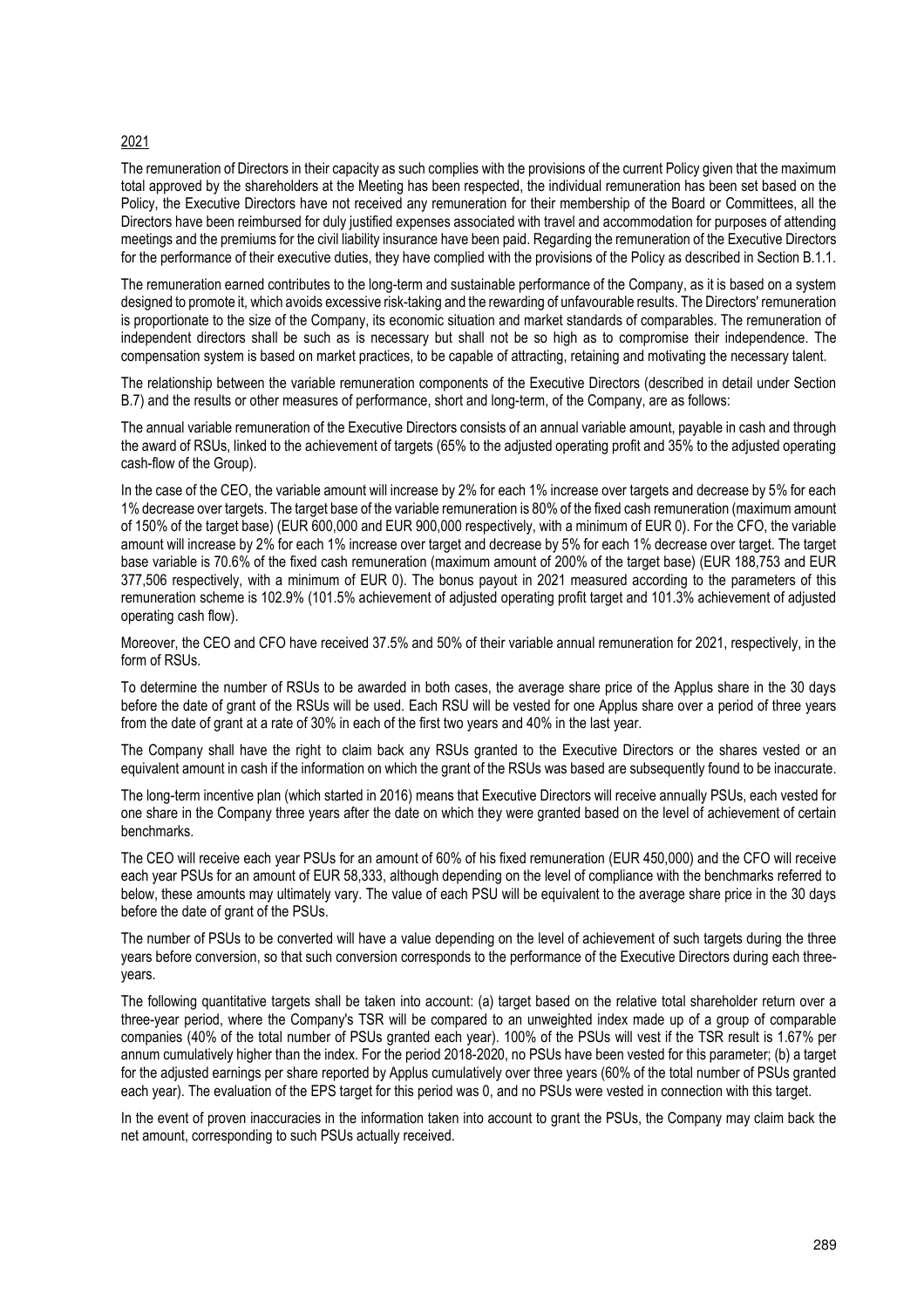2021

The remuneration of Directors in their capacity as such complies with the provisions of the current Policy given that the maximum total approved by the shareholders at the Meeting has been respected, the individual remuneration has been set based on the Policy, the Executive Directors have not received any remuneration for their membership of the Board or Committees, all the Directors have been reimbursed for duly justified expenses associated with travel and accommodation for purposes of attending meetings and the premiums for the civil liability insurance have been paid. Regarding the remuneration of the Executive Directors for the performance of their executive duties, they have complied with the provisions of the Policy as described in Section B.1.1.

The remuneration earned contributes to the long-term and sustainable performance of the Company, as it is based on a system designed to promote it, which avoids excessive risk-taking and the rewarding of unfavourable results. The Directors' remuneration is proportionate to the size of the Company, its economic situation and market standards of comparables. The remuneration of independent directors shall be such as is necessary but shall not be so high as to compromise their independence. The compensation system is based on market practices, to be capable of attracting, retaining and motivating the necessary talent.

The relationship between the variable remuneration components of the Executive Directors (described in detail under Section B.7) and the results or other measures of performance, short and long-term, of the Company, are as follows:

The annual variable remuneration of the Executive Directors consists of an annual variable amount, payable in cash and through the award of RSUs, linked to the achievement of targets (65% to the adjusted operating profit and 35% to the adjusted operating cash-flow of the Group).

In the case of the CEO, the variable amount will increase by 2% for each 1% increase over targets and decrease by 5% for each 1% decrease over targets. The target base of the variable remuneration is 80% of the fixed cash remuneration (maximum amount of 150% of the target base) (EUR 600,000 and EUR 900,000 respectively, with a minimum of EUR 0). For the CFO, the variable amount will increase by 2% for each 1% increase over target and decrease by 5% for each 1% decrease over target. The target base variable is 70.6% of the fixed cash remuneration (maximum amount of 200% of the target base) (EUR 188,753 and EUR 377,506 respectively, with a minimum of EUR 0). The bonus payout in 2021 measured according to the parameters of this remuneration scheme is 102.9% (101.5% achievement of adjusted operating profit target and 101.3% achievement of adjusted operating cash flow).

Moreover, the CEO and CFO have received 37.5% and 50% of their variable annual remuneration for 2021, respectively, in the form of RSUs.

To determine the number of RSUs to be awarded in both cases, the average share price of the Applus share in the 30 days before the date of grant of the RSUs will be used. Each RSU will be vested for one Applus share over a period of three years from the date of grant at a rate of 30% in each of the first two years and 40% in the last year.

The Company shall have the right to claim back any RSUs granted to the Executive Directors or the shares vested or an equivalent amount in cash if the information on which the grant of the RSUs was based are subsequently found to be inaccurate.

The long-term incentive plan (which started in 2016) means that Executive Directors will receive annually PSUs, each vested for one share in the Company three years after the date on which they were granted based on the level of achievement of certain benchmarks.

The CEO will receive each year PSUs for an amount of 60% of his fixed remuneration (EUR 450,000) and the CFO will receive each year PSUs for an amount of EUR 58,333, although depending on the level of compliance with the benchmarks referred to below, these amounts may ultimately vary. The value of each PSU will be equivalent to the average share price in the 30 days before the date of grant of the PSUs.

The number of PSUs to be converted will have a value depending on the level of achievement of such targets during the three years before conversion, so that such conversion corresponds to the performance of the Executive Directors during each three-years.

The following quantitative targets shall be taken into account: (a) target based on the relative total shareholder return over a three-year period, where the Company's TSR will be compared to an unweighted index made up of a group of comparable companies (40% of the total number of PSUs granted each year). 100% of the PSUs will vest if the TSR result is 1.67% per annum cumulatively higher than the index. For the period 2018-2020, no PSUs have been vested for this parameter; (b) a target for the adjusted earnings per share reported by Applus cumulatively over three years (60% of the total number of PSUs granted each year). The evaluation of the EPS target for this period was 0, and no PSUs were vested in connection with this target.

In the event of proven inaccuracies in the information taken into account to grant the PSUs, the Company may claim back the net amount, corresponding to such PSUs actually received.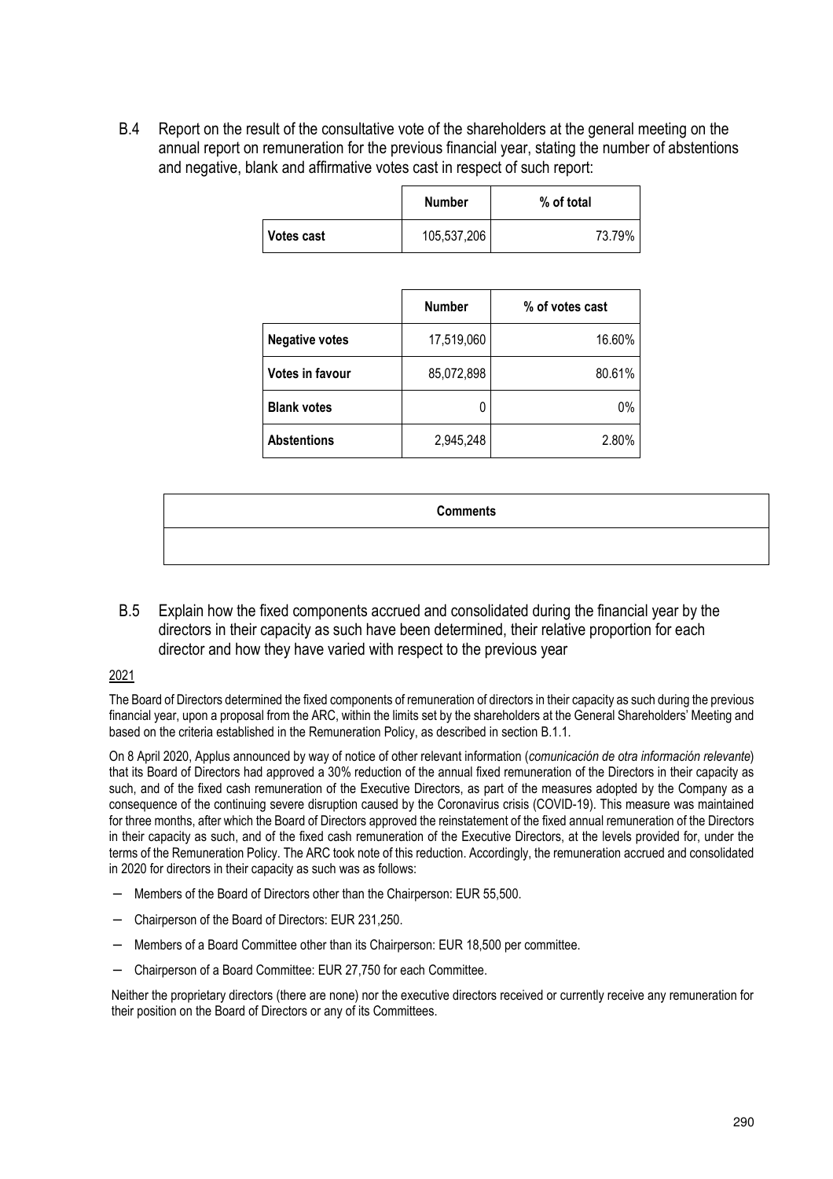B.4 Report on the result of the consultative vote of the shareholders at the general meeting on the annual report on remuneration for the previous financial year, stating the number of abstentions and negative, blank and affirmative votes cast in respect of such report:

| | Number | % of total |
|---|---|---|
| **Votes cast** | 105,537,206 | 73.79% |

| | Number | % of votes cast |
|---|---|---|
| **Negative votes** | 17,519,060 | 16.60% |
| **Votes in favour** | 85,072,898 | 80.61% |
| **Blank votes** | 0 | 0% |
| **Abstentions** | 2,945,248 | 2.80% |

| Comments |
|---|
| |

B.5 Explain how the fixed components accrued and consolidated during the financial year by the directors in their capacity as such have been determined, their relative proportion for each director and how they have varied with respect to the previous year

2021

The Board of Directors determined the fixed components of remuneration of directors in their capacity as such during the previous financial year, upon a proposal from the ARC, within the limits set by the shareholders at the General Shareholders' Meeting and based on the criteria established in the Remuneration Policy, as described in section B.1.1.

On 8 April 2020, Applus announced by way of notice of other relevant information (*comunicación de otra información relevante*) that its Board of Directors had approved a 30% reduction of the annual fixed remuneration of the Directors in their capacity as such, and of the fixed cash remuneration of the Executive Directors, as part of the measures adopted by the Company as a consequence of the continuing severe disruption caused by the Coronavirus crisis (COVID-19). This measure was maintained for three months, after which the Board of Directors approved the reinstatement of the fixed annual remuneration of the Directors in their capacity as such, and of the fixed cash remuneration of the Executive Directors, at the levels provided for, under the terms of the Remuneration Policy. The ARC took note of this reduction. Accordingly, the remuneration accrued and consolidated in 2020 for directors in their capacity as such was as follows:

- Members of the Board of Directors other than the Chairperson: EUR 55,500.
- Chairperson of the Board of Directors: EUR 231,250.
- Members of a Board Committee other than its Chairperson: EUR 18,500 per committee.
- Chairperson of a Board Committee: EUR 27,750 for each Committee.

Neither the proprietary directors (there are none) nor the executive directors received or currently receive any remuneration for their position on the Board of Directors or any of its Committees.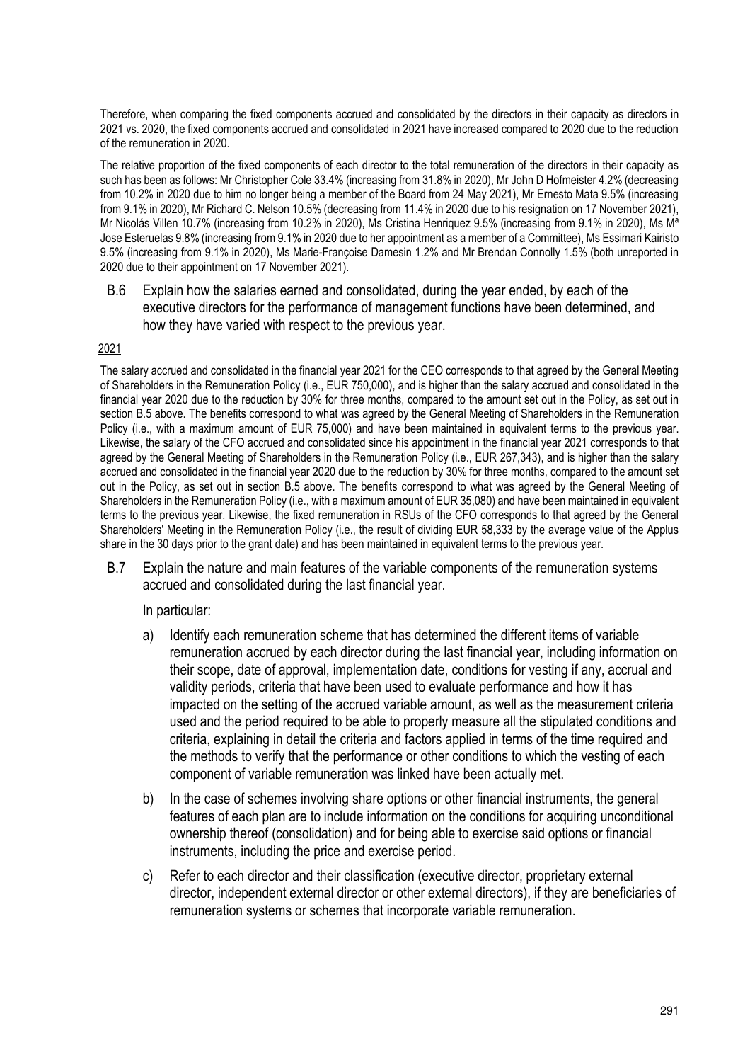Therefore, when comparing the fixed components accrued and consolidated by the directors in their capacity as directors in 2021 vs. 2020, the fixed components accrued and consolidated in 2021 have increased compared to 2020 due to the reduction of the remuneration in 2020.

The relative proportion of the fixed components of each director to the total remuneration of the directors in their capacity as such has been as follows: Mr Christopher Cole 33.4% (increasing from 31.8% in 2020), Mr John D Hofmeister 4.2% (decreasing from 10.2% in 2020 due to him no longer being a member of the Board from 24 May 2021), Mr Ernesto Mata 9.5% (increasing from 9.1% in 2020), Mr Richard C. Nelson 10.5% (decreasing from 11.4% in 2020 due to his resignation on 17 November 2021), Mr Nicolás Villen 10.7% (increasing from 10.2% in 2020), Ms Cristina Henriquez 9.5% (increasing from 9.1% in 2020), Ms Mª Jose Esteruelas 9.8% (increasing from 9.1% in 2020 due to her appointment as a member of a Committee), Ms Essimari Kairisto 9.5% (increasing from 9.1% in 2020), Ms Marie-Françoise Damesin 1.2% and Mr Brendan Connolly 1.5% (both unreported in 2020 due to their appointment on 17 November 2021).

B.6 Explain how the salaries earned and consolidated, during the year ended, by each of the executive directors for the performance of management functions have been determined, and how they have varied with respect to the previous year.

2021

The salary accrued and consolidated in the financial year 2021 for the CEO corresponds to that agreed by the General Meeting of Shareholders in the Remuneration Policy (i.e., EUR 750,000), and is higher than the salary accrued and consolidated in the financial year 2020 due to the reduction by 30% for three months, compared to the amount set out in the Policy, as set out in section B.5 above. The benefits correspond to what was agreed by the General Meeting of Shareholders in the Remuneration Policy (i.e., with a maximum amount of EUR 75,000) and have been maintained in equivalent terms to the previous year. Likewise, the salary of the CFO accrued and consolidated since his appointment in the financial year 2021 corresponds to that agreed by the General Meeting of Shareholders in the Remuneration Policy (i.e., EUR 267,343), and is higher than the salary accrued and consolidated in the financial year 2020 due to the reduction by 30% for three months, compared to the amount set out in the Policy, as set out in section B.5 above. The benefits correspond to what was agreed by the General Meeting of Shareholders in the Remuneration Policy (i.e., with a maximum amount of EUR 35,080) and have been maintained in equivalent terms to the previous year. Likewise, the fixed remuneration in RSUs of the CFO corresponds to that agreed by the General Shareholders' Meeting in the Remuneration Policy (i.e., the result of dividing EUR 58,333 by the average value of the Applus share in the 30 days prior to the grant date) and has been maintained in equivalent terms to the previous year.

B.7 Explain the nature and main features of the variable components of the remuneration systems accrued and consolidated during the last financial year.

In particular:

a) Identify each remuneration scheme that has determined the different items of variable remuneration accrued by each director during the last financial year, including information on their scope, date of approval, implementation date, conditions for vesting if any, accrual and validity periods, criteria that have been used to evaluate performance and how it has impacted on the setting of the accrued variable amount, as well as the measurement criteria used and the period required to be able to properly measure all the stipulated conditions and criteria, explaining in detail the criteria and factors applied in terms of the time required and the methods to verify that the performance or other conditions to which the vesting of each component of variable remuneration was linked have been actually met.

b) In the case of schemes involving share options or other financial instruments, the general features of each plan are to include information on the conditions for acquiring unconditional ownership thereof (consolidation) and for being able to exercise said options or financial instruments, including the price and exercise period.

c) Refer to each director and their classification (executive director, proprietary external director, independent external director or other external directors), if they are beneficiaries of remuneration systems or schemes that incorporate variable remuneration.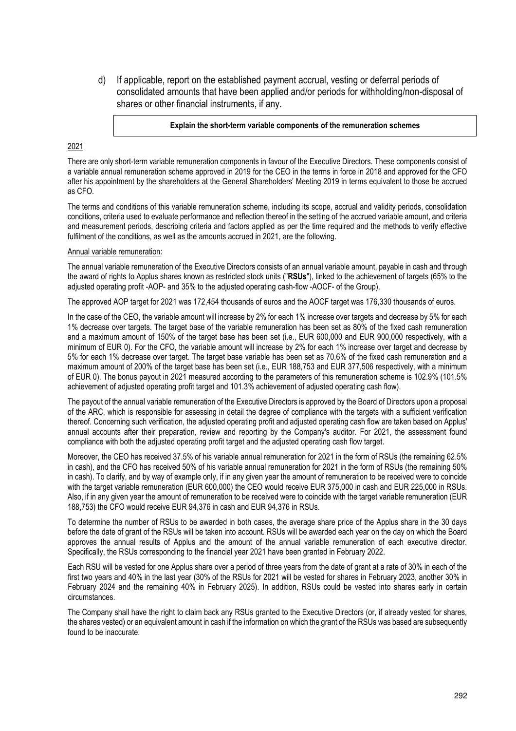d) If applicable, report on the established payment accrual, vesting or deferral periods of consolidated amounts that have been applied and/or periods for withholding/non-disposal of shares or other financial instruments, if any.

| **Explain the short-term variable components of the remuneration schemes** |
|---|

2021

There are only short-term variable remuneration components in favour of the Executive Directors. These components consist of a variable annual remuneration scheme approved in 2019 for the CEO in the terms in force in 2018 and approved for the CFO after his appointment by the shareholders at the General Shareholders' Meeting 2019 in terms equivalent to those he accrued as CFO.

The terms and conditions of this variable remuneration scheme, including its scope, accrual and validity periods, consolidation conditions, criteria used to evaluate performance and reflection thereof in the setting of the accrued variable amount, and criteria and measurement periods, describing criteria and factors applied as per the time required and the methods to verify effective fulfilment of the conditions, as well as the amounts accrued in 2021, are the following.

Annual variable remuneration:

The annual variable remuneration of the Executive Directors consists of an annual variable amount, payable in cash and through the award of rights to Applus shares known as restricted stock units ("**RSUs**"), linked to the achievement of targets (65% to the adjusted operating profit -AOP- and 35% to the adjusted operating cash-flow -AOCF- of the Group).

The approved AOP target for 2021 was 172,454 thousands of euros and the AOCF target was 176,330 thousands of euros.

In the case of the CEO, the variable amount will increase by 2% for each 1% increase over targets and decrease by 5% for each 1% decrease over targets. The target base of the variable remuneration has been set as 80% of the fixed cash remuneration and a maximum amount of 150% of the target base has been set (i.e., EUR 600,000 and EUR 900,000 respectively, with a minimum of EUR 0). For the CFO, the variable amount will increase by 2% for each 1% increase over target and decrease by 5% for each 1% decrease over target. The target base variable has been set as 70.6% of the fixed cash remuneration and a maximum amount of 200% of the target base has been set (i.e., EUR 188,753 and EUR 377,506 respectively, with a minimum of EUR 0). The bonus payout in 2021 measured according to the parameters of this remuneration scheme is 102.9% (101.5% achievement of adjusted operating profit target and 101.3% achievement of adjusted operating cash flow).

The payout of the annual variable remuneration of the Executive Directors is approved by the Board of Directors upon a proposal of the ARC, which is responsible for assessing in detail the degree of compliance with the targets with a sufficient verification thereof. Concerning such verification, the adjusted operating profit and adjusted operating cash flow are taken based on Applus' annual accounts after their preparation, review and reporting by the Company's auditor. For 2021, the assessment found compliance with both the adjusted operating profit target and the adjusted operating cash flow target.

Moreover, the CEO has received 37.5% of his variable annual remuneration for 2021 in the form of RSUs (the remaining 62.5% in cash), and the CFO has received 50% of his variable annual remuneration for 2021 in the form of RSUs (the remaining 50% in cash). To clarify, and by way of example only, if in any given year the amount of remuneration to be received were to coincide with the target variable remuneration (EUR 600,000) the CEO would receive EUR 375,000 in cash and EUR 225,000 in RSUs. Also, if in any given year the amount of remuneration to be received were to coincide with the target variable remuneration (EUR 188,753) the CFO would receive EUR 94,376 in cash and EUR 94,376 in RSUs.

To determine the number of RSUs to be awarded in both cases, the average share price of the Applus share in the 30 days before the date of grant of the RSUs will be taken into account. RSUs will be awarded each year on the day on which the Board approves the annual results of Applus and the amount of the annual variable remuneration of each executive director. Specifically, the RSUs corresponding to the financial year 2021 have been granted in February 2022.

Each RSU will be vested for one Applus share over a period of three years from the date of grant at a rate of 30% in each of the first two years and 40% in the last year (30% of the RSUs for 2021 will be vested for shares in February 2023, another 30% in February 2024 and the remaining 40% in February 2025). In addition, RSUs could be vested into shares early in certain circumstances.

The Company shall have the right to claim back any RSUs granted to the Executive Directors (or, if already vested for shares, the shares vested) or an equivalent amount in cash if the information on which the grant of the RSUs was based are subsequently found to be inaccurate.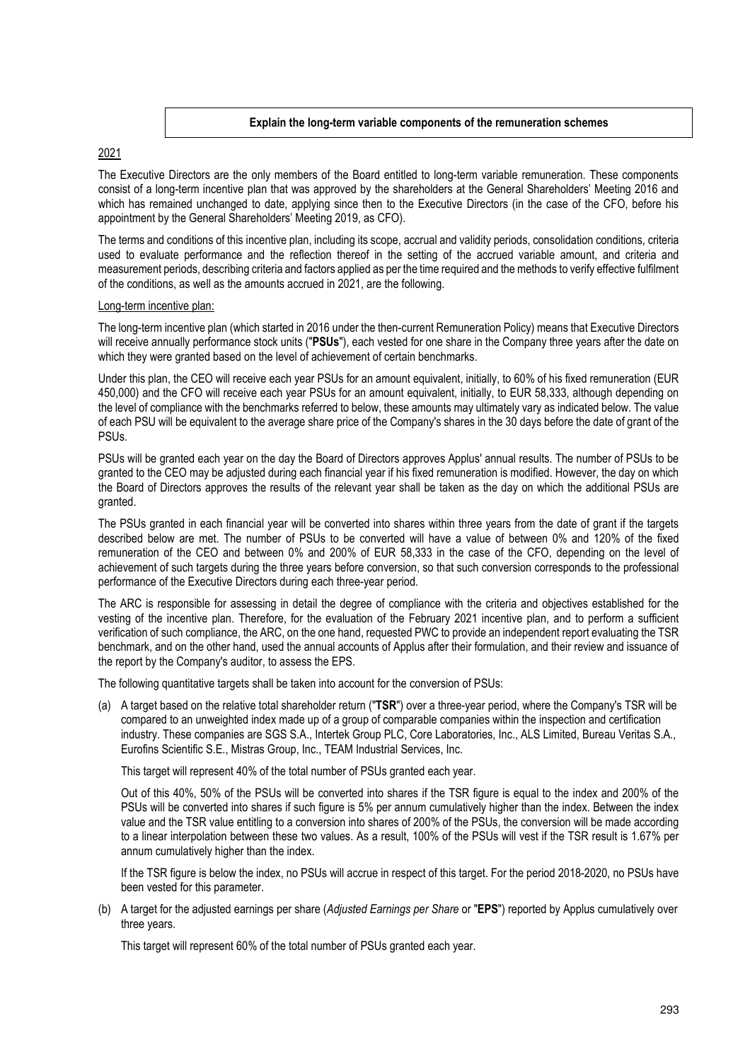**Explain the long-term variable components of the remuneration schemes**

2021

The Executive Directors are the only members of the Board entitled to long-term variable remuneration. These components consist of a long-term incentive plan that was approved by the shareholders at the General Shareholders' Meeting 2016 and which has remained unchanged to date, applying since then to the Executive Directors (in the case of the CFO, before his appointment by the General Shareholders' Meeting 2019, as CFO).

The terms and conditions of this incentive plan, including its scope, accrual and validity periods, consolidation conditions, criteria used to evaluate performance and the reflection thereof in the setting of the accrued variable amount, and criteria and measurement periods, describing criteria and factors applied as per the time required and the methods to verify effective fulfilment of the conditions, as well as the amounts accrued in 2021, are the following.

Long-term incentive plan:

The long-term incentive plan (which started in 2016 under the then-current Remuneration Policy) means that Executive Directors will receive annually performance stock units ("**PSUs**"), each vested for one share in the Company three years after the date on which they were granted based on the level of achievement of certain benchmarks.

Under this plan, the CEO will receive each year PSUs for an amount equivalent, initially, to 60% of his fixed remuneration (EUR 450,000) and the CFO will receive each year PSUs for an amount equivalent, initially, to EUR 58,333, although depending on the level of compliance with the benchmarks referred to below, these amounts may ultimately vary as indicated below. The value of each PSU will be equivalent to the average share price of the Company's shares in the 30 days before the date of grant of the PSUs.

PSUs will be granted each year on the day the Board of Directors approves Applus' annual results. The number of PSUs to be granted to the CEO may be adjusted during each financial year if his fixed remuneration is modified. However, the day on which the Board of Directors approves the results of the relevant year shall be taken as the day on which the additional PSUs are granted.

The PSUs granted in each financial year will be converted into shares within three years from the date of grant if the targets described below are met. The number of PSUs to be converted will have a value of between 0% and 120% of the fixed remuneration of the CEO and between 0% and 200% of EUR 58,333 in the case of the CFO, depending on the level of achievement of such targets during the three years before conversion, so that such conversion corresponds to the professional performance of the Executive Directors during each three-year period.

The ARC is responsible for assessing in detail the degree of compliance with the criteria and objectives established for the vesting of the incentive plan. Therefore, for the evaluation of the February 2021 incentive plan, and to perform a sufficient verification of such compliance, the ARC, on the one hand, requested PWC to provide an independent report evaluating the TSR benchmark, and on the other hand, used the annual accounts of Applus after their formulation, and their review and issuance of the report by the Company's auditor, to assess the EPS.

The following quantitative targets shall be taken into account for the conversion of PSUs:

(a) A target based on the relative total shareholder return ("**TSR**") over a three-year period, where the Company's TSR will be compared to an unweighted index made up of a group of comparable companies within the inspection and certification industry. These companies are SGS S.A., Intertek Group PLC, Core Laboratories, Inc., ALS Limited, Bureau Veritas S.A., Eurofins Scientific S.E., Mistras Group, Inc., TEAM Industrial Services, Inc.

   This target will represent 40% of the total number of PSUs granted each year.

   Out of this 40%, 50% of the PSUs will be converted into shares if the TSR figure is equal to the index and 200% of the PSUs will be converted into shares if such figure is 5% per annum cumulatively higher than the index. Between the index value and the TSR value entitling to a conversion into shares of 200% of the PSUs, the conversion will be made according to a linear interpolation between these two values. As a result, 100% of the PSUs will vest if the TSR result is 1.67% per annum cumulatively higher than the index.

   If the TSR figure is below the index, no PSUs will accrue in respect of this target. For the period 2018-2020, no PSUs have been vested for this parameter.

(b) A target for the adjusted earnings per share (*Adjusted Earnings per Share* or "**EPS**") reported by Applus cumulatively over three years.

   This target will represent 60% of the total number of PSUs granted each year.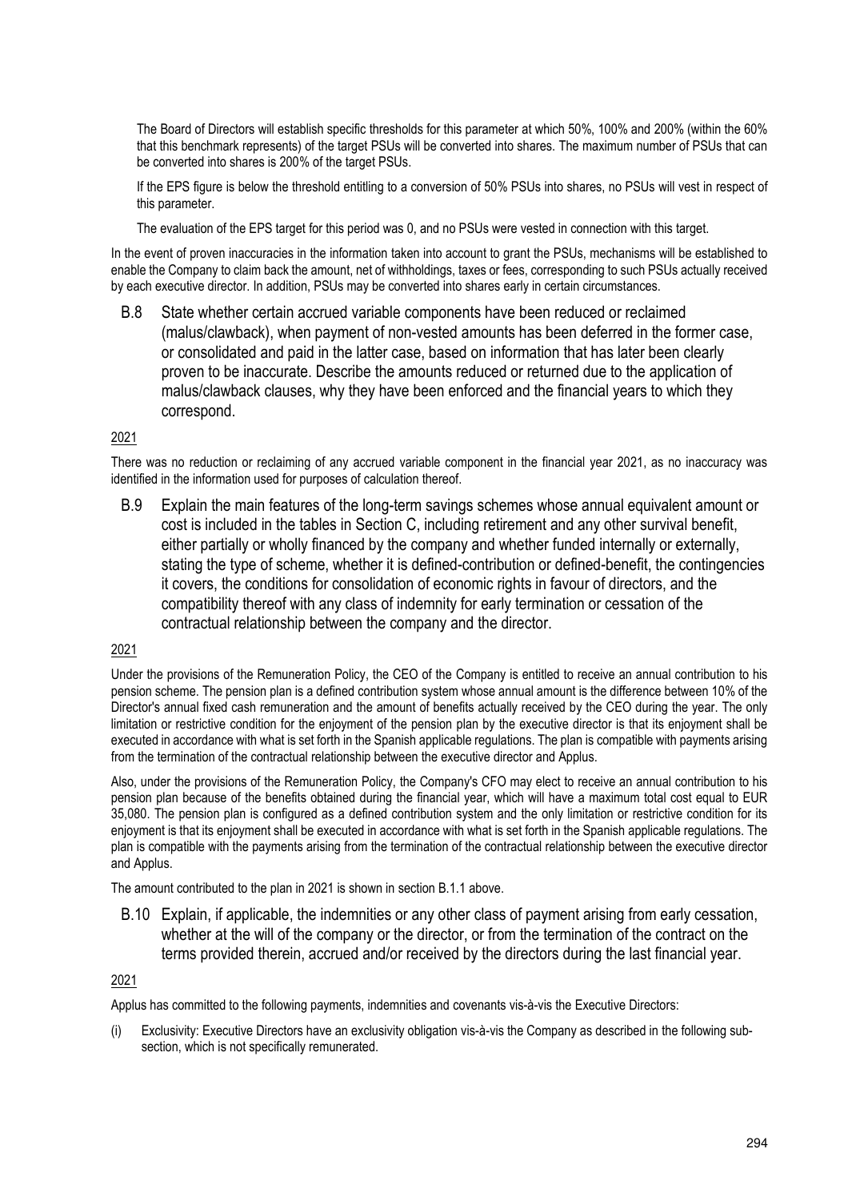The Board of Directors will establish specific thresholds for this parameter at which 50%, 100% and 200% (within the 60% that this benchmark represents) of the target PSUs will be converted into shares. The maximum number of PSUs that can be converted into shares is 200% of the target PSUs.

If the EPS figure is below the threshold entitling to a conversion of 50% PSUs into shares, no PSUs will vest in respect of this parameter.

The evaluation of the EPS target for this period was 0, and no PSUs were vested in connection with this target.

In the event of proven inaccuracies in the information taken into account to grant the PSUs, mechanisms will be established to enable the Company to claim back the amount, net of withholdings, taxes or fees, corresponding to such PSUs actually received by each executive director. In addition, PSUs may be converted into shares early in certain circumstances.

### B.8 State whether certain accrued variable components have been reduced or reclaimed (malus/clawback), when payment of non-vested amounts has been deferred in the former case, or consolidated and paid in the latter case, based on information that has later been clearly proven to be inaccurate. Describe the amounts reduced or returned due to the application of malus/clawback clauses, why they have been enforced and the financial years to which they correspond.

2021

There was no reduction or reclaiming of any accrued variable component in the financial year 2021, as no inaccuracy was identified in the information used for purposes of calculation thereof.

### B.9 Explain the main features of the long-term savings schemes whose annual equivalent amount or cost is included in the tables in Section C, including retirement and any other survival benefit, either partially or wholly financed by the company and whether funded internally or externally, stating the type of scheme, whether it is defined-contribution or defined-benefit, the contingencies it covers, the conditions for consolidation of economic rights in favour of directors, and the compatibility thereof with any class of indemnity for early termination or cessation of the contractual relationship between the company and the director.

2021

Under the provisions of the Remuneration Policy, the CEO of the Company is entitled to receive an annual contribution to his pension scheme. The pension plan is a defined contribution system whose annual amount is the difference between 10% of the Director's annual fixed cash remuneration and the amount of benefits actually received by the CEO during the year. The only limitation or restrictive condition for the enjoyment of the pension plan by the executive director is that its enjoyment shall be executed in accordance with what is set forth in the Spanish applicable regulations. The plan is compatible with payments arising from the termination of the contractual relationship between the executive director and Applus.

Also, under the provisions of the Remuneration Policy, the Company's CFO may elect to receive an annual contribution to his pension plan because of the benefits obtained during the financial year, which will have a maximum total cost equal to EUR 35,080. The pension plan is configured as a defined contribution system and the only limitation or restrictive condition for its enjoyment is that its enjoyment shall be executed in accordance with what is set forth in the Spanish applicable regulations. The plan is compatible with the payments arising from the termination of the contractual relationship between the executive director and Applus.

The amount contributed to the plan in 2021 is shown in section B.1.1 above.

### B.10 Explain, if applicable, the indemnities or any other class of payment arising from early cessation, whether at the will of the company or the director, or from the termination of the contract on the terms provided therein, accrued and/or received by the directors during the last financial year.

2021

Applus has committed to the following payments, indemnities and covenants vis-à-vis the Executive Directors:

(i) Exclusivity: Executive Directors have an exclusivity obligation vis-à-vis the Company as described in the following sub-section, which is not specifically remunerated.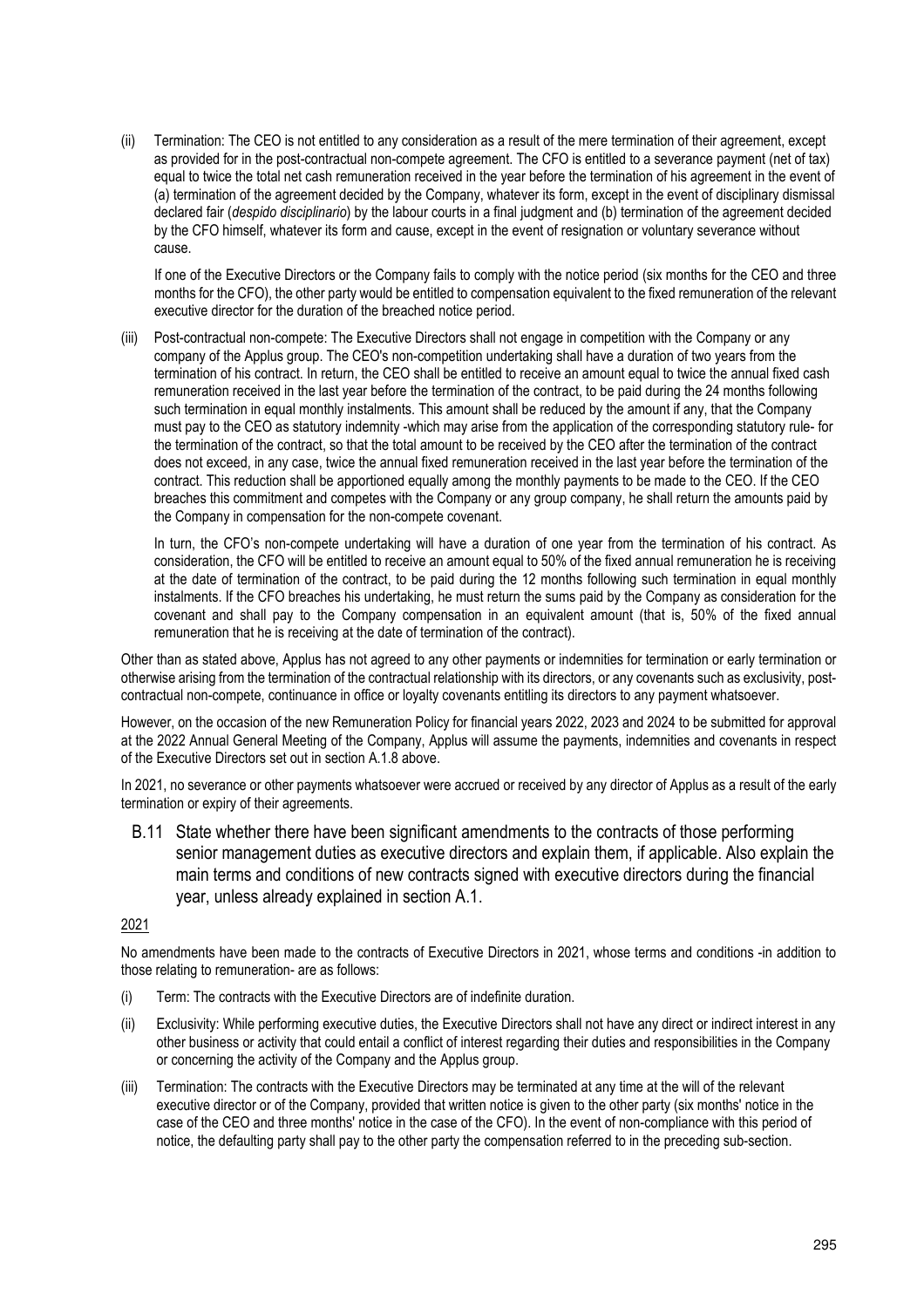(ii) Termination: The CEO is not entitled to any consideration as a result of the mere termination of their agreement, except as provided for in the post-contractual non-compete agreement. The CFO is entitled to a severance payment (net of tax) equal to twice the total net cash remuneration received in the year before the termination of his agreement in the event of (a) termination of the agreement decided by the Company, whatever its form, except in the event of disciplinary dismissal declared fair (*despido disciplinario*) by the labour courts in a final judgment and (b) termination of the agreement decided by the CFO himself, whatever its form and cause, except in the event of resignation or voluntary severance without cause.

If one of the Executive Directors or the Company fails to comply with the notice period (six months for the CEO and three months for the CFO), the other party would be entitled to compensation equivalent to the fixed remuneration of the relevant executive director for the duration of the breached notice period.

(iii) Post-contractual non-compete: The Executive Directors shall not engage in competition with the Company or any company of the Applus group. The CEO's non-competition undertaking shall have a duration of two years from the termination of his contract. In return, the CEO shall be entitled to receive an amount equal to twice the annual fixed cash remuneration received in the last year before the termination of the contract, to be paid during the 24 months following such termination in equal monthly instalments. This amount shall be reduced by the amount if any, that the Company must pay to the CEO as statutory indemnity -which may arise from the application of the corresponding statutory rule- for the termination of the contract, so that the total amount to be received by the CEO after the termination of the contract does not exceed, in any case, twice the annual fixed remuneration received in the last year before the termination of the contract. This reduction shall be apportioned equally among the monthly payments to be made to the CEO. If the CEO breaches this commitment and competes with the Company or any group company, he shall return the amounts paid by the Company in compensation for the non-compete covenant.

In turn, the CFO's non-compete undertaking will have a duration of one year from the termination of his contract. As consideration, the CFO will be entitled to receive an amount equal to 50% of the fixed annual remuneration he is receiving at the date of termination of the contract, to be paid during the 12 months following such termination in equal monthly instalments. If the CFO breaches his undertaking, he must return the sums paid by the Company as consideration for the covenant and shall pay to the Company compensation in an equivalent amount (that is, 50% of the fixed annual remuneration that he is receiving at the date of termination of the contract).

Other than as stated above, Applus has not agreed to any other payments or indemnities for termination or early termination or otherwise arising from the termination of the contractual relationship with its directors, or any covenants such as exclusivity, post-contractual non-compete, continuance in office or loyalty covenants entitling its directors to any payment whatsoever.

However, on the occasion of the new Remuneration Policy for financial years 2022, 2023 and 2024 to be submitted for approval at the 2022 Annual General Meeting of the Company, Applus will assume the payments, indemnities and covenants in respect of the Executive Directors set out in section A.1.8 above.

In 2021, no severance or other payments whatsoever were accrued or received by any director of Applus as a result of the early termination or expiry of their agreements.

### B.11 State whether there have been significant amendments to the contracts of those performing senior management duties as executive directors and explain them, if applicable. Also explain the main terms and conditions of new contracts signed with executive directors during the financial year, unless already explained in section A.1.

2021

No amendments have been made to the contracts of Executive Directors in 2021, whose terms and conditions -in addition to those relating to remuneration- are as follows:

(i) Term: The contracts with the Executive Directors are of indefinite duration.

(ii) Exclusivity: While performing executive duties, the Executive Directors shall not have any direct or indirect interest in any other business or activity that could entail a conflict of interest regarding their duties and responsibilities in the Company or concerning the activity of the Company and the Applus group.

(iii) Termination: The contracts with the Executive Directors may be terminated at any time at the will of the relevant executive director or of the Company, provided that written notice is given to the other party (six months' notice in the case of the CEO and three months' notice in the case of the CFO). In the event of non-compliance with this period of notice, the defaulting party shall pay to the other party the compensation referred to in the preceding sub-section.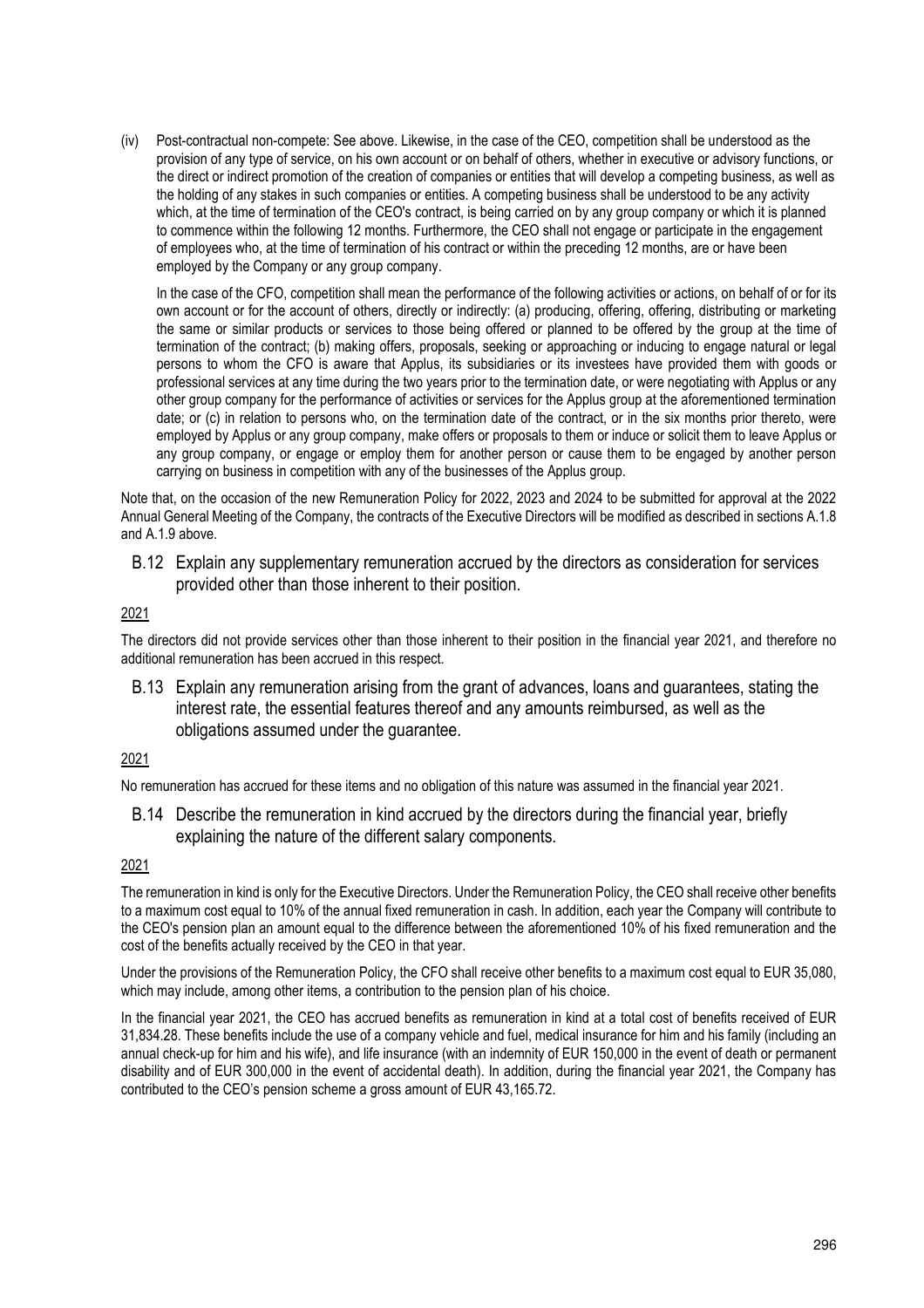(iv) Post-contractual non-compete: See above. Likewise, in the case of the CEO, competition shall be understood as the provision of any type of service, on his own account or on behalf of others, whether in executive or advisory functions, or the direct or indirect promotion of the creation of companies or entities that will develop a competing business, as well as the holding of any stakes in such companies or entities. A competing business shall be understood to be any activity which, at the time of termination of the CEO's contract, is being carried on by any group company or which it is planned to commence within the following 12 months. Furthermore, the CEO shall not engage or participate in the engagement of employees who, at the time of termination of his contract or within the preceding 12 months, are or have been employed by the Company or any group company.

In the case of the CFO, competition shall mean the performance of the following activities or actions, on behalf of or for its own account or for the account of others, directly or indirectly: (a) producing, offering, offering, distributing or marketing the same or similar products or services to those being offered or planned to be offered by the group at the time of termination of the contract; (b) making offers, proposals, seeking or approaching or inducing to engage natural or legal persons to whom the CFO is aware that Applus, its subsidiaries or its investees have provided them with goods or professional services at any time during the two years prior to the termination date, or were negotiating with Applus or any other group company for the performance of activities or services for the Applus group at the aforementioned termination date; or (c) in relation to persons who, on the termination date of the contract, or in the six months prior thereto, were employed by Applus or any group company, make offers or proposals to them or induce or solicit them to leave Applus or any group company, or engage or employ them for another person or cause them to be engaged by another person carrying on business in competition with any of the businesses of the Applus group.

Note that, on the occasion of the new Remuneration Policy for 2022, 2023 and 2024 to be submitted for approval at the 2022 Annual General Meeting of the Company, the contracts of the Executive Directors will be modified as described in sections A.1.8 and A.1.9 above.

### B.12 Explain any supplementary remuneration accrued by the directors as consideration for services provided other than those inherent to their position.

2021

The directors did not provide services other than those inherent to their position in the financial year 2021, and therefore no additional remuneration has been accrued in this respect.

### B.13 Explain any remuneration arising from the grant of advances, loans and guarantees, stating the interest rate, the essential features thereof and any amounts reimbursed, as well as the obligations assumed under the guarantee.

2021

No remuneration has accrued for these items and no obligation of this nature was assumed in the financial year 2021.

### B.14 Describe the remuneration in kind accrued by the directors during the financial year, briefly explaining the nature of the different salary components.

2021

The remuneration in kind is only for the Executive Directors. Under the Remuneration Policy, the CEO shall receive other benefits to a maximum cost equal to 10% of the annual fixed remuneration in cash. In addition, each year the Company will contribute to the CEO's pension plan an amount equal to the difference between the aforementioned 10% of his fixed remuneration and the cost of the benefits actually received by the CEO in that year.

Under the provisions of the Remuneration Policy, the CFO shall receive other benefits to a maximum cost equal to EUR 35,080, which may include, among other items, a contribution to the pension plan of his choice.

In the financial year 2021, the CEO has accrued benefits as remuneration in kind at a total cost of benefits received of EUR 31,834.28. These benefits include the use of a company vehicle and fuel, medical insurance for him and his family (including an annual check-up for him and his wife), and life insurance (with an indemnity of EUR 150,000 in the event of death or permanent disability and of EUR 300,000 in the event of accidental death). In addition, during the financial year 2021, the Company has contributed to the CEO's pension scheme a gross amount of EUR 43,165.72.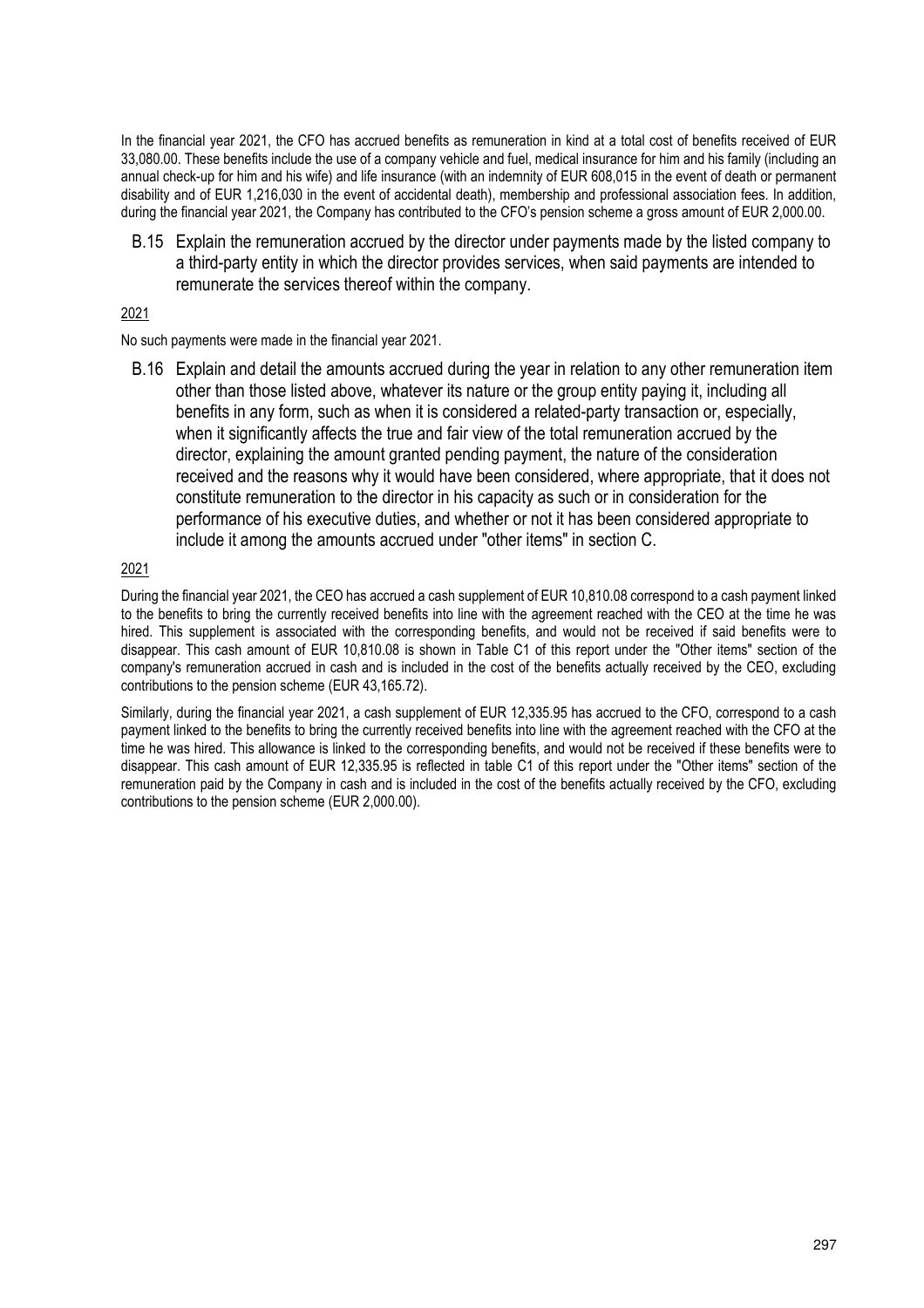In the financial year 2021, the CFO has accrued benefits as remuneration in kind at a total cost of benefits received of EUR 33,080.00. These benefits include the use of a company vehicle and fuel, medical insurance for him and his family (including an annual check-up for him and his wife) and life insurance (with an indemnity of EUR 608,015 in the event of death or permanent disability and of EUR 1,216,030 in the event of accidental death), membership and professional association fees. In addition, during the financial year 2021, the Company has contributed to the CFO's pension scheme a gross amount of EUR 2,000.00.

### B.15 Explain the remuneration accrued by the director under payments made by the listed company to a third-party entity in which the director provides services, when said payments are intended to remunerate the services thereof within the company.

2021

No such payments were made in the financial year 2021.

### B.16 Explain and detail the amounts accrued during the year in relation to any other remuneration item other than those listed above, whatever its nature or the group entity paying it, including all benefits in any form, such as when it is considered a related-party transaction or, especially, when it significantly affects the true and fair view of the total remuneration accrued by the director, explaining the amount granted pending payment, the nature of the consideration received and the reasons why it would have been considered, where appropriate, that it does not constitute remuneration to the director in his capacity as such or in consideration for the performance of his executive duties, and whether or not it has been considered appropriate to include it among the amounts accrued under "other items" in section C.

2021

During the financial year 2021, the CEO has accrued a cash supplement of EUR 10,810.08 correspond to a cash payment linked to the benefits to bring the currently received benefits into line with the agreement reached with the CEO at the time he was hired. This supplement is associated with the corresponding benefits, and would not be received if said benefits were to disappear. This cash amount of EUR 10,810.08 is shown in Table C1 of this report under the "Other items" section of the company's remuneration accrued in cash and is included in the cost of the benefits actually received by the CEO, excluding contributions to the pension scheme (EUR 43,165.72).

Similarly, during the financial year 2021, a cash supplement of EUR 12,335.95 has accrued to the CFO, correspond to a cash payment linked to the benefits to bring the currently received benefits into line with the agreement reached with the CFO at the time he was hired. This allowance is linked to the corresponding benefits, and would not be received if these benefits were to disappear. This cash amount of EUR 12,335.95 is reflected in table C1 of this report under the "Other items" section of the remuneration paid by the Company in cash and is included in the cost of the benefits actually received by the CFO, excluding contributions to the pension scheme (EUR 2,000.00).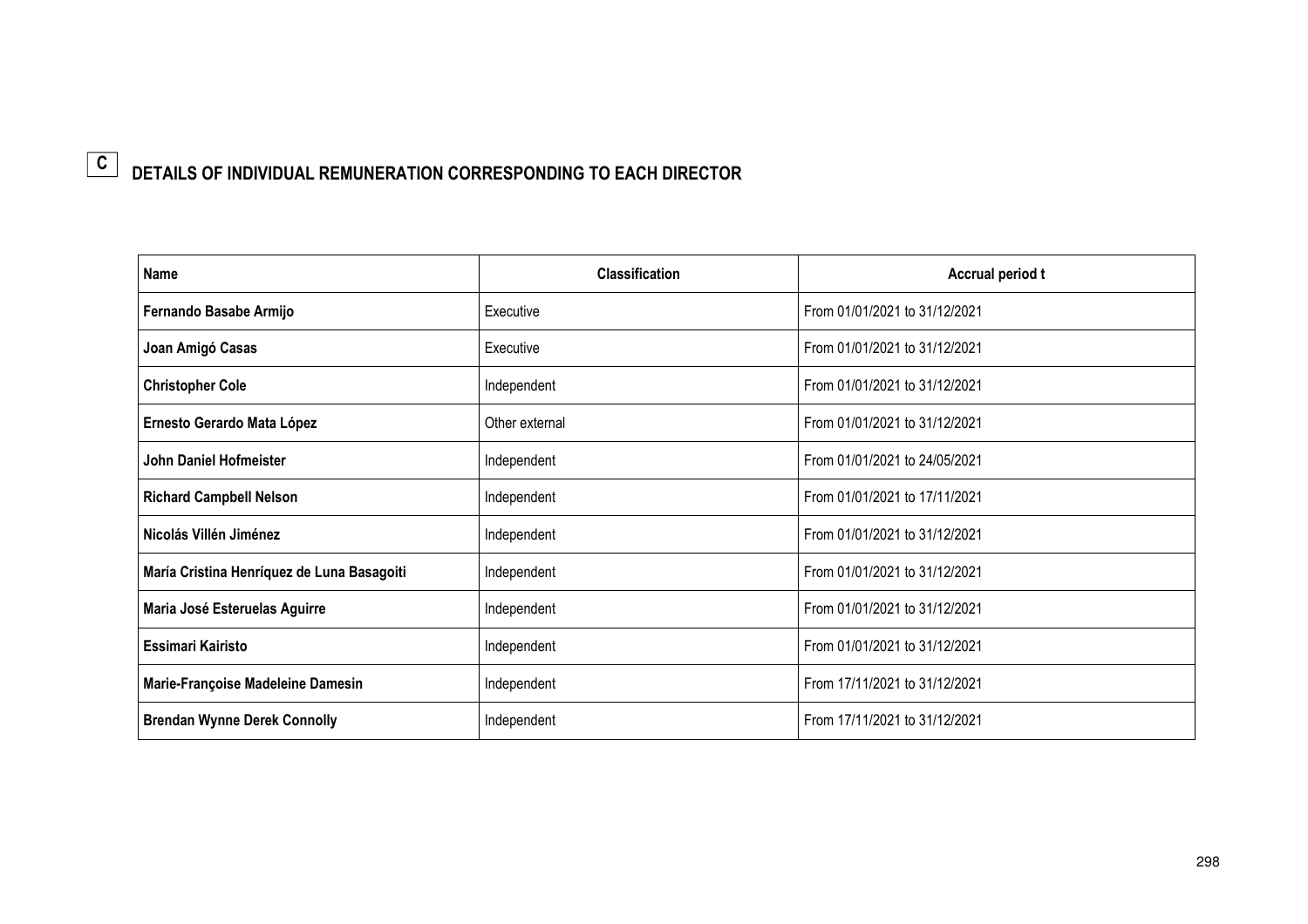## C DETAILS OF INDIVIDUAL REMUNERATION CORRESPONDING TO EACH DIRECTOR

| Name | Classification | Accrual period t |
|---|---|---|
| **Fernando Basabe Armijo** | Executive | From 01/01/2021 to 31/12/2021 |
| **Joan Amigó Casas** | Executive | From 01/01/2021 to 31/12/2021 |
| **Christopher Cole** | Independent | From 01/01/2021 to 31/12/2021 |
| **Ernesto Gerardo Mata López** | Other external | From 01/01/2021 to 31/12/2021 |
| **John Daniel Hofmeister** | Independent | From 01/01/2021 to 24/05/2021 |
| **Richard Campbell Nelson** | Independent | From 01/01/2021 to 17/11/2021 |
| **Nicolás Villén Jiménez** | Independent | From 01/01/2021 to 31/12/2021 |
| **María Cristina Henríquez de Luna Basagoiti** | Independent | From 01/01/2021 to 31/12/2021 |
| **Maria José Esteruelas Aguirre** | Independent | From 01/01/2021 to 31/12/2021 |
| **Essimari Kairisto** | Independent | From 01/01/2021 to 31/12/2021 |
| **Marie-Françoise Madeleine Damesin** | Independent | From 17/11/2021 to 31/12/2021 |
| **Brendan Wynne Derek Connolly** | Independent | From 17/11/2021 to 31/12/2021 |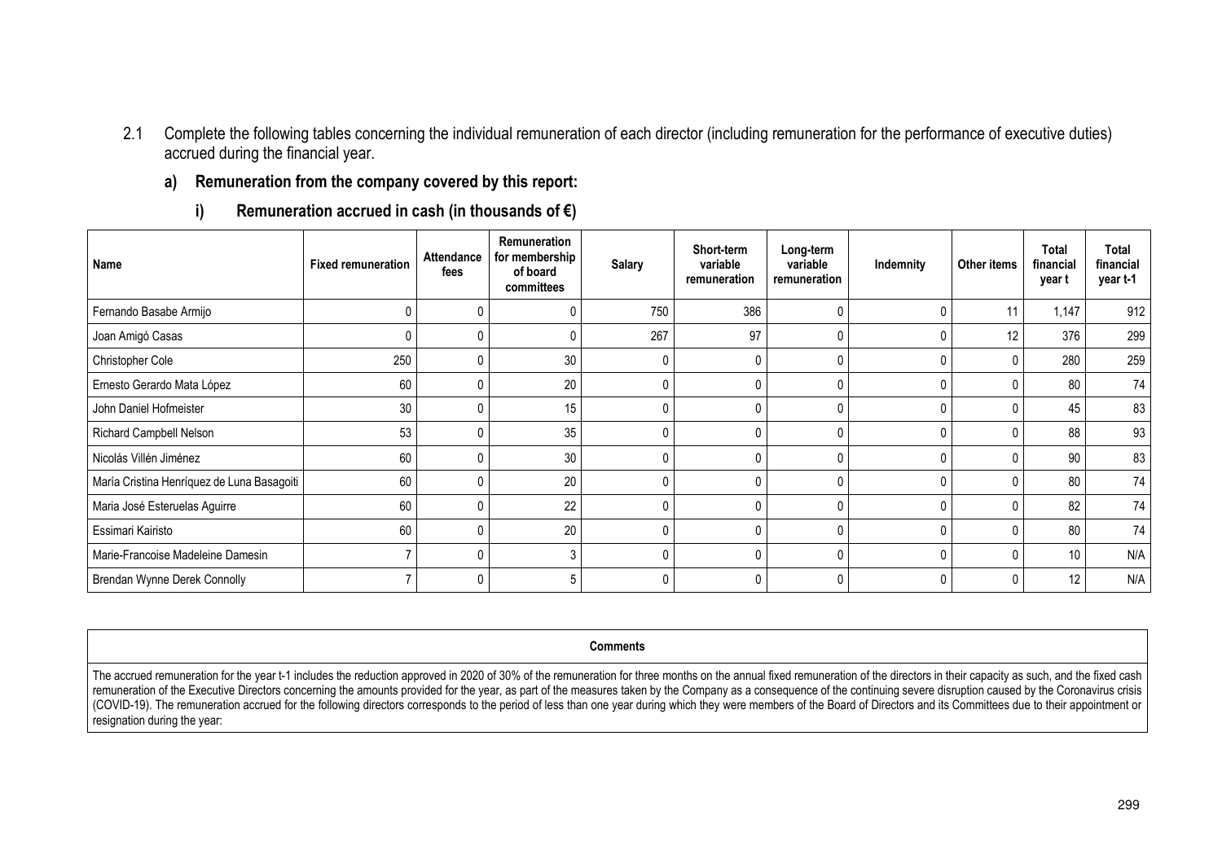2.1 Complete the following tables concerning the individual remuneration of each director (including remuneration for the performance of executive duties) accrued during the financial year.

**a) Remuneration from the company covered by this report:**

**i) Remuneration accrued in cash (in thousands of €)**

| Name | Fixed remuneration | Attendance fees | Remuneration for membership of board committees | Salary | Short-term variable remuneration | Long-term variable remuneration | Indemnity | Other items | Total financial year t | Total financial year t-1 |
|---|---|---|---|---|---|---|---|---|---|---|
| Fernando Basabe Armijo | 0 | 0 | 0 | 750 | 386 | 0 | 0 | 11 | 1,147 | 912 |
| Joan Amigó Casas | 0 | 0 | 0 | 267 | 97 | 0 | 0 | 12 | 376 | 299 |
| Christopher Cole | 250 | 0 | 30 | 0 | 0 | 0 | 0 | 0 | 280 | 259 |
| Ernesto Gerardo Mata López | 60 | 0 | 20 | 0 | 0 | 0 | 0 | 0 | 80 | 74 |
| John Daniel Hofmeister | 30 | 0 | 15 | 0 | 0 | 0 | 0 | 0 | 45 | 83 |
| Richard Campbell Nelson | 53 | 0 | 35 | 0 | 0 | 0 | 0 | 0 | 88 | 93 |
| Nicolás Villén Jiménez | 60 | 0 | 30 | 0 | 0 | 0 | 0 | 0 | 90 | 83 |
| María Cristina Henríquez de Luna Basagoiti | 60 | 0 | 20 | 0 | 0 | 0 | 0 | 0 | 80 | 74 |
| Maria José Esteruelas Aguirre | 60 | 0 | 22 | 0 | 0 | 0 | 0 | 0 | 82 | 74 |
| Essimari Kairisto | 60 | 0 | 20 | 0 | 0 | 0 | 0 | 0 | 80 | 74 |
| Marie-Francoise Madeleine Damesin | 7 | 0 | 3 | 0 | 0 | 0 | 0 | 0 | 10 | N/A |
| Brendan Wynne Derek Connolly | 7 | 0 | 5 | 0 | 0 | 0 | 0 | 0 | 12 | N/A |

| Comments |
|---|
| The accrued remuneration for the year t-1 includes the reduction approved in 2020 of 30% of the remuneration for three months on the annual fixed remuneration of the directors in their capacity as such, and the fixed cash remuneration of the Executive Directors concerning the amounts provided for the year, as part of the measures taken by the Company as a consequence of the continuing severe disruption caused by the Coronavirus crisis (COVID-19). The remuneration accrued for the following directors corresponds to the period of less than one year during which they were members of the Board of Directors and its Committees due to their appointment or resignation during the year: |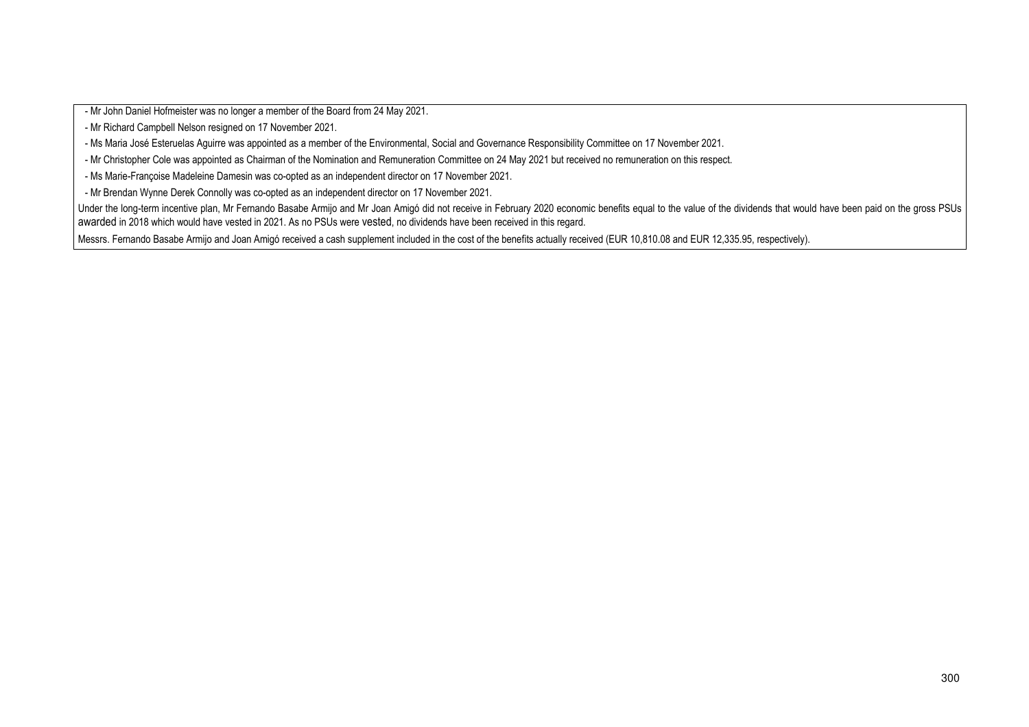- Mr John Daniel Hofmeister was no longer a member of the Board from 24 May 2021.
- Mr Richard Campbell Nelson resigned on 17 November 2021.
- Ms Maria José Esteruelas Aguirre was appointed as a member of the Environmental, Social and Governance Responsibility Committee on 17 November 2021.
- Mr Christopher Cole was appointed as Chairman of the Nomination and Remuneration Committee on 24 May 2021 but received no remuneration on this respect.
- Ms Marie-Françoise Madeleine Damesin was co-opted as an independent director on 17 November 2021.
- Mr Brendan Wynne Derek Connolly was co-opted as an independent director on 17 November 2021.

Under the long-term incentive plan, Mr Fernando Basabe Armijo and Mr Joan Amigó did not receive in February 2020 economic benefits equal to the value of the dividends that would have been paid on the gross PSUs awarded in 2018 which would have vested in 2021. As no PSUs were vested, no dividends have been received in this regard.

Messrs. Fernando Basabe Armijo and Joan Amigó received a cash supplement included in the cost of the benefits actually received (EUR 10,810.08 and EUR 12,335.95, respectively).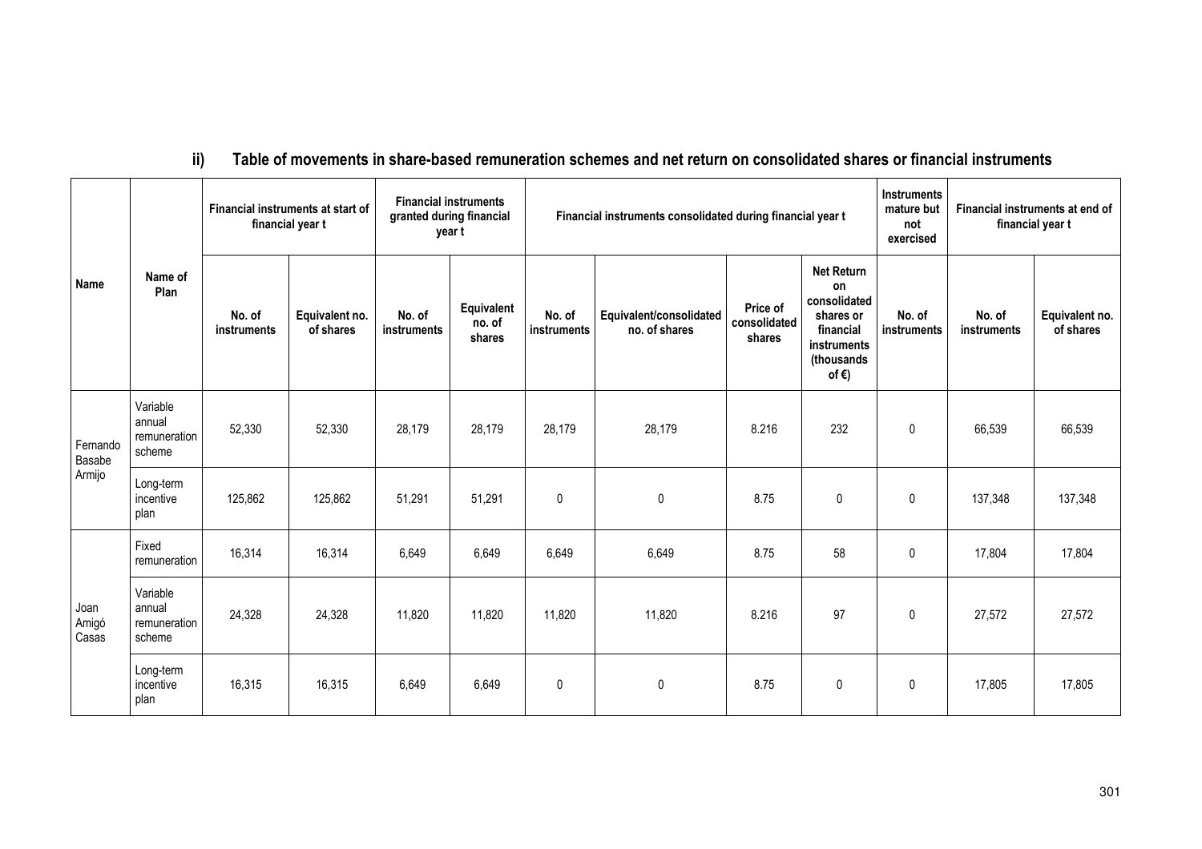## ii) Table of movements in share-based remuneration schemes and net return on consolidated shares or financial instruments

| Name | Name of Plan | Financial instruments at start of financial year t | | Financial instruments granted during financial year t | | Financial instruments consolidated during financial year t | | | | Instruments mature but not exercised | Financial instruments at end of financial year t | |
|---|---|---|---|---|---|---|---|---|---|---|---|---|
| | | No. of instruments | Equivalent no. of shares | No. of instruments | Equivalent no. of shares | No. of instruments | Equivalent/consolidated no. of shares | Price of consolidated shares | Net Return on consolidated shares or financial instruments (thousands of €) | No. of instruments | No. of instruments | Equivalent no. of shares |
| Fernando Basabe Armijo | Variable annual remuneration scheme | 52,330 | 52,330 | 28,179 | 28,179 | 28,179 | 28,179 | 8.216 | 232 | 0 | 66,539 | 66,539 |
| | Long-term incentive plan | 125,862 | 125,862 | 51,291 | 51,291 | 0 | 0 | 8.75 | 0 | 0 | 137,348 | 137,348 |
| Joan Amigó Casas | Fixed remuneration | 16,314 | 16,314 | 6,649 | 6,649 | 6,649 | 6,649 | 8.75 | 58 | 0 | 17,804 | 17,804 |
| | Variable annual remuneration scheme | 24,328 | 24,328 | 11,820 | 11,820 | 11,820 | 11,820 | 8.216 | 97 | 0 | 27,572 | 27,572 |
| | Long-term incentive plan | 16,315 | 16,315 | 6,649 | 6,649 | 0 | 0 | 8.75 | 0 | 0 | 17,805 | 17,805 |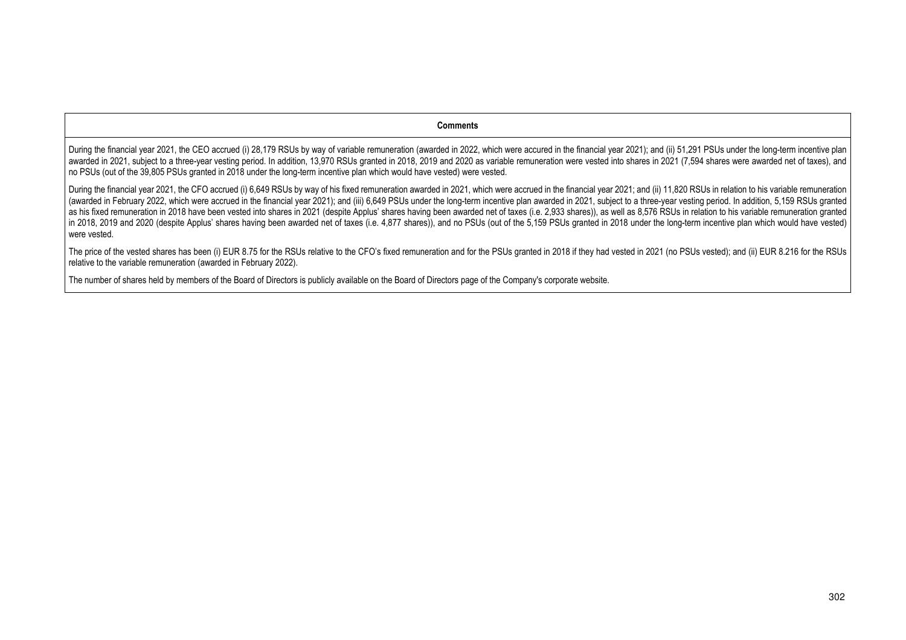| Comments |
|---|
| During the financial year 2021, the CEO accrued (i) 28,179 RSUs by way of variable remuneration (awarded in 2022, which were accured in the financial year 2021); and (ii) 51,291 PSUs under the long-term incentive plan awarded in 2021, subject to a three-year vesting period. In addition, 13,970 RSUs granted in 2018, 2019 and 2020 as variable remuneration were vested into shares in 2021 (7,594 shares were awarded net of taxes), and no PSUs (out of the 39,805 PSUs granted in 2018 under the long-term incentive plan which would have vested) were vested.<br><br>During the financial year 2021, the CFO accrued (i) 6,649 RSUs by way of his fixed remuneration awarded in 2021, which were accrued in the financial year 2021; and (ii) 11,820 RSUs in relation to his variable remuneration (awarded in February 2022, which were accrued in the financial year 2021); and (iii) 6,649 PSUs under the long-term incentive plan awarded in 2021, subject to a three-year vesting period. In addition, 5,159 RSUs granted as his fixed remuneration in 2018 have been vested into shares in 2021 (despite Applus' shares having been awarded net of taxes (i.e. 2,933 shares)), as well as 8,576 RSUs in relation to his variable remuneration granted in 2018, 2019 and 2020 (despite Applus' shares having been awarded net of taxes (i.e. 4,877 shares)), and no PSUs (out of the 5,159 PSUs granted in 2018 under the long-term incentive plan which would have vested) were vested.<br><br>The price of the vested shares has been (i) EUR 8.75 for the RSUs relative to the CFO's fixed remuneration and for the PSUs granted in 2018 if they had vested in 2021 (no PSUs vested); and (ii) EUR 8.216 for the RSUs relative to the variable remuneration (awarded in February 2022).<br><br>The number of shares held by members of the Board of Directors is publicly available on the Board of Directors page of the Company's corporate website. |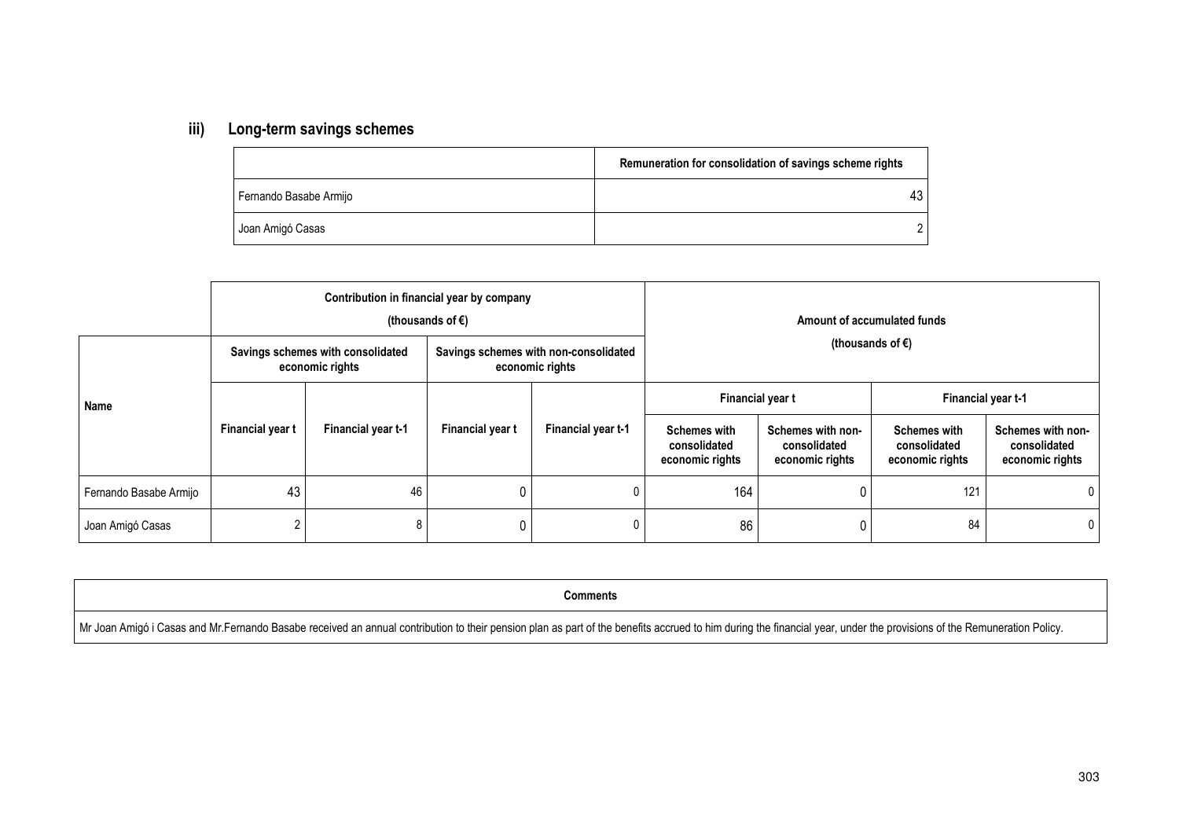### iii) Long-term savings schemes

| | Remuneration for consolidation of savings scheme rights |
|---|---|
| Fernando Basabe Armijo | 43 |
| Joan Amigó Casas | 2 |

| Name | Contribution in financial year by company (thousands of €) | | | | Amount of accumulated funds (thousands of €) | | | |
|---|---|---|---|---|---|---|---|---|
| | Savings schemes with consolidated economic rights | | Savings schemes with non-consolidated economic rights | | Financial year t | | Financial year t-1 | |
| | Financial year t | Financial year t-1 | Financial year t | Financial year t-1 | Schemes with consolidated economic rights | Schemes with non-consolidated economic rights | Schemes with consolidated economic rights | Schemes with non-consolidated economic rights |
| Fernando Basabe Armijo | 43 | 46 | 0 | 0 | 164 | 0 | 121 | 0 |
| Joan Amigó Casas | 2 | 8 | 0 | 0 | 86 | 0 | 84 | 0 |

| Comments |
|---|
| Mr Joan Amigó i Casas and Mr.Fernando Basabe received an annual contribution to their pension plan as part of the benefits accrued to him during the financial year, under the provisions of the Remuneration Policy. |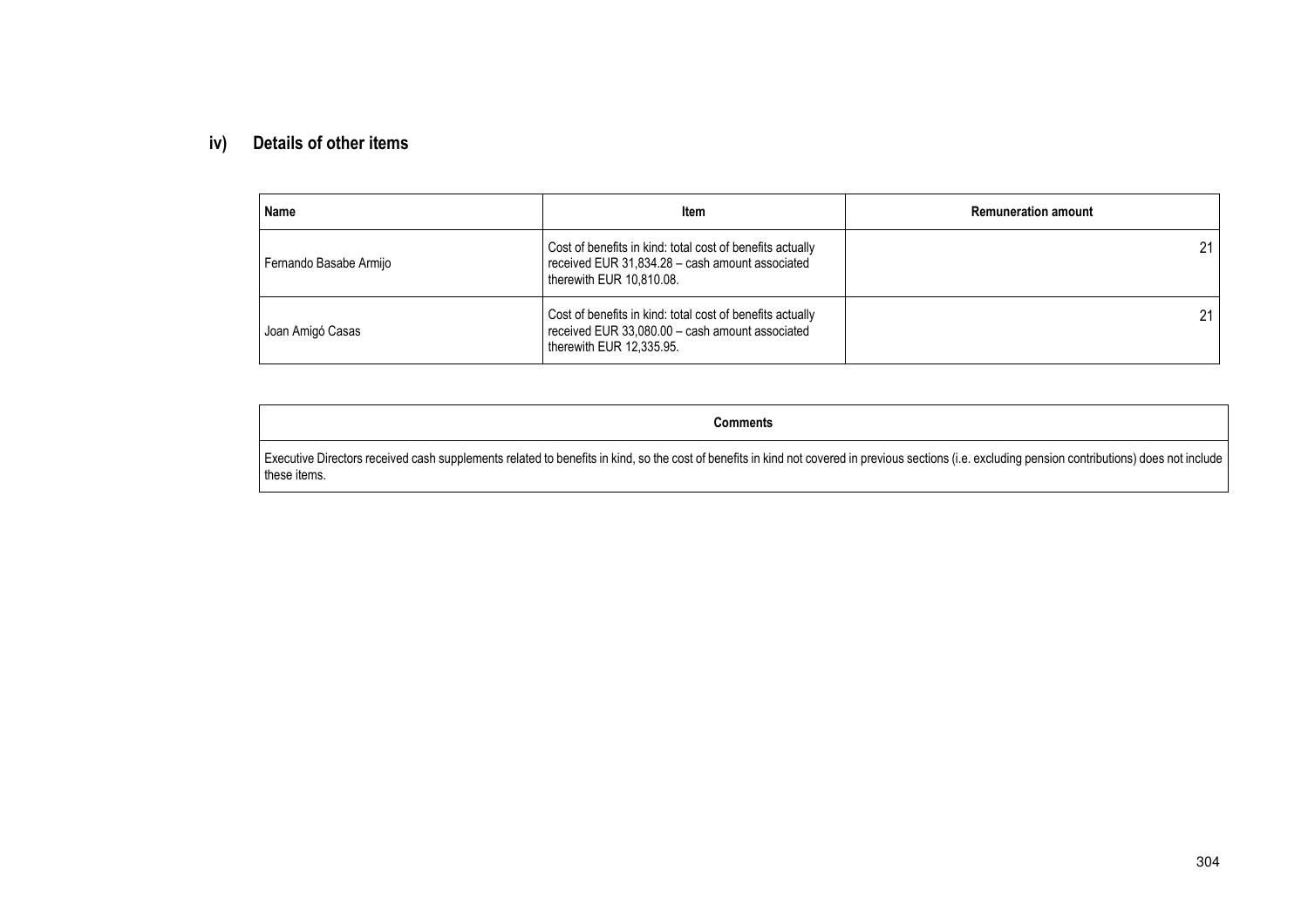### iv) Details of other items

| Name | Item | Remuneration amount |
|---|---|---|
| Fernando Basabe Armijo | Cost of benefits in kind: total cost of benefits actually received EUR 31,834.28 – cash amount associated therewith EUR 10,810.08. | 21 |
| Joan Amigó Casas | Cost of benefits in kind: total cost of benefits actually received EUR 33,080.00 – cash amount associated therewith EUR 12,335.95. | 21 |

| Comments |
|---|
| Executive Directors received cash supplements related to benefits in kind, so the cost of benefits in kind not covered in previous sections (i.e. excluding pension contributions) does not include these items. |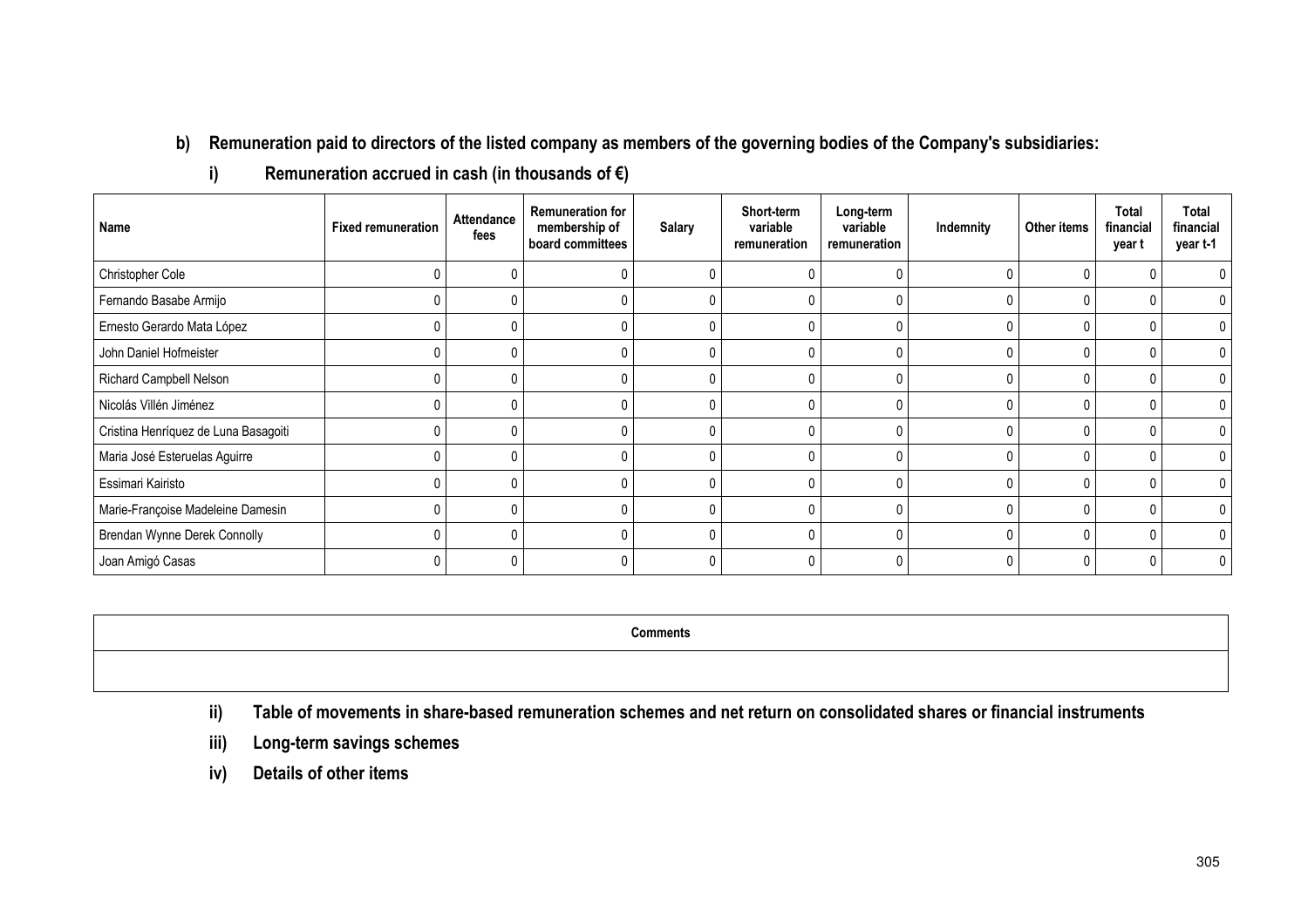## b) Remuneration paid to directors of the listed company as members of the governing bodies of the Company's subsidiaries:

### i) Remuneration accrued in cash (in thousands of €)

| Name | Fixed remuneration | Attendance fees | Remuneration for membership of board committees | Salary | Short-term variable remuneration | Long-term variable remuneration | Indemnity | Other items | Total financial year t | Total financial year t-1 |
|---|---|---|---|---|---|---|---|---|---|---|
| Christopher Cole | 0 | 0 | 0 | 0 | 0 | 0 | 0 | 0 | 0 | 0 |
| Fernando Basabe Armijo | 0 | 0 | 0 | 0 | 0 | 0 | 0 | 0 | 0 | 0 |
| Ernesto Gerardo Mata López | 0 | 0 | 0 | 0 | 0 | 0 | 0 | 0 | 0 | 0 |
| John Daniel Hofmeister | 0 | 0 | 0 | 0 | 0 | 0 | 0 | 0 | 0 | 0 |
| Richard Campbell Nelson | 0 | 0 | 0 | 0 | 0 | 0 | 0 | 0 | 0 | 0 |
| Nicolás Villén Jiménez | 0 | 0 | 0 | 0 | 0 | 0 | 0 | 0 | 0 | 0 |
| Cristina Henríquez de Luna Basagoiti | 0 | 0 | 0 | 0 | 0 | 0 | 0 | 0 | 0 | 0 |
| Maria José Esteruelas Aguirre | 0 | 0 | 0 | 0 | 0 | 0 | 0 | 0 | 0 | 0 |
| Essimari Kairisto | 0 | 0 | 0 | 0 | 0 | 0 | 0 | 0 | 0 | 0 |
| Marie-Françoise Madeleine Damesin | 0 | 0 | 0 | 0 | 0 | 0 | 0 | 0 | 0 | 0 |
| Brendan Wynne Derek Connolly | 0 | 0 | 0 | 0 | 0 | 0 | 0 | 0 | 0 | 0 |
| Joan Amigó Casas | 0 | 0 | 0 | 0 | 0 | 0 | 0 | 0 | 0 | 0 |

| Comments |
|---|
| |

### ii) Table of movements in share-based remuneration schemes and net return on consolidated shares or financial instruments

### iii) Long-term savings schemes

### iv) Details of other items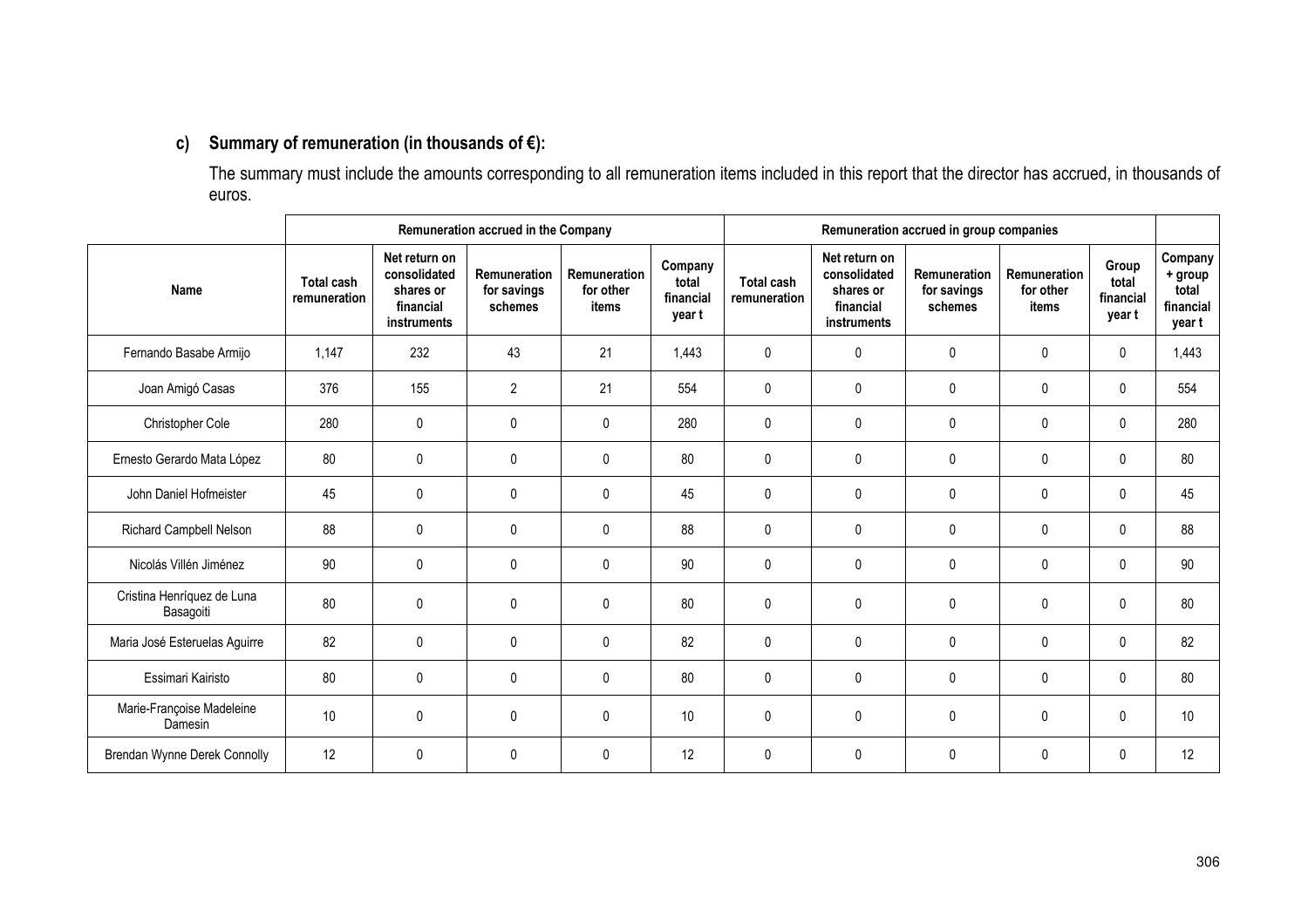### c) Summary of remuneration (in thousands of €):

The summary must include the amounts corresponding to all remuneration items included in this report that the director has accrued, in thousands of euros.

| | Remuneration accrued in the Company | | | | | Remuneration accrued in group companies | | | | | |
|---|---|---|---|---|---|---|---|---|---|---|---|
| Name | Total cash remuneration | Net return on consolidated shares or financial instruments | Remuneration for savings schemes | Remuneration for other items | Company total financial year t | Total cash remuneration | Net return on consolidated shares or financial instruments | Remuneration for savings schemes | Remuneration for other items | Group total financial year t | Company + group total financial year t |
| Fernando Basabe Armijo | 1,147 | 232 | 43 | 21 | 1,443 | 0 | 0 | 0 | 0 | 0 | 1,443 |
| Joan Amigó Casas | 376 | 155 | 2 | 21 | 554 | 0 | 0 | 0 | 0 | 0 | 554 |
| Christopher Cole | 280 | 0 | 0 | 0 | 280 | 0 | 0 | 0 | 0 | 0 | 280 |
| Ernesto Gerardo Mata López | 80 | 0 | 0 | 0 | 80 | 0 | 0 | 0 | 0 | 0 | 80 |
| John Daniel Hofmeister | 45 | 0 | 0 | 0 | 45 | 0 | 0 | 0 | 0 | 0 | 45 |
| Richard Campbell Nelson | 88 | 0 | 0 | 0 | 88 | 0 | 0 | 0 | 0 | 0 | 88 |
| Nicolás Villén Jiménez | 90 | 0 | 0 | 0 | 90 | 0 | 0 | 0 | 0 | 0 | 90 |
| Cristina Henríquez de Luna Basagoiti | 80 | 0 | 0 | 0 | 80 | 0 | 0 | 0 | 0 | 0 | 80 |
| Maria José Esteruelas Aguirre | 82 | 0 | 0 | 0 | 82 | 0 | 0 | 0 | 0 | 0 | 82 |
| Essimari Kairisto | 80 | 0 | 0 | 0 | 80 | 0 | 0 | 0 | 0 | 0 | 80 |
| Marie-Françoise Madeleine Damesin | 10 | 0 | 0 | 0 | 10 | 0 | 0 | 0 | 0 | 0 | 10 |
| Brendan Wynne Derek Connolly | 12 | 0 | 0 | 0 | 12 | 0 | 0 | 0 | 0 | 0 | 12 |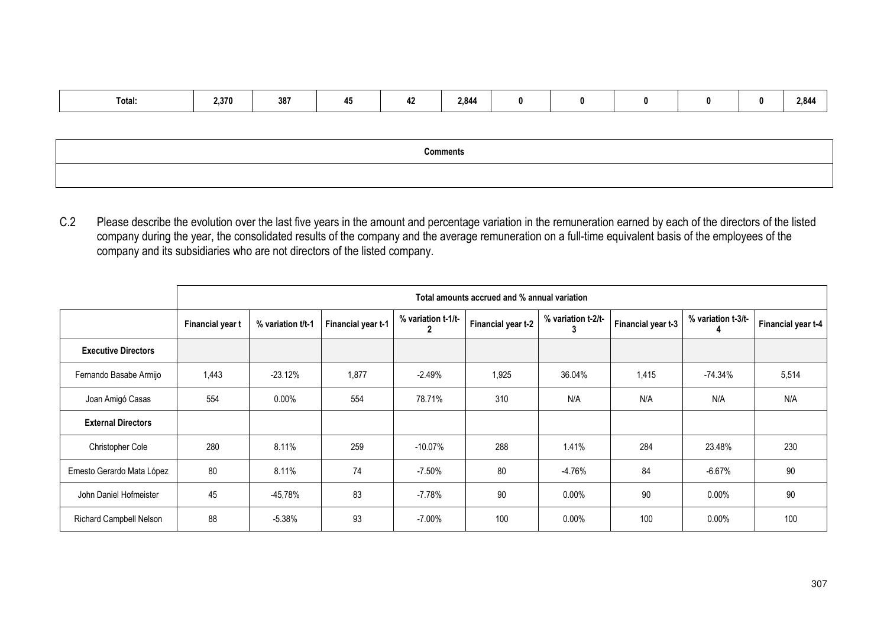| Total: | 2,370 | 387 | 45 | 42 | 2,844 | 0 | 0 | 0 | 0 | 0 | 2,844 |
|---|---|---|---|---|---|---|---|---|---|---|---|

| Comments |
|---|
| |

C.2 Please describe the evolution over the last five years in the amount and percentage variation in the remuneration earned by each of the directors of the listed company during the year, the consolidated results of the company and the average remuneration on a full-time equivalent basis of the employees of the company and its subsidiaries who are not directors of the listed company.

| | Total amounts accrued and % annual variation | | | | | | | | |
|---|---|---|---|---|---|---|---|---|---|
| | Financial year t | % variation t/t-1 | Financial year t-1 | % variation t-1/t-2 | Financial year t-2 | % variation t-2/t-3 | Financial year t-3 | % variation t-3/t-4 | Financial year t-4 |
| **Executive Directors** | | | | | | | | | |
| Fernando Basabe Armijo | 1,443 | -23.12% | 1,877 | -2.49% | 1,925 | 36.04% | 1,415 | -74.34% | 5,514 |
| Joan Amigó Casas | 554 | 0.00% | 554 | 78.71% | 310 | N/A | N/A | N/A | N/A |
| **External Directors** | | | | | | | | | |
| Christopher Cole | 280 | 8.11% | 259 | -10.07% | 288 | 1.41% | 284 | 23.48% | 230 |
| Ernesto Gerardo Mata López | 80 | 8.11% | 74 | -7.50% | 80 | -4.76% | 84 | -6.67% | 90 |
| John Daniel Hofmeister | 45 | -45,78% | 83 | -7.78% | 90 | 0.00% | 90 | 0.00% | 90 |
| Richard Campbell Nelson | 88 | -5.38% | 93 | -7.00% | 100 | 0.00% | 100 | 0.00% | 100 |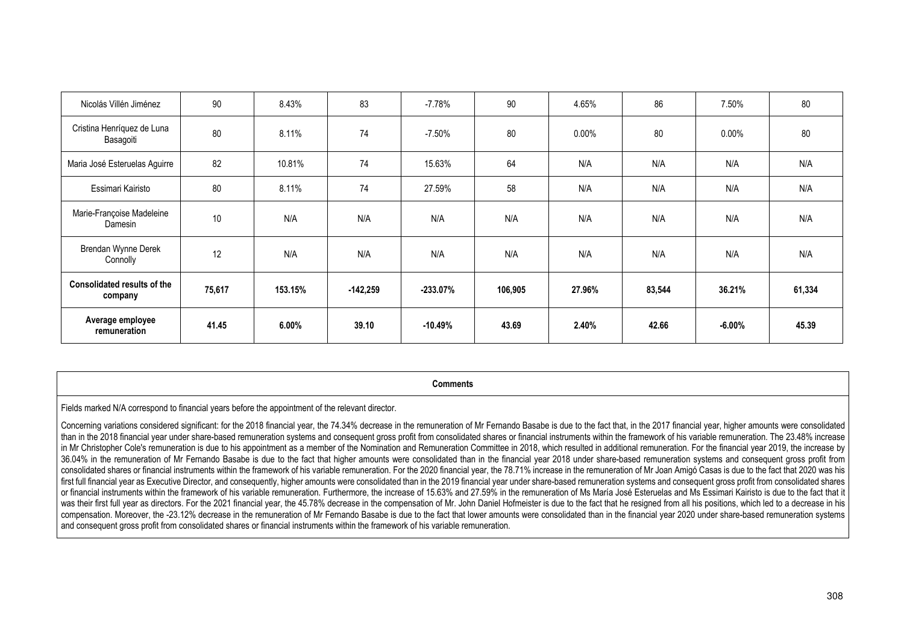| Nicolás Villén Jiménez | 90 | 8.43% | 83 | -7.78% | 90 | 4.65% | 86 | 7.50% | 80 |
|---|---|---|---|---|---|---|---|---|---|
| Cristina Henríquez de Luna Basagoiti | 80 | 8.11% | 74 | -7.50% | 80 | 0.00% | 80 | 0.00% | 80 |
| Maria José Esteruelas Aguirre | 82 | 10.81% | 74 | 15.63% | 64 | N/A | N/A | N/A | N/A |
| Essimari Kairisto | 80 | 8.11% | 74 | 27.59% | 58 | N/A | N/A | N/A | N/A |
| Marie-Françoise Madeleine Damesin | 10 | N/A | N/A | N/A | N/A | N/A | N/A | N/A | N/A |
| Brendan Wynne Derek Connolly | 12 | N/A | N/A | N/A | N/A | N/A | N/A | N/A | N/A |
| **Consolidated results of the company** | **75,617** | **153.15%** | **-142,259** | **-233.07%** | **106,905** | **27.96%** | **83,544** | **36.21%** | **61,334** |
| **Average employee remuneration** | **41.45** | **6.00%** | **39.10** | **-10.49%** | **43.69** | **2.40%** | **42.66** | **-6.00%** | **45.39** |

**Comments**

Fields marked N/A correspond to financial years before the appointment of the relevant director.

Concerning variations considered significant: for the 2018 financial year, the 74.34% decrease in the remuneration of Mr Fernando Basabe is due to the fact that, in the 2017 financial year, higher amounts were consolidated than in the 2018 financial year under share-based remuneration systems and consequent gross profit from consolidated shares or financial instruments within the framework of his variable remuneration. The 23.48% increase in Mr Christopher Cole's remuneration is due to his appointment as a member of the Nomination and Remuneration Committee in 2018, which resulted in additional remuneration. For the financial year 2019, the increase by 36.04% in the remuneration of Mr Fernando Basabe is due to the fact that higher amounts were consolidated than in the financial year 2018 under share-based remuneration systems and consequent gross profit from consolidated shares or financial instruments within the framework of his variable remuneration. For the 2020 financial year, the 78.71% increase in the remuneration of Mr Joan Amigó Casas is due to the fact that 2020 was his first full financial year as Executive Director, and consequently, higher amounts were consolidated than in the 2019 financial year under share-based remuneration systems and consequent gross profit from consolidated shares or financial instruments within the framework of his variable remuneration. Furthermore, the increase of 15.63% and 27.59% in the remuneration of Ms María José Esteruelas and Ms Essimari Kairisto is due to the fact that it was their first full year as directors. For the 2021 financial year, the 45.78% decrease in the compensation of Mr. John Daniel Hofmeister is due to the fact that he resigned from all his positions, which led to a decrease in his compensation. Moreover, the -23.12% decrease in the remuneration of Mr Fernando Basabe is due to the fact that lower amounts were consolidated than in the financial year 2020 under share-based remuneration systems and consequent gross profit from consolidated shares or financial instruments within the framework of his variable remuneration.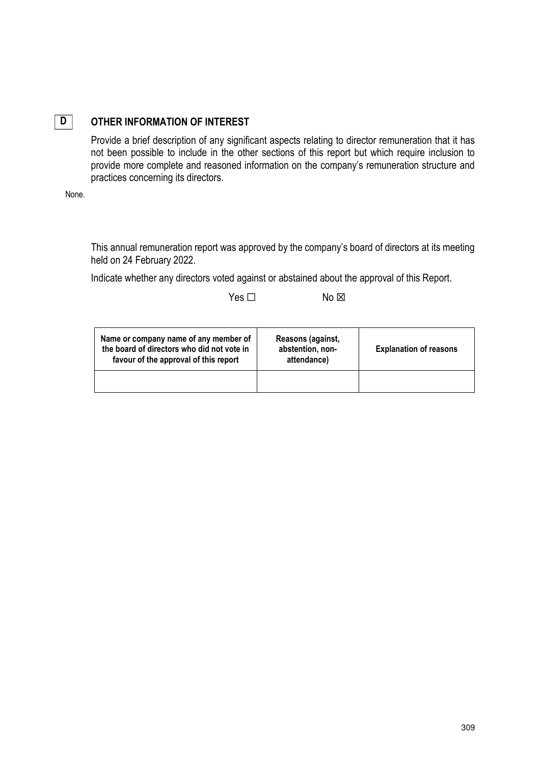## D OTHER INFORMATION OF INTEREST

Provide a brief description of any significant aspects relating to director remuneration that it has not been possible to include in the other sections of this report but which require inclusion to provide more complete and reasoned information on the company's remuneration structure and practices concerning its directors.

None.

This annual remuneration report was approved by the company's board of directors at its meeting held on 24 February 2022.

Indicate whether any directors voted against or abstained about the approval of this Report.

Yes ☐ No ☒

| Name or company name of any member of the board of directors who did not vote in favour of the approval of this report | Reasons (against, abstention, non-attendance) | Explanation of reasons |
|---|---|---|
| | | |